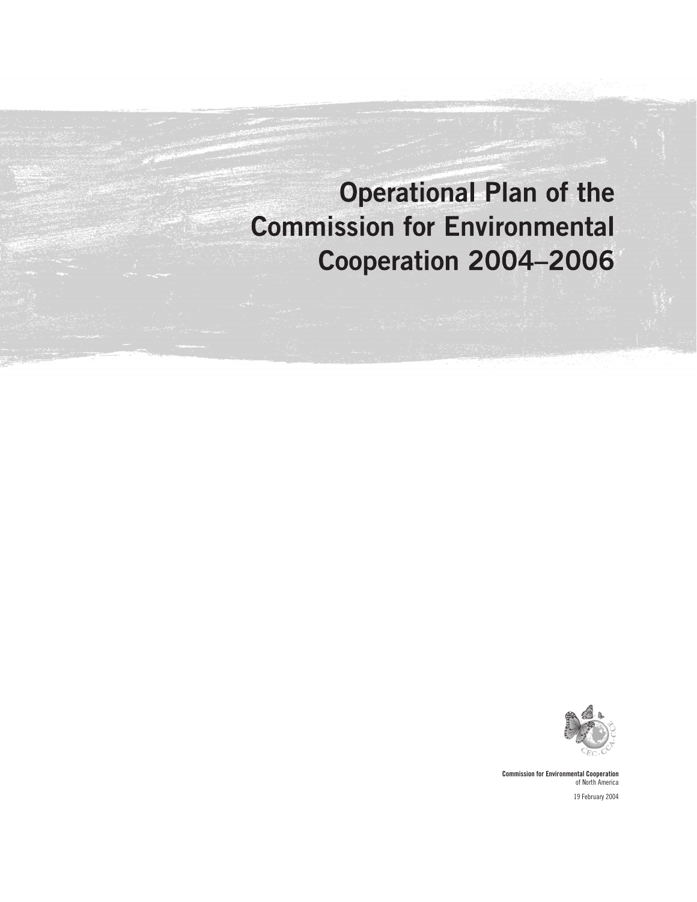# Operational Plan of the Commission for Environmental Cooperation 2004–2006

**Commission for Environmental Cooperation**
of North America

19 February 2004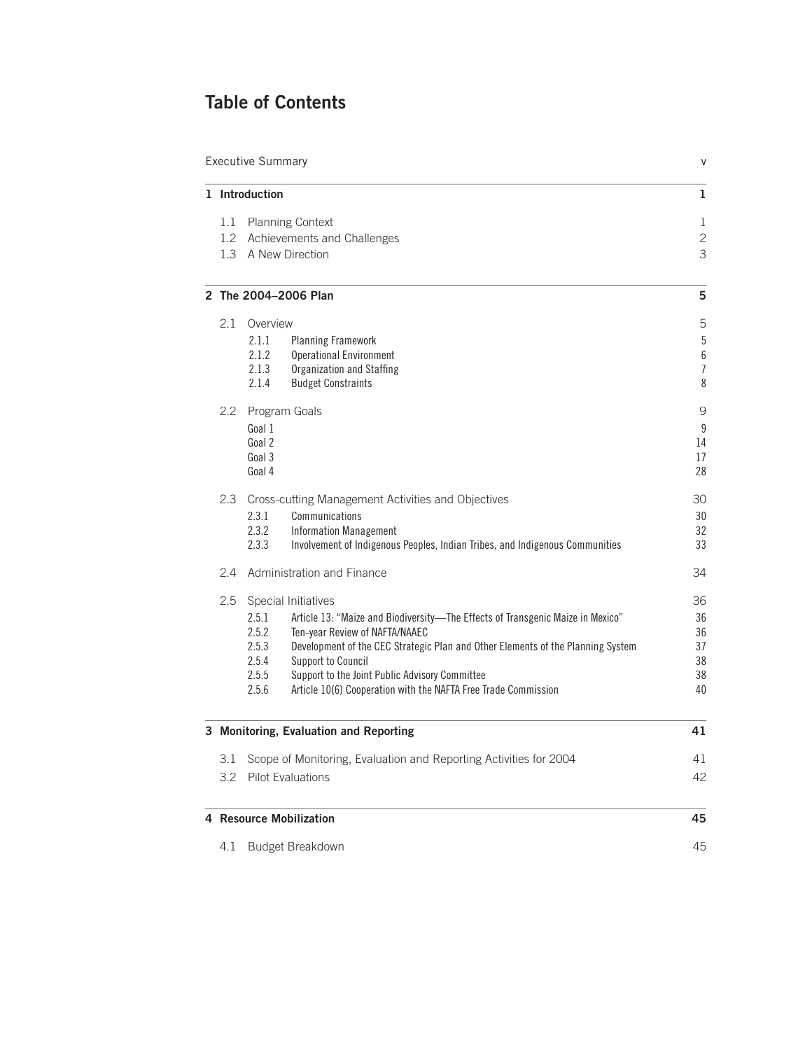# Table of Contents

| | | |
|---|---|---|
| Executive Summary | | v |
| **1 Introduction** | | **1** |
| 1.1 | Planning Context | 1 |
| 1.2 | Achievements and Challenges | 2 |
| 1.3 | A New Direction | 3 |
| **2 The 2004–2006 Plan** | | **5** |
| 2.1 | Overview | 5 |
| 2.1.1 | Planning Framework | 5 |
| 2.1.2 | Operational Environment | 6 |
| 2.1.3 | Organization and Staffing | 7 |
| 2.1.4 | Budget Constraints | 8 |
| 2.2 | Program Goals | 9 |
| | Goal 1 | 9 |
| | Goal 2 | 14 |
| | Goal 3 | 17 |
| | Goal 4 | 28 |
| 2.3 | Cross-cutting Management Activities and Objectives | 30 |
| 2.3.1 | Communications | 30 |
| 2.3.2 | Information Management | 32 |
| 2.3.3 | Involvement of Indigenous Peoples, Indian Tribes, and Indigenous Communities | 33 |
| 2.4 | Administration and Finance | 34 |
| 2.5 | Special Initiatives | 36 |
| 2.5.1 | Article 13: "Maize and Biodiversity—The Effects of Transgenic Maize in Mexico" | 36 |
| 2.5.2 | Ten-year Review of NAFTA/NAAEC | 36 |
| 2.5.3 | Development of the CEC Strategic Plan and Other Elements of the Planning System | 37 |
| 2.5.4 | Support to Council | 38 |
| 2.5.5 | Support to the Joint Public Advisory Committee | 38 |
| 2.5.6 | Article 10(6) Cooperation with the NAFTA Free Trade Commission | 40 |
| **3 Monitoring, Evaluation and Reporting** | | **41** |
| 3.1 | Scope of Monitoring, Evaluation and Reporting Activities for 2004 | 41 |
| 3.2 | Pilot Evaluations | 42 |
| **4 Resource Mobilization** | | **45** |
| 4.1 | Budget Breakdown | 45 |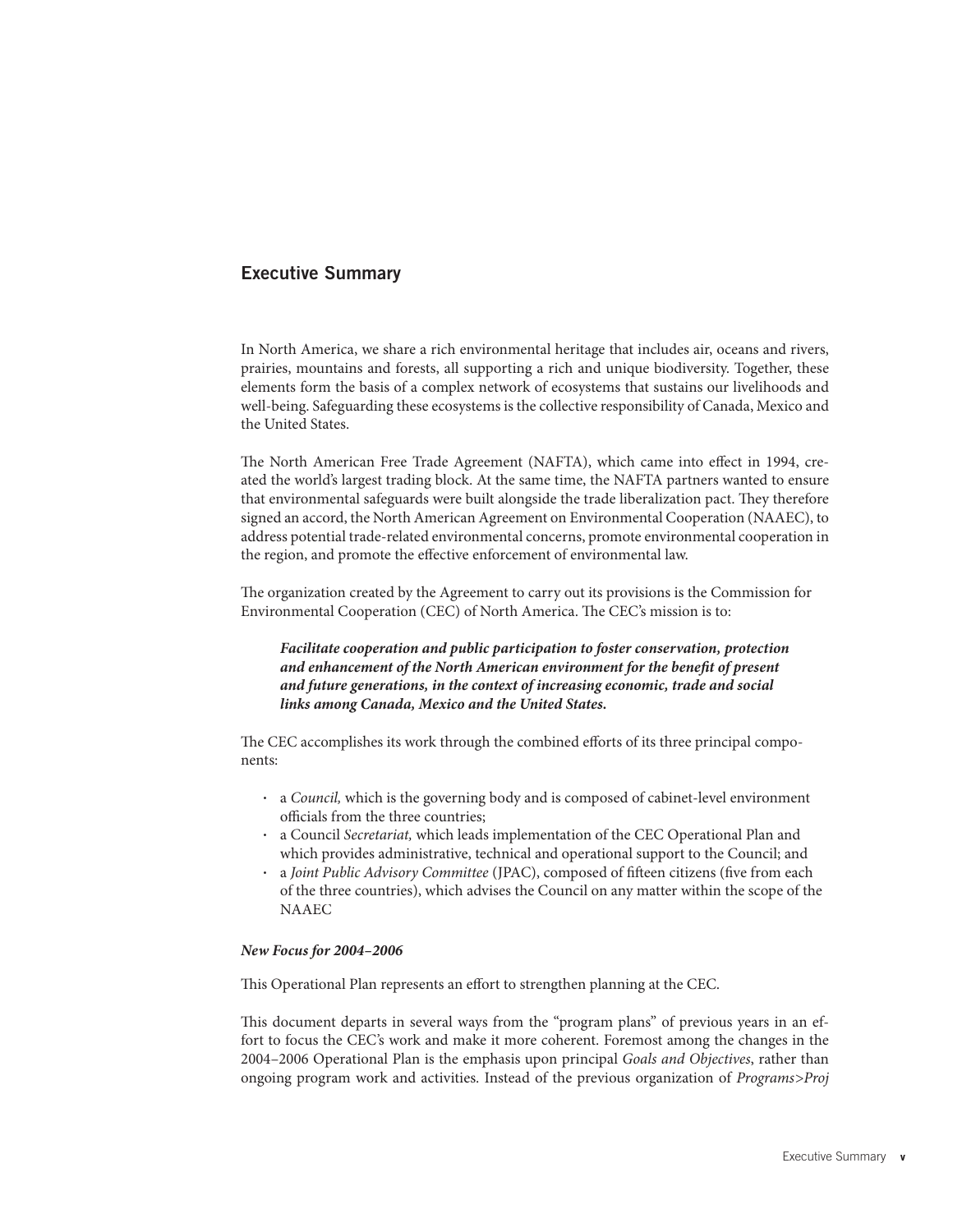## Executive Summary

In North America, we share a rich environmental heritage that includes air, oceans and rivers, prairies, mountains and forests, all supporting a rich and unique biodiversity. Together, these elements form the basis of a complex network of ecosystems that sustains our livelihoods and well-being. Safeguarding these ecosystems is the collective responsibility of Canada, Mexico and the United States.

The North American Free Trade Agreement (NAFTA), which came into effect in 1994, created the world's largest trading block. At the same time, the NAFTA partners wanted to ensure that environmental safeguards were built alongside the trade liberalization pact. They therefore signed an accord, the North American Agreement on Environmental Cooperation (NAAEC), to address potential trade-related environmental concerns, promote environmental cooperation in the region, and promote the effective enforcement of environmental law.

The organization created by the Agreement to carry out its provisions is the Commission for Environmental Cooperation (CEC) of North America. The CEC's mission is to:

> ***Facilitate cooperation and public participation to foster conservation, protection and enhancement of the North American environment for the benefit of present and future generations, in the context of increasing economic, trade and social links among Canada, Mexico and the United States.***

The CEC accomplishes its work through the combined efforts of its three principal components:

- a *Council,* which is the governing body and is composed of cabinet-level environment officials from the three countries;
- a Council *Secretariat,* which leads implementation of the CEC Operational Plan and which provides administrative, technical and operational support to the Council; and
- a *Joint Public Advisory Committee* (JPAC), composed of fifteen citizens (five from each of the three countries), which advises the Council on any matter within the scope of the NAAEC

***New Focus for 2004–2006***

This Operational Plan represents an effort to strengthen planning at the CEC.

This document departs in several ways from the "program plans" of previous years in an effort to focus the CEC's work and make it more coherent. Foremost among the changes in the 2004–2006 Operational Plan is the emphasis upon principal *Goals and Objectives*, rather than ongoing program work and activities. Instead of the previous organization of *Programs>Proj*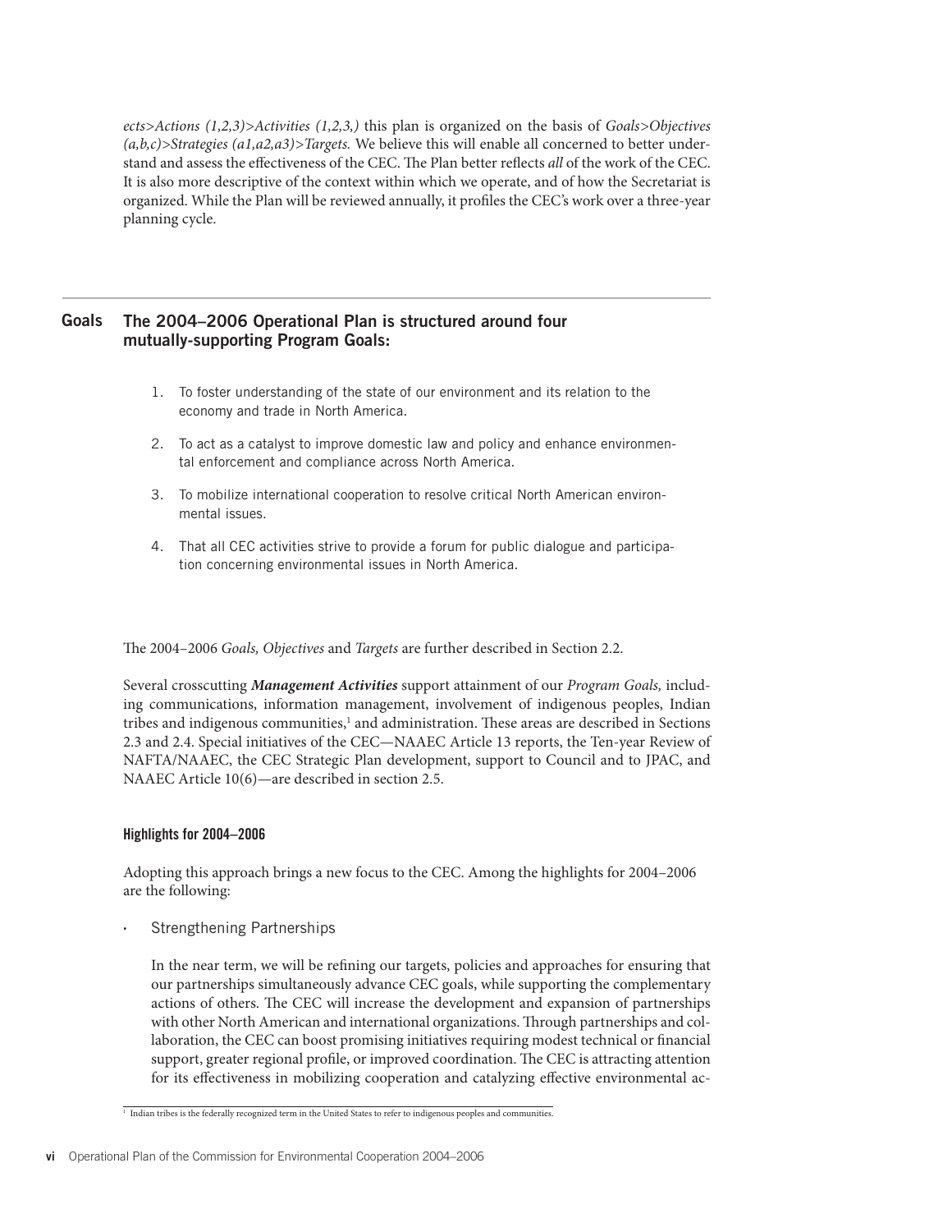*ects>Actions (1,2,3)>Activities (1,2,3,)* this plan is organized on the basis of *Goals>Objectives (a,b,c)>Strategies (a1,a2,a3)>Targets.* We believe this will enable all concerned to better understand and assess the effectiveness of the CEC. The Plan better reflects *all* of the work of the CEC. It is also more descriptive of the context within which we operate, and of how the Secretariat is organized. While the Plan will be reviewed annually, it profiles the CEC's work over a three-year planning cycle.

## Goals

### The 2004–2006 Operational Plan is structured around four mutually-supporting Program Goals:

1. To foster understanding of the state of our environment and its relation to the economy and trade in North America.
2. To act as a catalyst to improve domestic law and policy and enhance environmental enforcement and compliance across North America.
3. To mobilize international cooperation to resolve critical North American environmental issues.
4. That all CEC activities strive to provide a forum for public dialogue and participation concerning environmental issues in North America.

The 2004–2006 *Goals, Objectives* and *Targets* are further described in Section 2.2.

Several crosscutting ***Management Activities*** support attainment of our *Program Goals,* including communications, information management, involvement of indigenous peoples, Indian tribes and indigenous communities,[1] and administration. These areas are described in Sections 2.3 and 2.4. Special initiatives of the CEC—NAAEC Article 13 reports, the Ten-year Review of NAFTA/NAAEC, the CEC Strategic Plan development, support to Council and to JPAC, and NAAEC Article 10(6)—are described in section 2.5.

#### Highlights for 2004–2006

Adopting this approach brings a new focus to the CEC. Among the highlights for 2004–2006 are the following:

- Strengthening Partnerships

  In the near term, we will be refining our targets, policies and approaches for ensuring that our partnerships simultaneously advance CEC goals, while supporting the complementary actions of others. The CEC will increase the development and expansion of partnerships with other North American and international organizations. Through partnerships and collaboration, the CEC can boost promising initiatives requiring modest technical or financial support, greater regional profile, or improved coordination. The CEC is attracting attention for its effectiveness in mobilizing cooperation and catalyzing effective environmental ac-

[1] Indian tribes is the federally recognized term in the United States to refer to indigenous peoples and communities.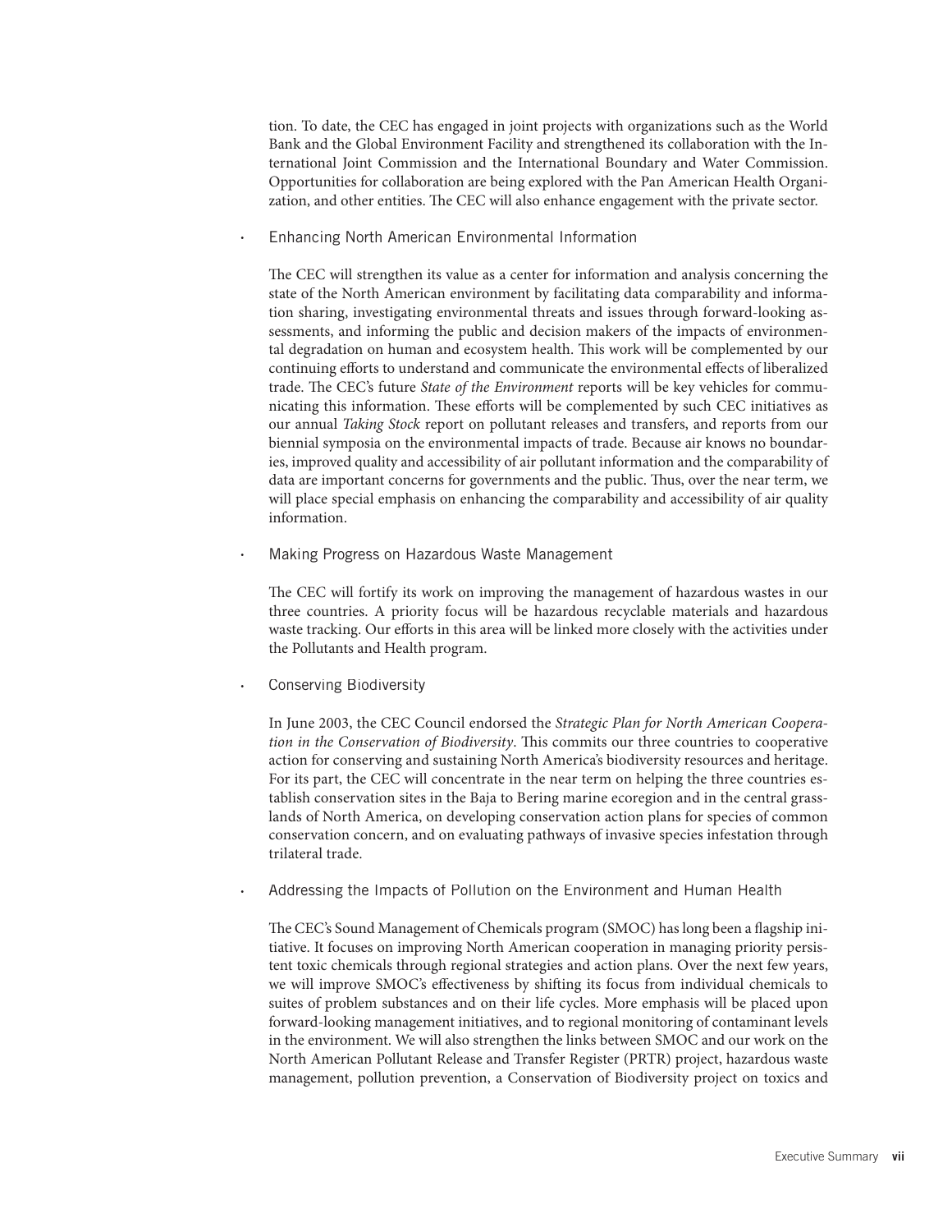tion. To date, the CEC has engaged in joint projects with organizations such as the World Bank and the Global Environment Facility and strengthened its collaboration with the International Joint Commission and the International Boundary and Water Commission. Opportunities for collaboration are being explored with the Pan American Health Organization, and other entities. The CEC will also enhance engagement with the private sector.

- Enhancing North American Environmental Information

  The CEC will strengthen its value as a center for information and analysis concerning the state of the North American environment by facilitating data comparability and information sharing, investigating environmental threats and issues through forward-looking assessments, and informing the public and decision makers of the impacts of environmental degradation on human and ecosystem health. This work will be complemented by our continuing efforts to understand and communicate the environmental effects of liberalized trade. The CEC's future *State of the Environment* reports will be key vehicles for communicating this information. These efforts will be complemented by such CEC initiatives as our annual *Taking Stock* report on pollutant releases and transfers, and reports from our biennial symposia on the environmental impacts of trade. Because air knows no boundaries, improved quality and accessibility of air pollutant information and the comparability of data are important concerns for governments and the public. Thus, over the near term, we will place special emphasis on enhancing the comparability and accessibility of air quality information.

- Making Progress on Hazardous Waste Management

  The CEC will fortify its work on improving the management of hazardous wastes in our three countries. A priority focus will be hazardous recyclable materials and hazardous waste tracking. Our efforts in this area will be linked more closely with the activities under the Pollutants and Health program.

- Conserving Biodiversity

  In June 2003, the CEC Council endorsed the *Strategic Plan for North American Cooperation in the Conservation of Biodiversity*. This commits our three countries to cooperative action for conserving and sustaining North America's biodiversity resources and heritage. For its part, the CEC will concentrate in the near term on helping the three countries establish conservation sites in the Baja to Bering marine ecoregion and in the central grasslands of North America, on developing conservation action plans for species of common conservation concern, and on evaluating pathways of invasive species infestation through trilateral trade.

- Addressing the Impacts of Pollution on the Environment and Human Health

  The CEC's Sound Management of Chemicals program (SMOC) has long been a flagship initiative. It focuses on improving North American cooperation in managing priority persistent toxic chemicals through regional strategies and action plans. Over the next few years, we will improve SMOC's effectiveness by shifting its focus from individual chemicals to suites of problem substances and on their life cycles. More emphasis will be placed upon forward-looking management initiatives, and to regional monitoring of contaminant levels in the environment. We will also strengthen the links between SMOC and our work on the North American Pollutant Release and Transfer Register (PRTR) project, hazardous waste management, pollution prevention, a Conservation of Biodiversity project on toxics and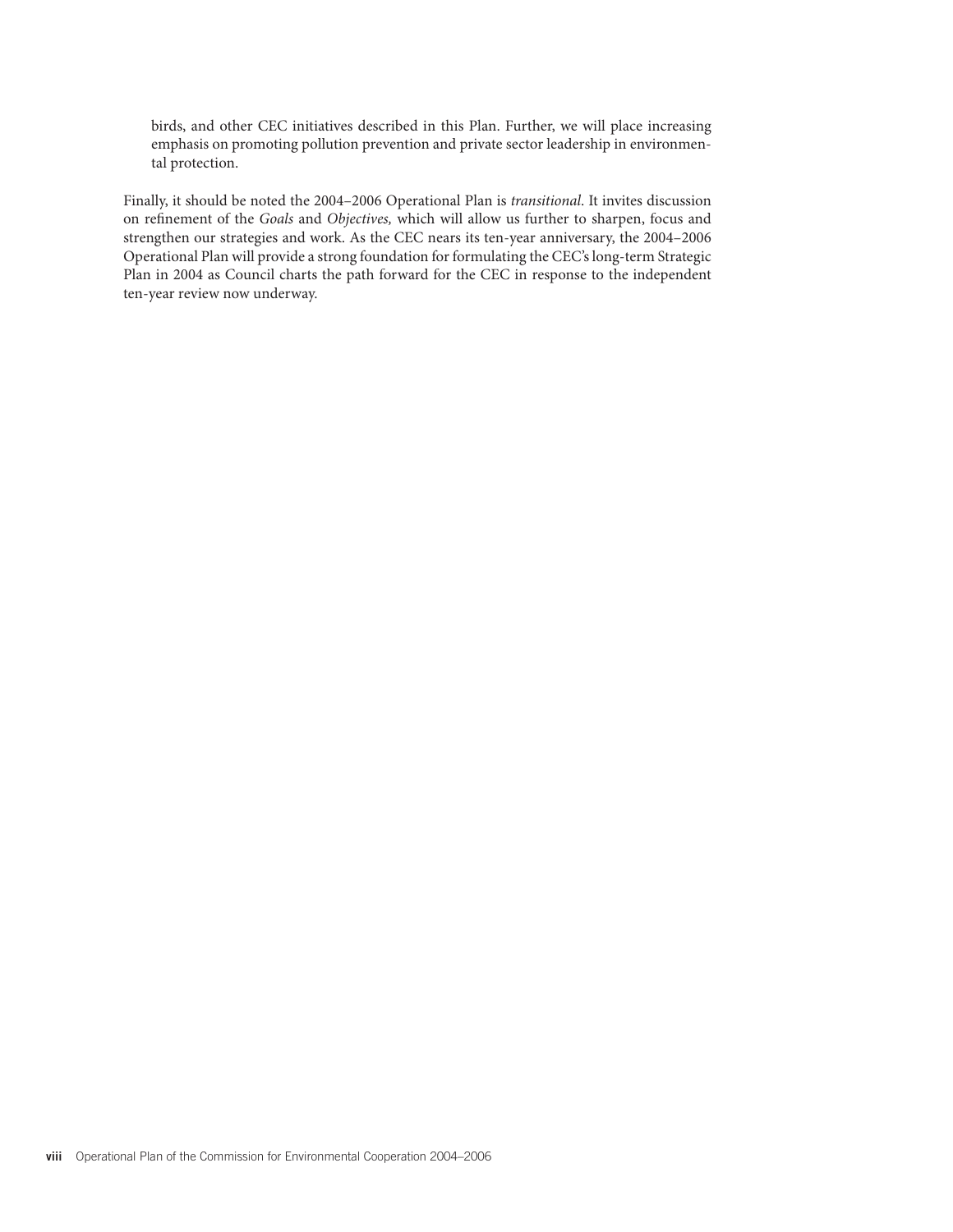birds, and other CEC initiatives described in this Plan. Further, we will place increasing emphasis on promoting pollution prevention and private sector leadership in environmental protection.

Finally, it should be noted the 2004–2006 Operational Plan is *transitional*. It invites discussion on refinement of the *Goals* and *Objectives,* which will allow us further to sharpen, focus and strengthen our strategies and work. As the CEC nears its ten-year anniversary, the 2004–2006 Operational Plan will provide a strong foundation for formulating the CEC's long-term Strategic Plan in 2004 as Council charts the path forward for the CEC in response to the independent ten-year review now underway.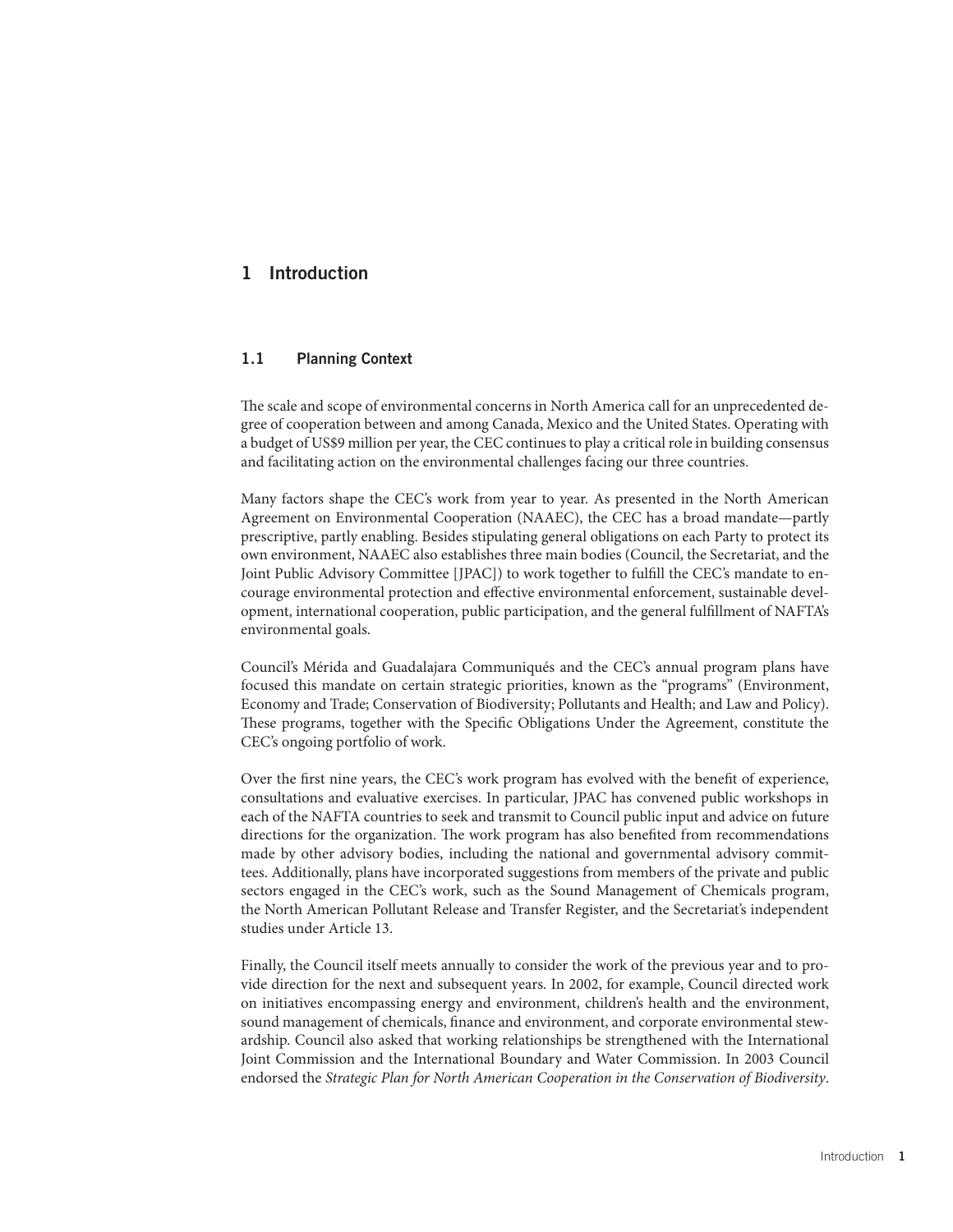# 1 Introduction

## 1.1 Planning Context

The scale and scope of environmental concerns in North America call for an unprecedented degree of cooperation between and among Canada, Mexico and the United States. Operating with a budget of US$9 million per year, the CEC continues to play a critical role in building consensus and facilitating action on the environmental challenges facing our three countries.

Many factors shape the CEC's work from year to year. As presented in the North American Agreement on Environmental Cooperation (NAAEC), the CEC has a broad mandate—partly prescriptive, partly enabling. Besides stipulating general obligations on each Party to protect its own environment, NAAEC also establishes three main bodies (Council, the Secretariat, and the Joint Public Advisory Committee [JPAC]) to work together to fulfill the CEC's mandate to encourage environmental protection and effective environmental enforcement, sustainable development, international cooperation, public participation, and the general fulfillment of NAFTA's environmental goals.

Council's Mérida and Guadalajara Communiqués and the CEC's annual program plans have focused this mandate on certain strategic priorities, known as the "programs" (Environment, Economy and Trade; Conservation of Biodiversity; Pollutants and Health; and Law and Policy). These programs, together with the Specific Obligations Under the Agreement, constitute the CEC's ongoing portfolio of work.

Over the first nine years, the CEC's work program has evolved with the benefit of experience, consultations and evaluative exercises. In particular, JPAC has convened public workshops in each of the NAFTA countries to seek and transmit to Council public input and advice on future directions for the organization. The work program has also benefited from recommendations made by other advisory bodies, including the national and governmental advisory committees. Additionally, plans have incorporated suggestions from members of the private and public sectors engaged in the CEC's work, such as the Sound Management of Chemicals program, the North American Pollutant Release and Transfer Register, and the Secretariat's independent studies under Article 13.

Finally, the Council itself meets annually to consider the work of the previous year and to provide direction for the next and subsequent years. In 2002, for example, Council directed work on initiatives encompassing energy and environment, children's health and the environment, sound management of chemicals, finance and environment, and corporate environmental stewardship. Council also asked that working relationships be strengthened with the International Joint Commission and the International Boundary and Water Commission. In 2003 Council endorsed the *Strategic Plan for North American Cooperation in the Conservation of Biodiversity*.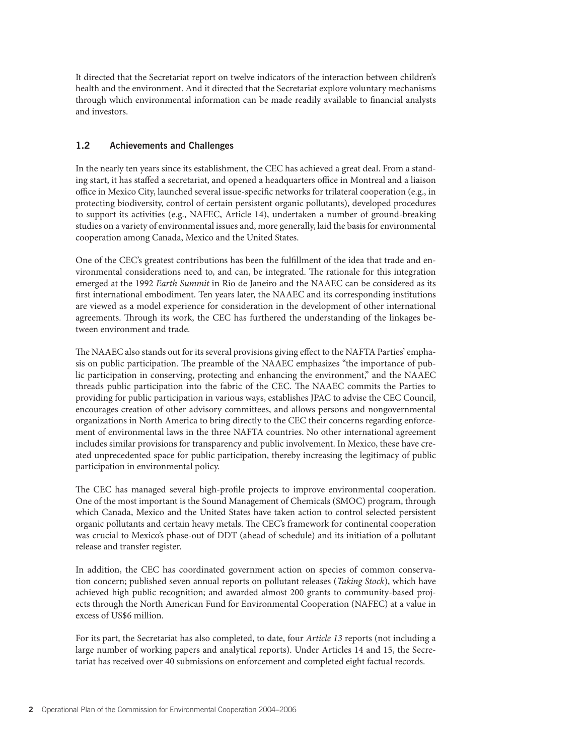It directed that the Secretariat report on twelve indicators of the interaction between children's health and the environment. And it directed that the Secretariat explore voluntary mechanisms through which environmental information can be made readily available to financial analysts and investors.

## 1.2 Achievements and Challenges

In the nearly ten years since its establishment, the CEC has achieved a great deal. From a standing start, it has staffed a secretariat, and opened a headquarters office in Montreal and a liaison office in Mexico City, launched several issue-specific networks for trilateral cooperation (e.g., in protecting biodiversity, control of certain persistent organic pollutants), developed procedures to support its activities (e.g., NAFEC, Article 14), undertaken a number of ground-breaking studies on a variety of environmental issues and, more generally, laid the basis for environmental cooperation among Canada, Mexico and the United States.

One of the CEC's greatest contributions has been the fulfillment of the idea that trade and environmental considerations need to, and can, be integrated. The rationale for this integration emerged at the 1992 *Earth Summit* in Rio de Janeiro and the NAAEC can be considered as its first international embodiment. Ten years later, the NAAEC and its corresponding institutions are viewed as a model experience for consideration in the development of other international agreements. Through its work, the CEC has furthered the understanding of the linkages between environment and trade.

The NAAEC also stands out for its several provisions giving effect to the NAFTA Parties' emphasis on public participation. The preamble of the NAAEC emphasizes "the importance of public participation in conserving, protecting and enhancing the environment," and the NAAEC threads public participation into the fabric of the CEC. The NAAEC commits the Parties to providing for public participation in various ways, establishes JPAC to advise the CEC Council, encourages creation of other advisory committees, and allows persons and nongovernmental organizations in North America to bring directly to the CEC their concerns regarding enforcement of environmental laws in the three NAFTA countries. No other international agreement includes similar provisions for transparency and public involvement. In Mexico, these have created unprecedented space for public participation, thereby increasing the legitimacy of public participation in environmental policy.

The CEC has managed several high-profile projects to improve environmental cooperation. One of the most important is the Sound Management of Chemicals (SMOC) program, through which Canada, Mexico and the United States have taken action to control selected persistent organic pollutants and certain heavy metals. The CEC's framework for continental cooperation was crucial to Mexico's phase-out of DDT (ahead of schedule) and its initiation of a pollutant release and transfer register.

In addition, the CEC has coordinated government action on species of common conservation concern; published seven annual reports on pollutant releases (*Taking Stock*), which have achieved high public recognition; and awarded almost 200 grants to community-based projects through the North American Fund for Environmental Cooperation (NAFEC) at a value in excess of US$6 million.

For its part, the Secretariat has also completed, to date, four *Article 13* reports (not including a large number of working papers and analytical reports). Under Articles 14 and 15, the Secretariat has received over 40 submissions on enforcement and completed eight factual records.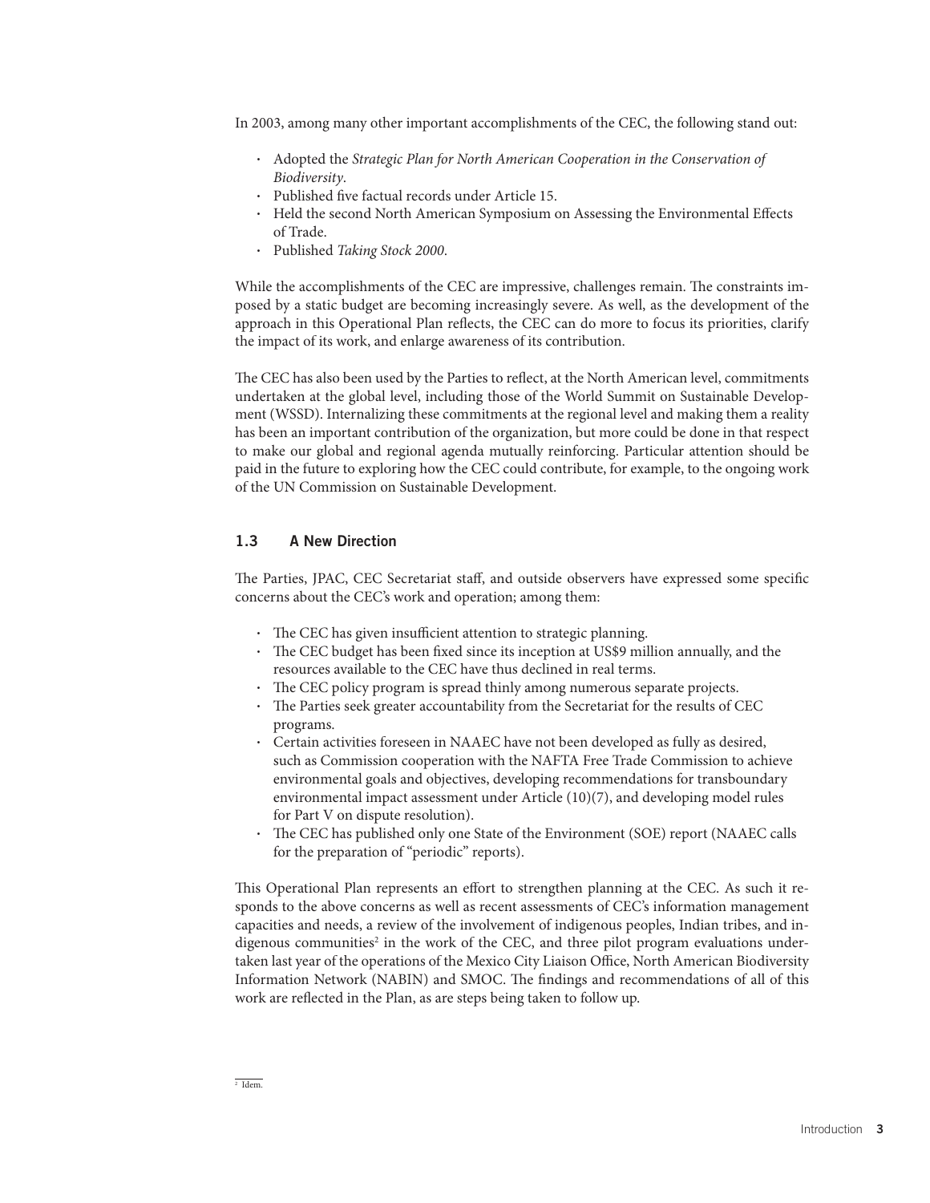In 2003, among many other important accomplishments of the CEC, the following stand out:

- Adopted the *Strategic Plan for North American Cooperation in the Conservation of Biodiversity*.
- Published five factual records under Article 15.
- Held the second North American Symposium on Assessing the Environmental Effects of Trade.
- Published *Taking Stock 2000*.

While the accomplishments of the CEC are impressive, challenges remain. The constraints imposed by a static budget are becoming increasingly severe. As well, as the development of the approach in this Operational Plan reflects, the CEC can do more to focus its priorities, clarify the impact of its work, and enlarge awareness of its contribution.

The CEC has also been used by the Parties to reflect, at the North American level, commitments undertaken at the global level, including those of the World Summit on Sustainable Development (WSSD). Internalizing these commitments at the regional level and making them a reality has been an important contribution of the organization, but more could be done in that respect to make our global and regional agenda mutually reinforcing. Particular attention should be paid in the future to exploring how the CEC could contribute, for example, to the ongoing work of the UN Commission on Sustainable Development.

### 1.3 A New Direction

The Parties, JPAC, CEC Secretariat staff, and outside observers have expressed some specific concerns about the CEC's work and operation; among them:

- The CEC has given insufficient attention to strategic planning.
- The CEC budget has been fixed since its inception at US$9 million annually, and the resources available to the CEC have thus declined in real terms.
- The CEC policy program is spread thinly among numerous separate projects.
- The Parties seek greater accountability from the Secretariat for the results of CEC programs.
- Certain activities foreseen in NAAEC have not been developed as fully as desired, such as Commission cooperation with the NAFTA Free Trade Commission to achieve environmental goals and objectives, developing recommendations for transboundary environmental impact assessment under Article (10)(7), and developing model rules for Part V on dispute resolution).
- The CEC has published only one State of the Environment (SOE) report (NAAEC calls for the preparation of "periodic" reports).

This Operational Plan represents an effort to strengthen planning at the CEC. As such it responds to the above concerns as well as recent assessments of CEC's information management capacities and needs, a review of the involvement of indigenous peoples, Indian tribes, and indigenous communities[2] in the work of the CEC, and three pilot program evaluations undertaken last year of the operations of the Mexico City Liaison Office, North American Biodiversity Information Network (NABIN) and SMOC. The findings and recommendations of all of this work are reflected in the Plan, as are steps being taken to follow up.

[2] Idem.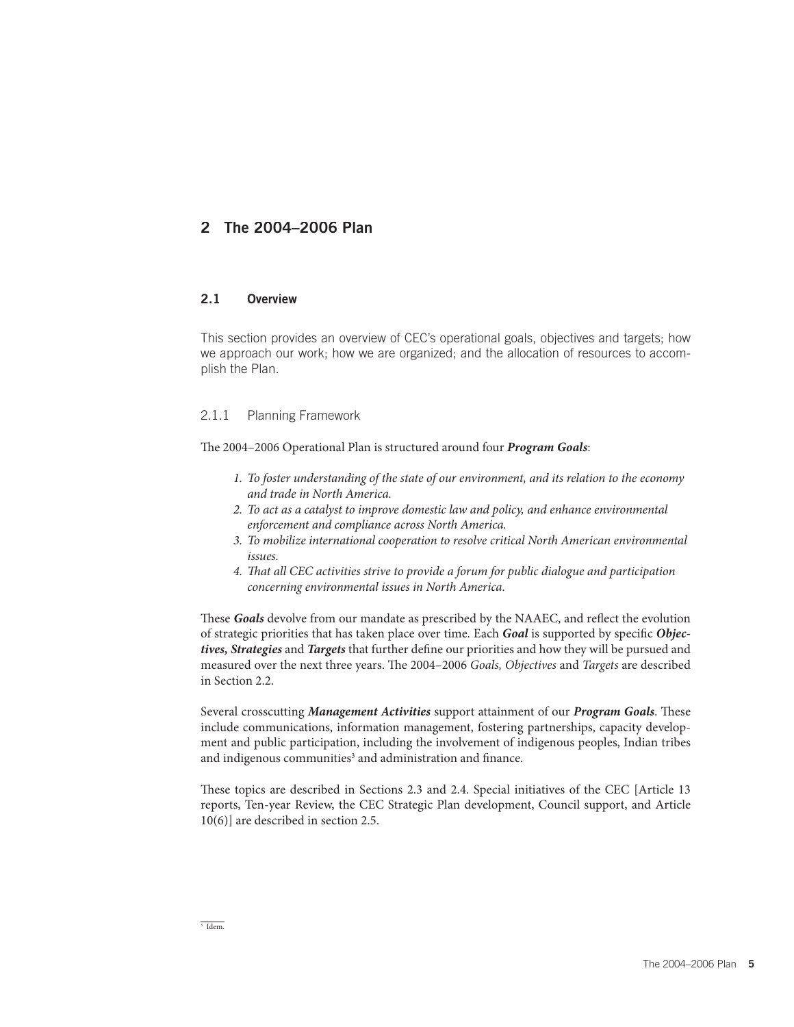# 2 The 2004–2006 Plan

## 2.1 Overview

This section provides an overview of CEC's operational goals, objectives and targets; how we approach our work; how we are organized; and the allocation of resources to accomplish the Plan.

### 2.1.1 Planning Framework

The 2004–2006 Operational Plan is structured around four ***Program Goals***:

1. *To foster understanding of the state of our environment, and its relation to the economy and trade in North America.*
2. *To act as a catalyst to improve domestic law and policy, and enhance environmental enforcement and compliance across North America.*
3. *To mobilize international cooperation to resolve critical North American environmental issues.*
4. *That all CEC activities strive to provide a forum for public dialogue and participation concerning environmental issues in North America.*

These ***Goals*** devolve from our mandate as prescribed by the NAAEC, and reflect the evolution of strategic priorities that has taken place over time. Each ***Goal*** is supported by specific ***Objectives, Strategies*** and ***Targets*** that further define our priorities and how they will be pursued and measured over the next three years. The 2004–2006 *Goals, Objectives* and *Targets* are described in Section 2.2.

Several crosscutting ***Management Activities*** support attainment of our ***Program Goals***. These include communications, information management, fostering partnerships, capacity development and public participation, including the involvement of indigenous peoples, Indian tribes and indigenous communities[3] and administration and finance.

These topics are described in Sections 2.3 and 2.4. Special initiatives of the CEC [Article 13 reports, Ten-year Review, the CEC Strategic Plan development, Council support, and Article 10(6)] are described in section 2.5.

[3] Idem.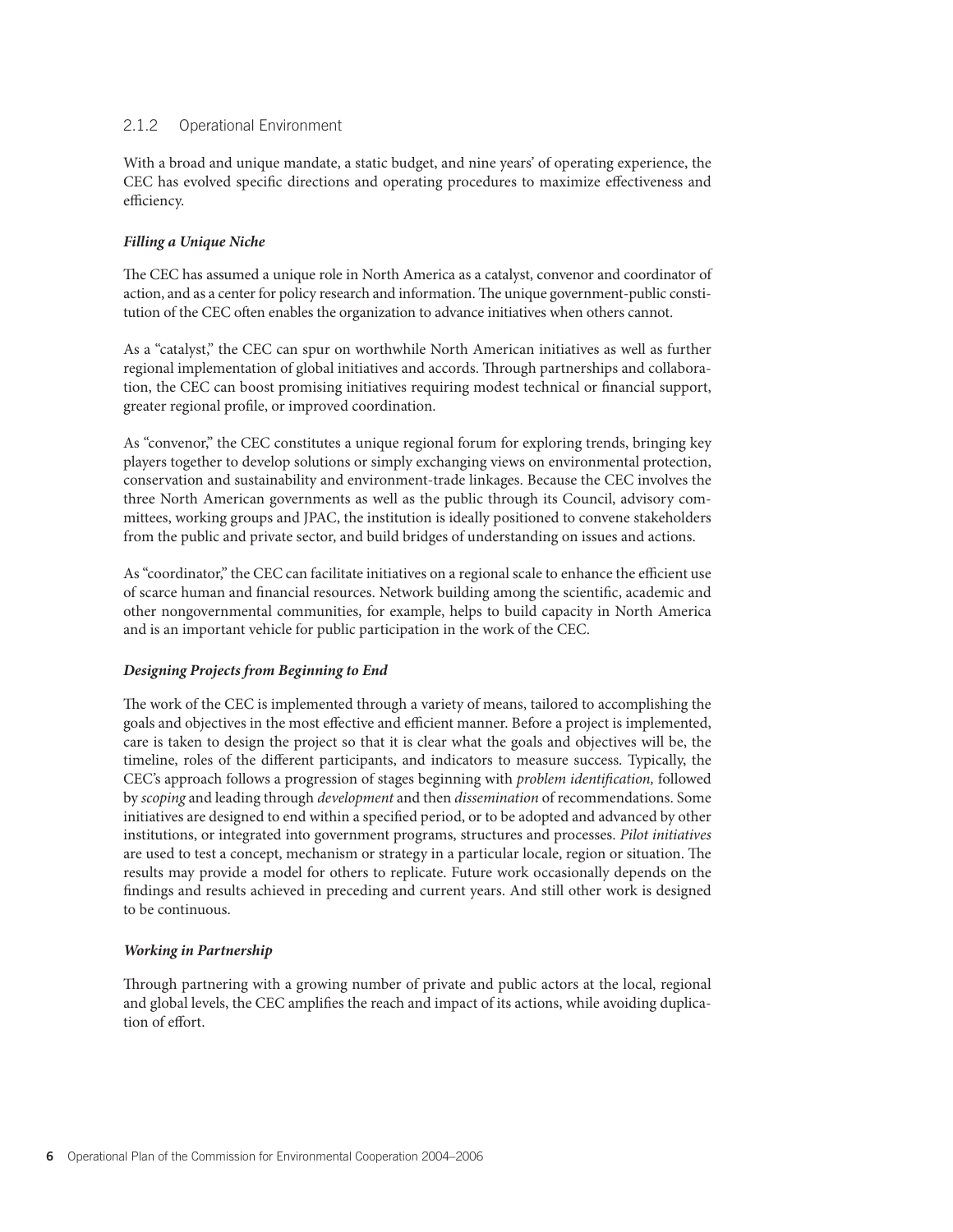### 2.1.2 Operational Environment

With a broad and unique mandate, a static budget, and nine years' of operating experience, the CEC has evolved specific directions and operating procedures to maximize effectiveness and efficiency.

***Filling a Unique Niche***

The CEC has assumed a unique role in North America as a catalyst, convenor and coordinator of action, and as a center for policy research and information. The unique government-public constitution of the CEC often enables the organization to advance initiatives when others cannot.

As a "catalyst," the CEC can spur on worthwhile North American initiatives as well as further regional implementation of global initiatives and accords. Through partnerships and collaboration, the CEC can boost promising initiatives requiring modest technical or financial support, greater regional profile, or improved coordination.

As "convenor," the CEC constitutes a unique regional forum for exploring trends, bringing key players together to develop solutions or simply exchanging views on environmental protection, conservation and sustainability and environment-trade linkages. Because the CEC involves the three North American governments as well as the public through its Council, advisory committees, working groups and JPAC, the institution is ideally positioned to convene stakeholders from the public and private sector, and build bridges of understanding on issues and actions.

As "coordinator," the CEC can facilitate initiatives on a regional scale to enhance the efficient use of scarce human and financial resources. Network building among the scientific, academic and other nongovernmental communities, for example, helps to build capacity in North America and is an important vehicle for public participation in the work of the CEC.

***Designing Projects from Beginning to End***

The work of the CEC is implemented through a variety of means, tailored to accomplishing the goals and objectives in the most effective and efficient manner. Before a project is implemented, care is taken to design the project so that it is clear what the goals and objectives will be, the timeline, roles of the different participants, and indicators to measure success. Typically, the CEC's approach follows a progression of stages beginning with *problem identification,* followed by *scoping* and leading through *development* and then *dissemination* of recommendations. Some initiatives are designed to end within a specified period, or to be adopted and advanced by other institutions, or integrated into government programs, structures and processes. *Pilot initiatives* are used to test a concept, mechanism or strategy in a particular locale, region or situation. The results may provide a model for others to replicate. Future work occasionally depends on the findings and results achieved in preceding and current years. And still other work is designed to be continuous.

***Working in Partnership***

Through partnering with a growing number of private and public actors at the local, regional and global levels, the CEC amplifies the reach and impact of its actions, while avoiding duplication of effort.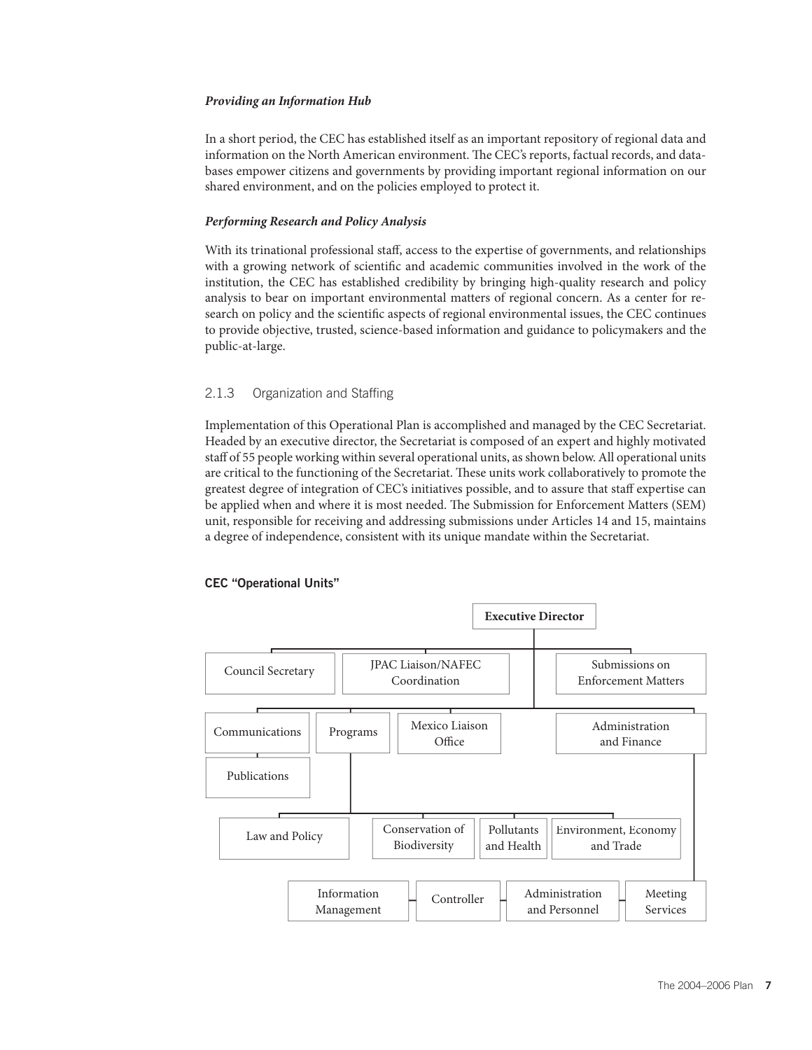### *Providing an Information Hub*

In a short period, the CEC has established itself as an important repository of regional data and information on the North American environment. The CEC's reports, factual records, and databases empower citizens and governments by providing important regional information on our shared environment, and on the policies employed to protect it.

### *Performing Research and Policy Analysis*

With its trinational professional staff, access to the expertise of governments, and relationships with a growing network of scientific and academic communities involved in the work of the institution, the CEC has established credibility by bringing high-quality research and policy analysis to bear on important environmental matters of regional concern. As a center for research on policy and the scientific aspects of regional environmental issues, the CEC continues to provide objective, trusted, science-based information and guidance to policymakers and the public-at-large.

### 2.1.3 Organization and Staffing

Implementation of this Operational Plan is accomplished and managed by the CEC Secretariat. Headed by an executive director, the Secretariat is composed of an expert and highly motivated staff of 55 people working within several operational units, as shown below. All operational units are critical to the functioning of the Secretariat. These units work collaboratively to promote the greatest degree of integration of CEC's initiatives possible, and to assure that staff expertise can be applied when and where it is most needed. The Submission for Enforcement Matters (SEM) unit, responsible for receiving and addressing submissions under Articles 14 and 15, maintains a degree of independence, consistent with its unique mandate within the Secretariat.

**CEC "Operational Units"**

- **Executive Director**
  - Council Secretary
  - JPAC Liaison/NAFEC Coordination
  - Submissions on Enforcement Matters
  - Communications
    - Publications
  - Programs
    - Law and Policy
    - Conservation of Biodiversity
    - Pollutants and Health
    - Environment, Economy and Trade
  - Mexico Liaison Office
  - Administration and Finance
    - Information Management
    - Controller
    - Administration and Personnel
    - Meeting Services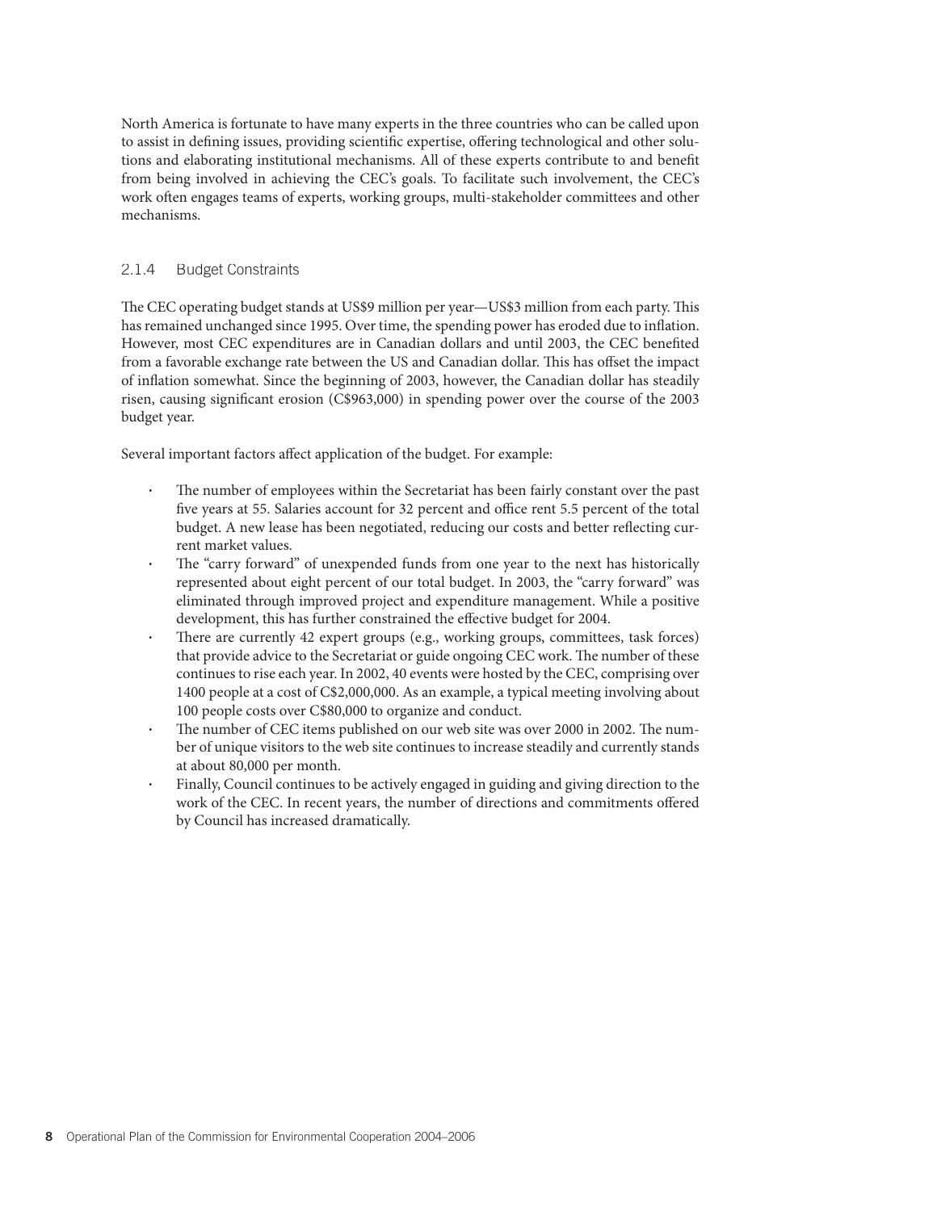North America is fortunate to have many experts in the three countries who can be called upon to assist in defining issues, providing scientific expertise, offering technological and other solutions and elaborating institutional mechanisms. All of these experts contribute to and benefit from being involved in achieving the CEC's goals. To facilitate such involvement, the CEC's work often engages teams of experts, working groups, multi-stakeholder committees and other mechanisms.

### 2.1.4 Budget Constraints

The CEC operating budget stands at US$9 million per year—US$3 million from each party. This has remained unchanged since 1995. Over time, the spending power has eroded due to inflation. However, most CEC expenditures are in Canadian dollars and until 2003, the CEC benefited from a favorable exchange rate between the US and Canadian dollar. This has offset the impact of inflation somewhat. Since the beginning of 2003, however, the Canadian dollar has steadily risen, causing significant erosion (C$963,000) in spending power over the course of the 2003 budget year.

Several important factors affect application of the budget. For example:

- The number of employees within the Secretariat has been fairly constant over the past five years at 55. Salaries account for 32 percent and office rent 5.5 percent of the total budget. A new lease has been negotiated, reducing our costs and better reflecting current market values.
- The "carry forward" of unexpended funds from one year to the next has historically represented about eight percent of our total budget. In 2003, the "carry forward" was eliminated through improved project and expenditure management. While a positive development, this has further constrained the effective budget for 2004.
- There are currently 42 expert groups (e.g., working groups, committees, task forces) that provide advice to the Secretariat or guide ongoing CEC work. The number of these continues to rise each year. In 2002, 40 events were hosted by the CEC, comprising over 1400 people at a cost of C$2,000,000. As an example, a typical meeting involving about 100 people costs over C$80,000 to organize and conduct.
- The number of CEC items published on our web site was over 2000 in 2002. The number of unique visitors to the web site continues to increase steadily and currently stands at about 80,000 per month.
- Finally, Council continues to be actively engaged in guiding and giving direction to the work of the CEC. In recent years, the number of directions and commitments offered by Council has increased dramatically.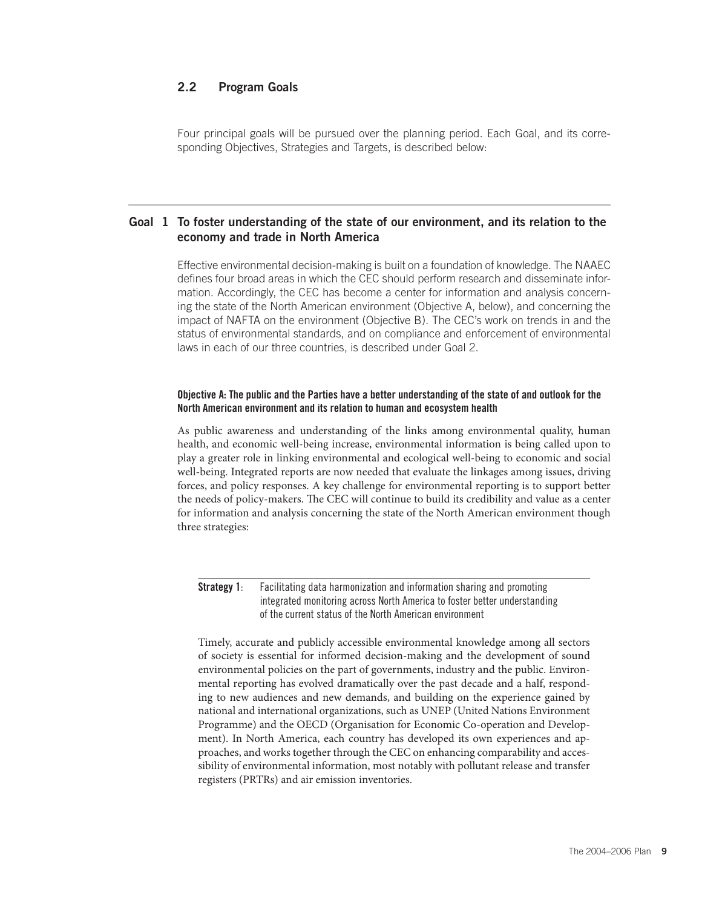## 2.2 Program Goals

Four principal goals will be pursued over the planning period. Each Goal, and its corresponding Objectives, Strategies and Targets, is described below:

---

### Goal 1 To foster understanding of the state of our environment, and its relation to the economy and trade in North America

Effective environmental decision-making is built on a foundation of knowledge. The NAAEC defines four broad areas in which the CEC should perform research and disseminate information. Accordingly, the CEC has become a center for information and analysis concerning the state of the North American environment (Objective A, below), and concerning the impact of NAFTA on the environment (Objective B). The CEC's work on trends in and the status of environmental standards, and on compliance and enforcement of environmental laws in each of our three countries, is described under Goal 2.

#### Objective A: The public and the Parties have a better understanding of the state of and outlook for the North American environment and its relation to human and ecosystem health

As public awareness and understanding of the links among environmental quality, human health, and economic well-being increase, environmental information is being called upon to play a greater role in linking environmental and ecological well-being to economic and social well-being. Integrated reports are now needed that evaluate the linkages among issues, driving forces, and policy responses. A key challenge for environmental reporting is to support better the needs of policy-makers. The CEC will continue to build its credibility and value as a center for information and analysis concerning the state of the North American environment though three strategies:

---

**Strategy 1**: Facilitating data harmonization and information sharing and promoting integrated monitoring across North America to foster better understanding of the current status of the North American environment

Timely, accurate and publicly accessible environmental knowledge among all sectors of society is essential for informed decision-making and the development of sound environmental policies on the part of governments, industry and the public. Environmental reporting has evolved dramatically over the past decade and a half, responding to new audiences and new demands, and building on the experience gained by national and international organizations, such as UNEP (United Nations Environment Programme) and the OECD (Organisation for Economic Co-operation and Development). In North America, each country has developed its own experiences and approaches, and works together through the CEC on enhancing comparability and accessibility of environmental information, most notably with pollutant release and transfer registers (PRTRs) and air emission inventories.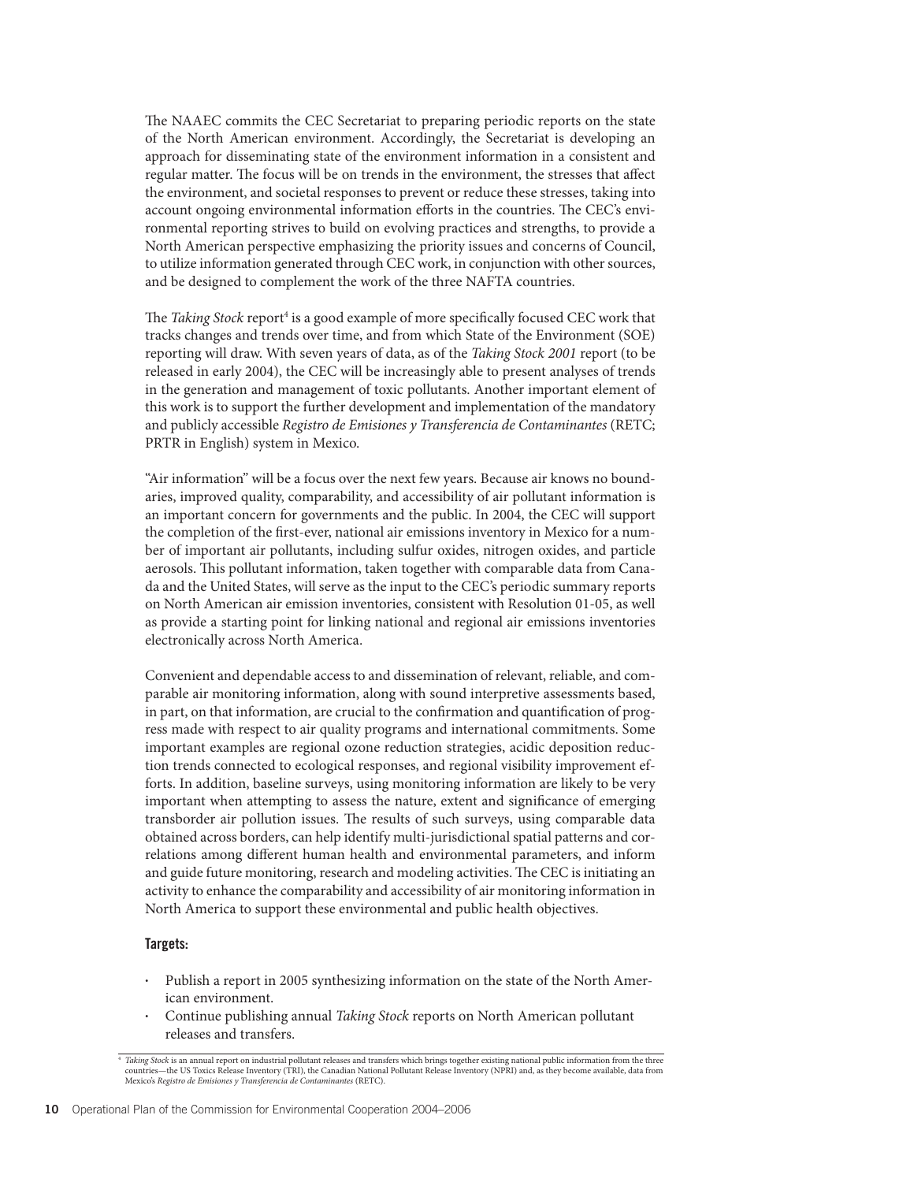The NAAEC commits the CEC Secretariat to preparing periodic reports on the state of the North American environment. Accordingly, the Secretariat is developing an approach for disseminating state of the environment information in a consistent and regular matter. The focus will be on trends in the environment, the stresses that affect the environment, and societal responses to prevent or reduce these stresses, taking into account ongoing environmental information efforts in the countries. The CEC's environmental reporting strives to build on evolving practices and strengths, to provide a North American perspective emphasizing the priority issues and concerns of Council, to utilize information generated through CEC work, in conjunction with other sources, and be designed to complement the work of the three NAFTA countries.

The *Taking Stock* report[4] is a good example of more specifically focused CEC work that tracks changes and trends over time, and from which State of the Environment (SOE) reporting will draw. With seven years of data, as of the *Taking Stock 2001* report (to be released in early 2004), the CEC will be increasingly able to present analyses of trends in the generation and management of toxic pollutants. Another important element of this work is to support the further development and implementation of the mandatory and publicly accessible *Registro de Emisiones y Transferencia de Contaminantes* (RETC; PRTR in English) system in Mexico.

"Air information" will be a focus over the next few years. Because air knows no boundaries, improved quality, comparability, and accessibility of air pollutant information is an important concern for governments and the public. In 2004, the CEC will support the completion of the first-ever, national air emissions inventory in Mexico for a number of important air pollutants, including sulfur oxides, nitrogen oxides, and particle aerosols. This pollutant information, taken together with comparable data from Canada and the United States, will serve as the input to the CEC's periodic summary reports on North American air emission inventories, consistent with Resolution 01-05, as well as provide a starting point for linking national and regional air emissions inventories electronically across North America.

Convenient and dependable access to and dissemination of relevant, reliable, and comparable air monitoring information, along with sound interpretive assessments based, in part, on that information, are crucial to the confirmation and quantification of progress made with respect to air quality programs and international commitments. Some important examples are regional ozone reduction strategies, acidic deposition reduction trends connected to ecological responses, and regional visibility improvement efforts. In addition, baseline surveys, using monitoring information are likely to be very important when attempting to assess the nature, extent and significance of emerging transborder air pollution issues. The results of such surveys, using comparable data obtained across borders, can help identify multi-jurisdictional spatial patterns and correlations among different human health and environmental parameters, and inform and guide future monitoring, research and modeling activities. The CEC is initiating an activity to enhance the comparability and accessibility of air monitoring information in North America to support these environmental and public health objectives.

#### Targets:

- Publish a report in 2005 synthesizing information on the state of the North American environment.
- Continue publishing annual *Taking Stock* reports on North American pollutant releases and transfers.

[4] *Taking Stock* is an annual report on industrial pollutant releases and transfers which brings together existing national public information from the three countries—the US Toxics Release Inventory (TRI), the Canadian National Pollutant Release Inventory (NPRI) and, as they become available, data from Mexico's *Registro de Emisiones y Transferencia de Contaminantes* (RETC).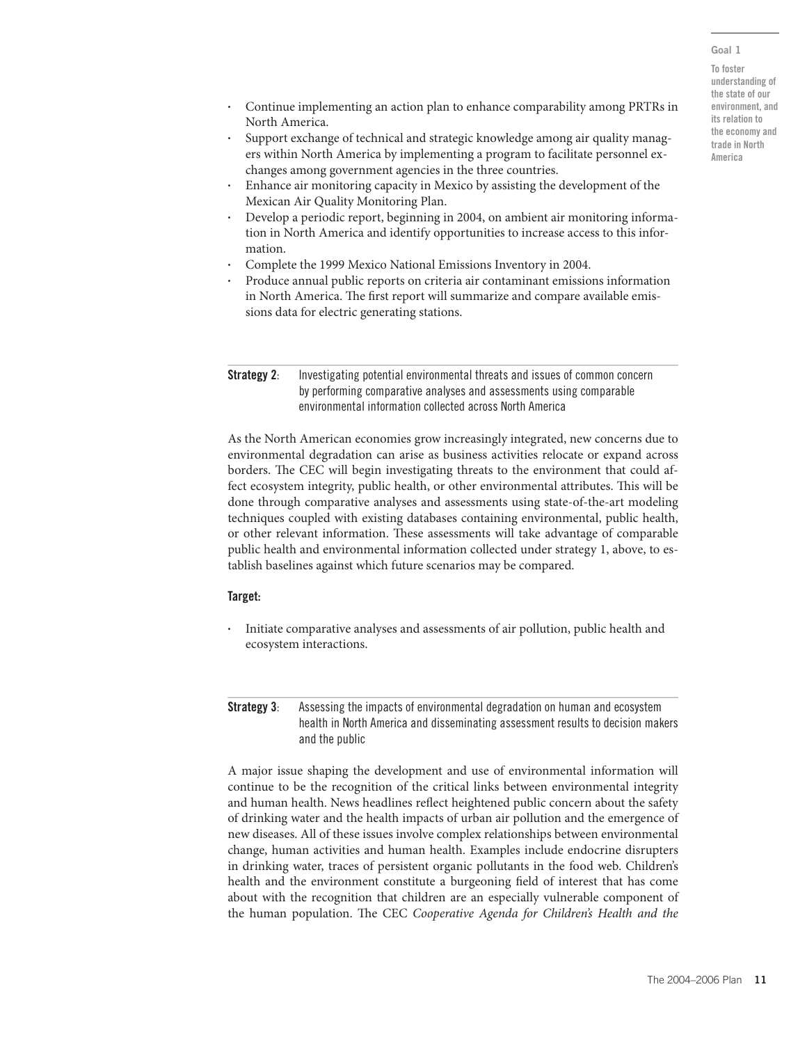- Continue implementing an action plan to enhance comparability among PRTRs in North America.
- Support exchange of technical and strategic knowledge among air quality managers within North America by implementing a program to facilitate personnel exchanges among government agencies in the three countries.
- Enhance air monitoring capacity in Mexico by assisting the development of the Mexican Air Quality Monitoring Plan.
- Develop a periodic report, beginning in 2004, on ambient air monitoring information in North America and identify opportunities to increase access to this information.
- Complete the 1999 Mexico National Emissions Inventory in 2004.
- Produce annual public reports on criteria air contaminant emissions information in North America. The first report will summarize and compare available emissions data for electric generating stations.

**Strategy 2**: Investigating potential environmental threats and issues of common concern by performing comparative analyses and assessments using comparable environmental information collected across North America

As the North American economies grow increasingly integrated, new concerns due to environmental degradation can arise as business activities relocate or expand across borders. The CEC will begin investigating threats to the environment that could affect ecosystem integrity, public health, or other environmental attributes. This will be done through comparative analyses and assessments using state-of-the-art modeling techniques coupled with existing databases containing environmental, public health, or other relevant information. These assessments will take advantage of comparable public health and environmental information collected under strategy 1, above, to establish baselines against which future scenarios may be compared.

**Target:**

- Initiate comparative analyses and assessments of air pollution, public health and ecosystem interactions.

**Strategy 3**: Assessing the impacts of environmental degradation on human and ecosystem health in North America and disseminating assessment results to decision makers and the public

A major issue shaping the development and use of environmental information will continue to be the recognition of the critical links between environmental integrity and human health. News headlines reflect heightened public concern about the safety of drinking water and the health impacts of urban air pollution and the emergence of new diseases. All of these issues involve complex relationships between environmental change, human activities and human health. Examples include endocrine disrupters in drinking water, traces of persistent organic pollutants in the food web. Children's health and the environment constitute a burgeoning field of interest that has come about with the recognition that children are an especially vulnerable component of the human population. The CEC *Cooperative Agenda for Children's Health and the*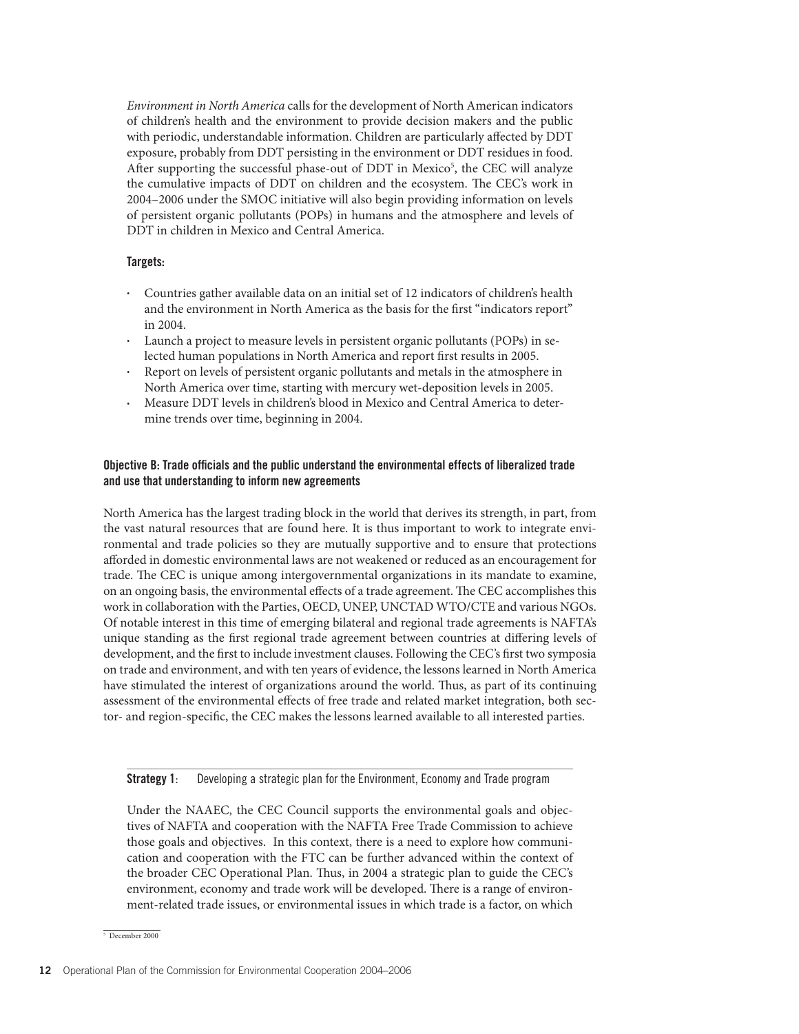*Environment in North America* calls for the development of North American indicators of children's health and the environment to provide decision makers and the public with periodic, understandable information. Children are particularly affected by DDT exposure, probably from DDT persisting in the environment or DDT residues in food. After supporting the successful phase-out of DDT in Mexico[5], the CEC will analyze the cumulative impacts of DDT on children and the ecosystem. The CEC's work in 2004–2006 under the SMOC initiative will also begin providing information on levels of persistent organic pollutants (POPs) in humans and the atmosphere and levels of DDT in children in Mexico and Central America.

**Targets:**

- Countries gather available data on an initial set of 12 indicators of children's health and the environment in North America as the basis for the first "indicators report" in 2004.
- Launch a project to measure levels in persistent organic pollutants (POPs) in selected human populations in North America and report first results in 2005.
- Report on levels of persistent organic pollutants and metals in the atmosphere in North America over time, starting with mercury wet-deposition levels in 2005.
- Measure DDT levels in children's blood in Mexico and Central America to determine trends over time, beginning in 2004.

### Objective B: Trade officials and the public understand the environmental effects of liberalized trade and use that understanding to inform new agreements

North America has the largest trading block in the world that derives its strength, in part, from the vast natural resources that are found here. It is thus important to work to integrate environmental and trade policies so they are mutually supportive and to ensure that protections afforded in domestic environmental laws are not weakened or reduced as an encouragement for trade. The CEC is unique among intergovernmental organizations in its mandate to examine, on an ongoing basis, the environmental effects of a trade agreement. The CEC accomplishes this work in collaboration with the Parties, OECD, UNEP, UNCTAD WTO/CTE and various NGOs. Of notable interest in this time of emerging bilateral and regional trade agreements is NAFTA's unique standing as the first regional trade agreement between countries at differing levels of development, and the first to include investment clauses. Following the CEC's first two symposia on trade and environment, and with ten years of evidence, the lessons learned in North America have stimulated the interest of organizations around the world. Thus, as part of its continuing assessment of the environmental effects of free trade and related market integration, both sector- and region-specific, the CEC makes the lessons learned available to all interested parties.

**Strategy 1**: Developing a strategic plan for the Environment, Economy and Trade program

Under the NAAEC, the CEC Council supports the environmental goals and objectives of NAFTA and cooperation with the NAFTA Free Trade Commission to achieve those goals and objectives. In this context, there is a need to explore how communication and cooperation with the FTC can be further advanced within the context of the broader CEC Operational Plan. Thus, in 2004 a strategic plan to guide the CEC's environment, economy and trade work will be developed. There is a range of environment-related trade issues, or environmental issues in which trade is a factor, on which

[5] December 2000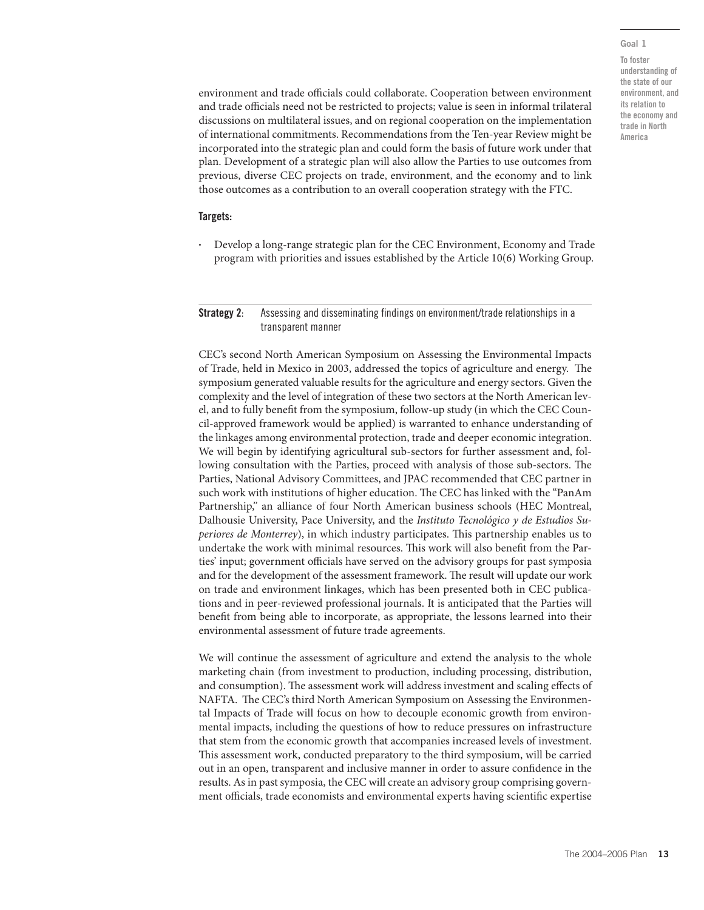environment and trade officials could collaborate. Cooperation between environment and trade officials need not be restricted to projects; value is seen in informal trilateral discussions on multilateral issues, and on regional cooperation on the implementation of international commitments. Recommendations from the Ten-year Review might be incorporated into the strategic plan and could form the basis of future work under that plan. Development of a strategic plan will also allow the Parties to use outcomes from previous, diverse CEC projects on trade, environment, and the economy and to link those outcomes as a contribution to an overall cooperation strategy with the FTC.

**Targets:**

- Develop a long-range strategic plan for the CEC Environment, Economy and Trade program with priorities and issues established by the Article 10(6) Working Group.

**Strategy 2**: Assessing and disseminating findings on environment/trade relationships in a transparent manner

CEC's second North American Symposium on Assessing the Environmental Impacts of Trade, held in Mexico in 2003, addressed the topics of agriculture and energy. The symposium generated valuable results for the agriculture and energy sectors. Given the complexity and the level of integration of these two sectors at the North American level, and to fully benefit from the symposium, follow-up study (in which the CEC Council-approved framework would be applied) is warranted to enhance understanding of the linkages among environmental protection, trade and deeper economic integration. We will begin by identifying agricultural sub-sectors for further assessment and, following consultation with the Parties, proceed with analysis of those sub-sectors. The Parties, National Advisory Committees, and JPAC recommended that CEC partner in such work with institutions of higher education. The CEC has linked with the "PanAm Partnership," an alliance of four North American business schools (HEC Montreal, Dalhousie University, Pace University, and the *Instituto Tecnológico y de Estudios Superiores de Monterrey*), in which industry participates. This partnership enables us to undertake the work with minimal resources. This work will also benefit from the Parties' input; government officials have served on the advisory groups for past symposia and for the development of the assessment framework. The result will update our work on trade and environment linkages, which has been presented both in CEC publications and in peer-reviewed professional journals. It is anticipated that the Parties will benefit from being able to incorporate, as appropriate, the lessons learned into their environmental assessment of future trade agreements.

We will continue the assessment of agriculture and extend the analysis to the whole marketing chain (from investment to production, including processing, distribution, and consumption). The assessment work will address investment and scaling effects of NAFTA. The CEC's third North American Symposium on Assessing the Environmental Impacts of Trade will focus on how to decouple economic growth from environmental impacts, including the questions of how to reduce pressures on infrastructure that stem from the economic growth that accompanies increased levels of investment. This assessment work, conducted preparatory to the third symposium, will be carried out in an open, transparent and inclusive manner in order to assure confidence in the results. As in past symposia, the CEC will create an advisory group comprising government officials, trade economists and environmental experts having scientific expertise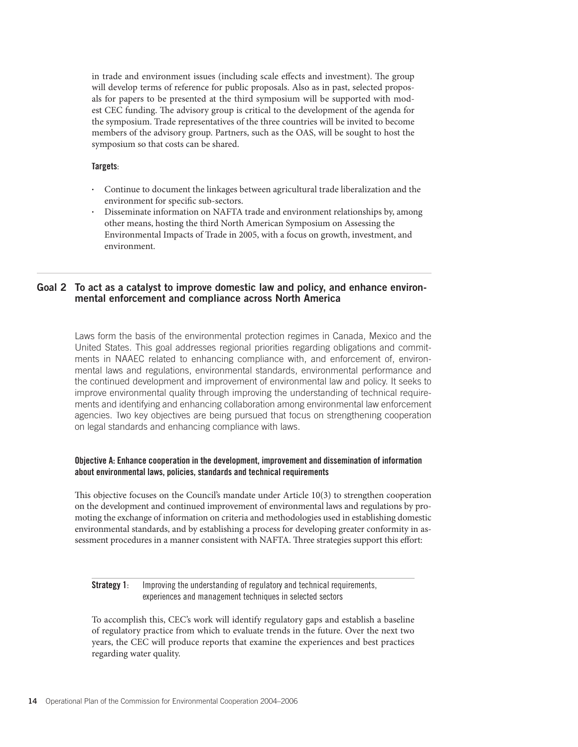in trade and environment issues (including scale effects and investment). The group will develop terms of reference for public proposals. Also as in past, selected proposals for papers to be presented at the third symposium will be supported with modest CEC funding. The advisory group is critical to the development of the agenda for the symposium. Trade representatives of the three countries will be invited to become members of the advisory group. Partners, such as the OAS, will be sought to host the symposium so that costs can be shared.

**Targets**:

- Continue to document the linkages between agricultural trade liberalization and the environment for specific sub-sectors.
- Disseminate information on NAFTA trade and environment relationships by, among other means, hosting the third North American Symposium on Assessing the Environmental Impacts of Trade in 2005, with a focus on growth, investment, and environment.

## Goal 2 To act as a catalyst to improve domestic law and policy, and enhance environmental enforcement and compliance across North America

Laws form the basis of the environmental protection regimes in Canada, Mexico and the United States. This goal addresses regional priorities regarding obligations and commitments in NAAEC related to enhancing compliance with, and enforcement of, environmental laws and regulations, environmental standards, environmental performance and the continued development and improvement of environmental law and policy. It seeks to improve environmental quality through improving the understanding of technical requirements and identifying and enhancing collaboration among environmental law enforcement agencies. Two key objectives are being pursued that focus on strengthening cooperation on legal standards and enhancing compliance with laws.

### Objective A: Enhance cooperation in the development, improvement and dissemination of information about environmental laws, policies, standards and technical requirements

This objective focuses on the Council's mandate under Article 10(3) to strengthen cooperation on the development and continued improvement of environmental laws and regulations by promoting the exchange of information on criteria and methodologies used in establishing domestic environmental standards, and by establishing a process for developing greater conformity in assessment procedures in a manner consistent with NAFTA. Three strategies support this effort:

**Strategy 1**: Improving the understanding of regulatory and technical requirements, experiences and management techniques in selected sectors

To accomplish this, CEC's work will identify regulatory gaps and establish a baseline of regulatory practice from which to evaluate trends in the future. Over the next two years, the CEC will produce reports that examine the experiences and best practices regarding water quality.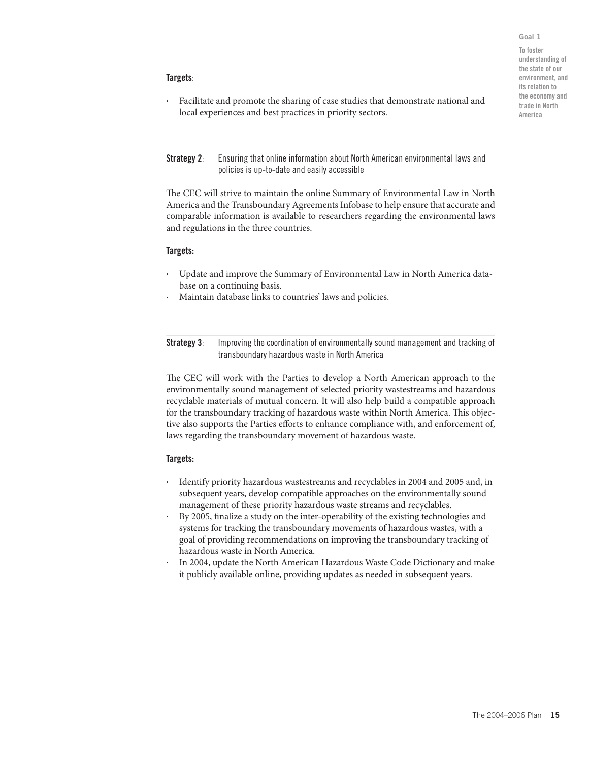**Targets**:

- Facilitate and promote the sharing of case studies that demonstrate national and local experiences and best practices in priority sectors.

**Strategy 2**: Ensuring that online information about North American environmental laws and policies is up-to-date and easily accessible

The CEC will strive to maintain the online Summary of Environmental Law in North America and the Transboundary Agreements Infobase to help ensure that accurate and comparable information is available to researchers regarding the environmental laws and regulations in the three countries.

**Targets:**

- Update and improve the Summary of Environmental Law in North America database on a continuing basis.
- Maintain database links to countries' laws and policies.

**Strategy 3**: Improving the coordination of environmentally sound management and tracking of transboundary hazardous waste in North America

The CEC will work with the Parties to develop a North American approach to the environmentally sound management of selected priority wastestreams and hazardous recyclable materials of mutual concern. It will also help build a compatible approach for the transboundary tracking of hazardous waste within North America. This objective also supports the Parties efforts to enhance compliance with, and enforcement of, laws regarding the transboundary movement of hazardous waste.

**Targets:**

- Identify priority hazardous wastestreams and recyclables in 2004 and 2005 and, in subsequent years, develop compatible approaches on the environmentally sound management of these priority hazardous waste streams and recyclables.
- By 2005, finalize a study on the inter-operability of the existing technologies and systems for tracking the transboundary movements of hazardous wastes, with a goal of providing recommendations on improving the transboundary tracking of hazardous waste in North America.
- In 2004, update the North American Hazardous Waste Code Dictionary and make it publicly available online, providing updates as needed in subsequent years.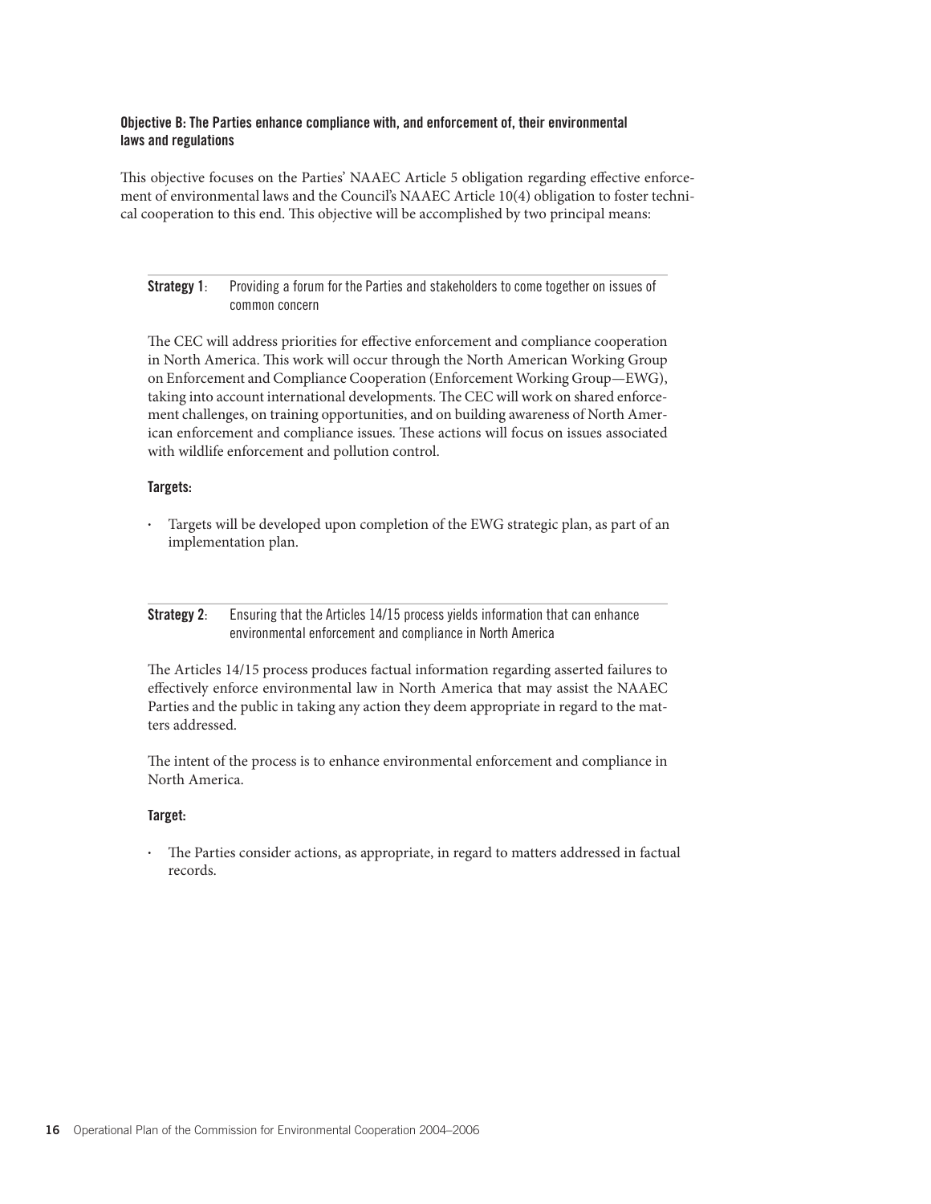### Objective B: The Parties enhance compliance with, and enforcement of, their environmental laws and regulations

This objective focuses on the Parties' NAAEC Article 5 obligation regarding effective enforcement of environmental laws and the Council's NAAEC Article 10(4) obligation to foster technical cooperation to this end. This objective will be accomplished by two principal means:

**Strategy 1**: Providing a forum for the Parties and stakeholders to come together on issues of common concern

The CEC will address priorities for effective enforcement and compliance cooperation in North America. This work will occur through the North American Working Group on Enforcement and Compliance Cooperation (Enforcement Working Group—EWG), taking into account international developments. The CEC will work on shared enforcement challenges, on training opportunities, and on building awareness of North American enforcement and compliance issues. These actions will focus on issues associated with wildlife enforcement and pollution control.

**Targets:**

- Targets will be developed upon completion of the EWG strategic plan, as part of an implementation plan.

**Strategy 2**: Ensuring that the Articles 14/15 process yields information that can enhance environmental enforcement and compliance in North America

The Articles 14/15 process produces factual information regarding asserted failures to effectively enforce environmental law in North America that may assist the NAAEC Parties and the public in taking any action they deem appropriate in regard to the matters addressed.

The intent of the process is to enhance environmental enforcement and compliance in North America.

**Target:**

- The Parties consider actions, as appropriate, in regard to matters addressed in factual records.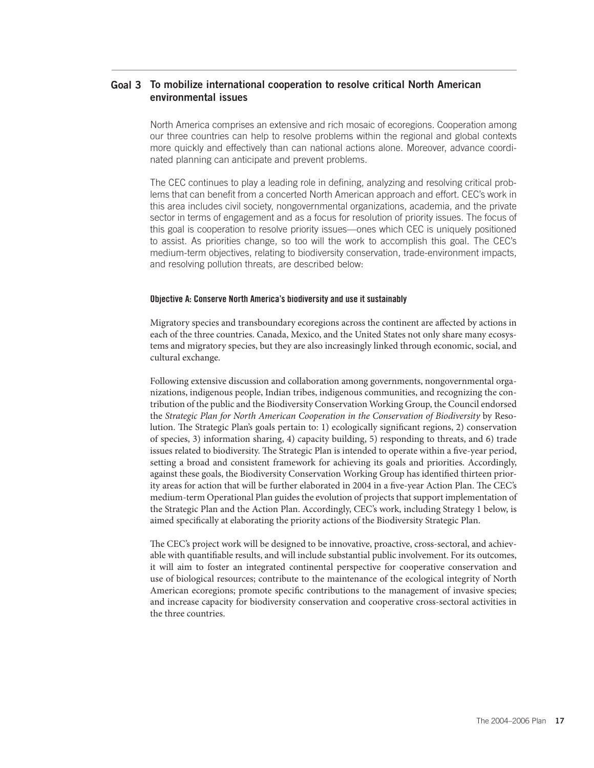## Goal 3 To mobilize international cooperation to resolve critical North American environmental issues

North America comprises an extensive and rich mosaic of ecoregions. Cooperation among our three countries can help to resolve problems within the regional and global contexts more quickly and effectively than can national actions alone. Moreover, advance coordinated planning can anticipate and prevent problems.

The CEC continues to play a leading role in defining, analyzing and resolving critical problems that can benefit from a concerted North American approach and effort. CEC's work in this area includes civil society, nongovernmental organizations, academia, and the private sector in terms of engagement and as a focus for resolution of priority issues. The focus of this goal is cooperation to resolve priority issues—ones which CEC is uniquely positioned to assist. As priorities change, so too will the work to accomplish this goal. The CEC's medium-term objectives, relating to biodiversity conservation, trade-environment impacts, and resolving pollution threats, are described below:

#### Objective A: Conserve North America's biodiversity and use it sustainably

Migratory species and transboundary ecoregions across the continent are affected by actions in each of the three countries. Canada, Mexico, and the United States not only share many ecosystems and migratory species, but they are also increasingly linked through economic, social, and cultural exchange.

Following extensive discussion and collaboration among governments, nongovernmental organizations, indigenous people, Indian tribes, indigenous communities, and recognizing the contribution of the public and the Biodiversity Conservation Working Group, the Council endorsed the *Strategic Plan for North American Cooperation in the Conservation of Biodiversity* by Resolution. The Strategic Plan's goals pertain to: 1) ecologically significant regions, 2) conservation of species, 3) information sharing, 4) capacity building, 5) responding to threats, and 6) trade issues related to biodiversity. The Strategic Plan is intended to operate within a five-year period, setting a broad and consistent framework for achieving its goals and priorities. Accordingly, against these goals, the Biodiversity Conservation Working Group has identified thirteen priority areas for action that will be further elaborated in 2004 in a five-year Action Plan. The CEC's medium-term Operational Plan guides the evolution of projects that support implementation of the Strategic Plan and the Action Plan. Accordingly, CEC's work, including Strategy 1 below, is aimed specifically at elaborating the priority actions of the Biodiversity Strategic Plan.

The CEC's project work will be designed to be innovative, proactive, cross-sectoral, and achievable with quantifiable results, and will include substantial public involvement. For its outcomes, it will aim to foster an integrated continental perspective for cooperative conservation and use of biological resources; contribute to the maintenance of the ecological integrity of North American ecoregions; promote specific contributions to the management of invasive species; and increase capacity for biodiversity conservation and cooperative cross-sectoral activities in the three countries.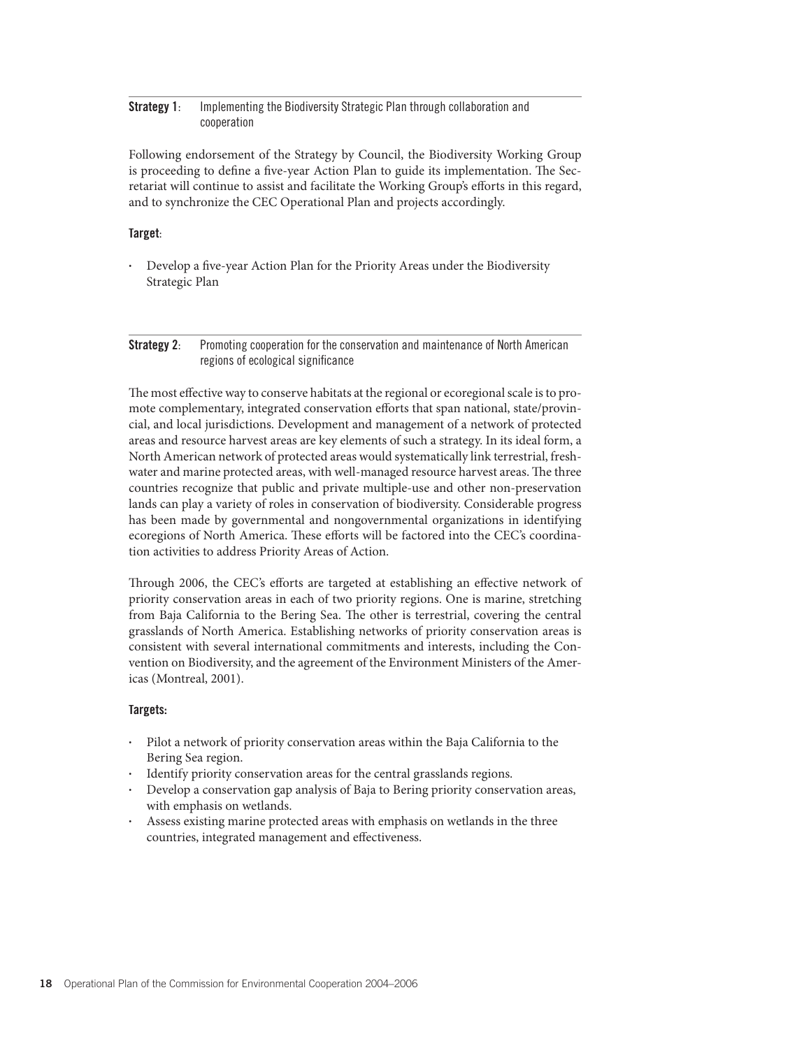**Strategy 1**: Implementing the Biodiversity Strategic Plan through collaboration and cooperation

Following endorsement of the Strategy by Council, the Biodiversity Working Group is proceeding to define a five-year Action Plan to guide its implementation. The Secretariat will continue to assist and facilitate the Working Group's efforts in this regard, and to synchronize the CEC Operational Plan and projects accordingly.

**Target**:

- Develop a five-year Action Plan for the Priority Areas under the Biodiversity Strategic Plan

**Strategy 2**: Promoting cooperation for the conservation and maintenance of North American regions of ecological significance

The most effective way to conserve habitats at the regional or ecoregional scale is to promote complementary, integrated conservation efforts that span national, state/provincial, and local jurisdictions. Development and management of a network of protected areas and resource harvest areas are key elements of such a strategy. In its ideal form, a North American network of protected areas would systematically link terrestrial, freshwater and marine protected areas, with well-managed resource harvest areas. The three countries recognize that public and private multiple-use and other non-preservation lands can play a variety of roles in conservation of biodiversity. Considerable progress has been made by governmental and nongovernmental organizations in identifying ecoregions of North America. These efforts will be factored into the CEC's coordination activities to address Priority Areas of Action.

Through 2006, the CEC's efforts are targeted at establishing an effective network of priority conservation areas in each of two priority regions. One is marine, stretching from Baja California to the Bering Sea. The other is terrestrial, covering the central grasslands of North America. Establishing networks of priority conservation areas is consistent with several international commitments and interests, including the Convention on Biodiversity, and the agreement of the Environment Ministers of the Americas (Montreal, 2001).

**Targets:**

- Pilot a network of priority conservation areas within the Baja California to the Bering Sea region.
- Identify priority conservation areas for the central grasslands regions.
- Develop a conservation gap analysis of Baja to Bering priority conservation areas, with emphasis on wetlands.
- Assess existing marine protected areas with emphasis on wetlands in the three countries, integrated management and effectiveness.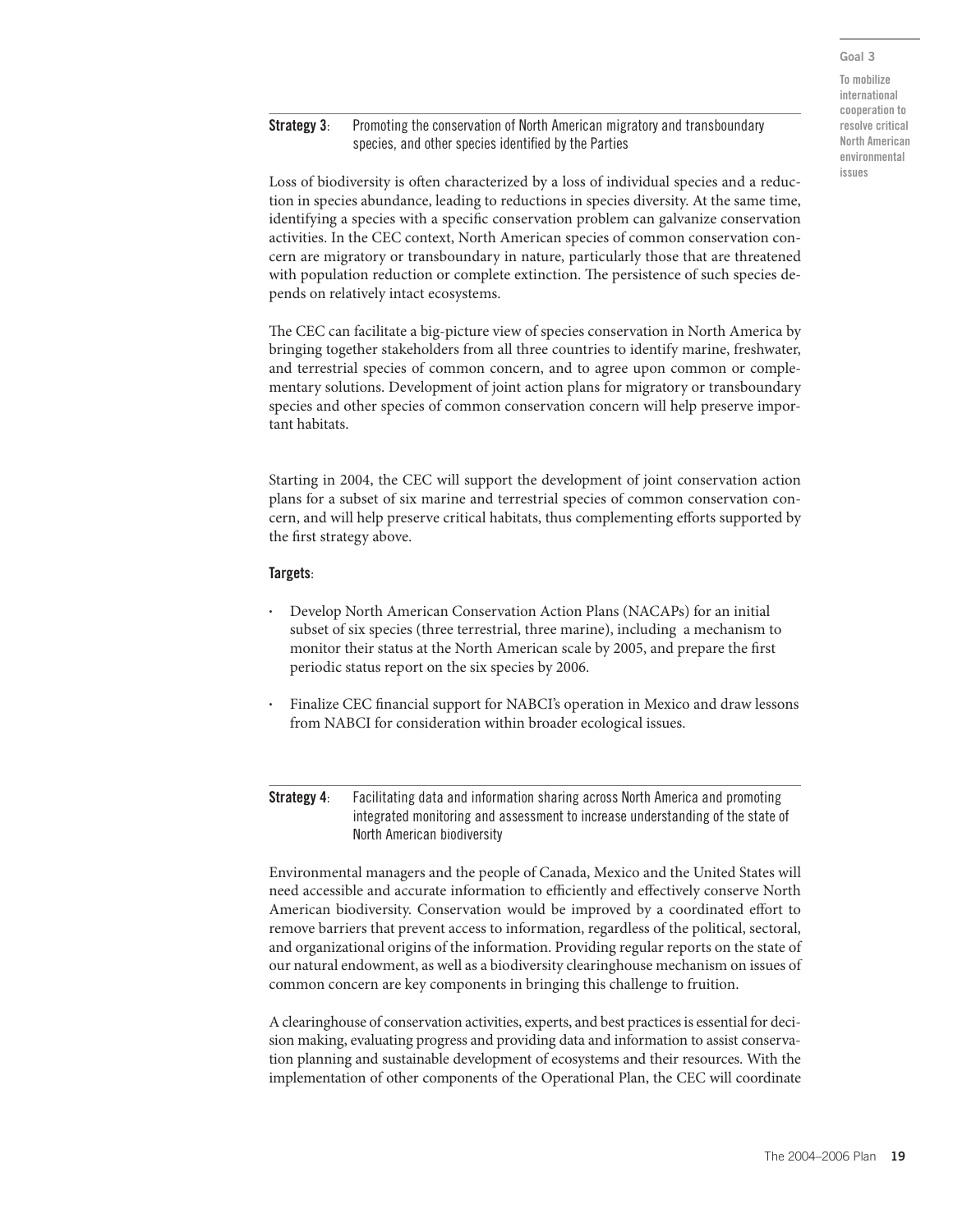**Strategy 3**: Promoting the conservation of North American migratory and transboundary species, and other species identified by the Parties

Loss of biodiversity is often characterized by a loss of individual species and a reduction in species abundance, leading to reductions in species diversity. At the same time, identifying a species with a specific conservation problem can galvanize conservation activities. In the CEC context, North American species of common conservation concern are migratory or transboundary in nature, particularly those that are threatened with population reduction or complete extinction. The persistence of such species depends on relatively intact ecosystems.

The CEC can facilitate a big-picture view of species conservation in North America by bringing together stakeholders from all three countries to identify marine, freshwater, and terrestrial species of common concern, and to agree upon common or complementary solutions. Development of joint action plans for migratory or transboundary species and other species of common conservation concern will help preserve important habitats.

Starting in 2004, the CEC will support the development of joint conservation action plans for a subset of six marine and terrestrial species of common conservation concern, and will help preserve critical habitats, thus complementing efforts supported by the first strategy above.

**Targets**:

- Develop North American Conservation Action Plans (NACAPs) for an initial subset of six species (three terrestrial, three marine), including a mechanism to monitor their status at the North American scale by 2005, and prepare the first periodic status report on the six species by 2006.
- Finalize CEC financial support for NABCI's operation in Mexico and draw lessons from NABCI for consideration within broader ecological issues.

**Strategy 4**: Facilitating data and information sharing across North America and promoting integrated monitoring and assessment to increase understanding of the state of North American biodiversity

Environmental managers and the people of Canada, Mexico and the United States will need accessible and accurate information to efficiently and effectively conserve North American biodiversity. Conservation would be improved by a coordinated effort to remove barriers that prevent access to information, regardless of the political, sectoral, and organizational origins of the information. Providing regular reports on the state of our natural endowment, as well as a biodiversity clearinghouse mechanism on issues of common concern are key components in bringing this challenge to fruition.

A clearinghouse of conservation activities, experts, and best practices is essential for decision making, evaluating progress and providing data and information to assist conservation planning and sustainable development of ecosystems and their resources. With the implementation of other components of the Operational Plan, the CEC will coordinate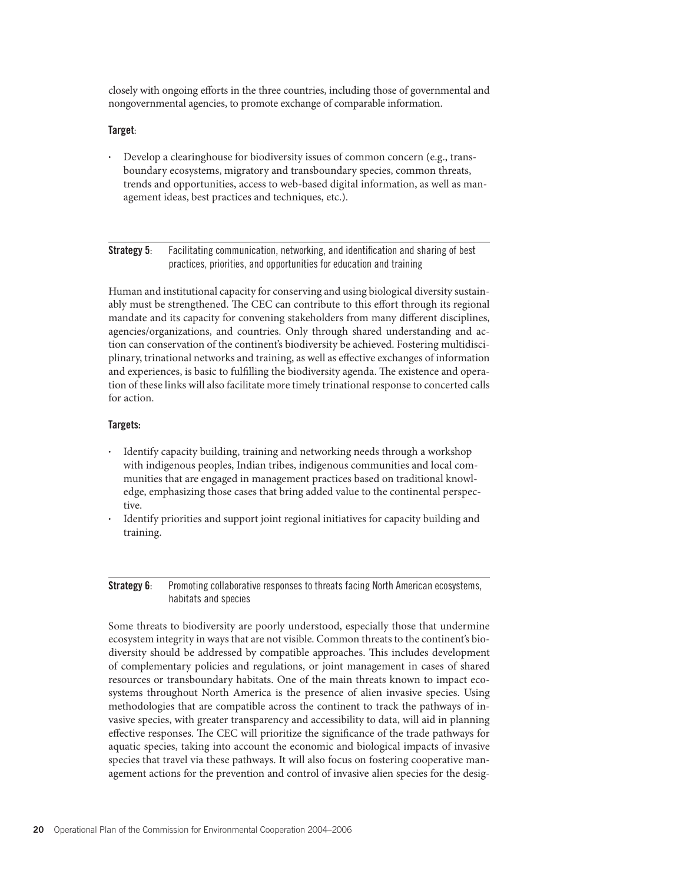closely with ongoing efforts in the three countries, including those of governmental and nongovernmental agencies, to promote exchange of comparable information.

**Target**:

- Develop a clearinghouse for biodiversity issues of common concern (e.g., transboundary ecosystems, migratory and transboundary species, common threats, trends and opportunities, access to web-based digital information, as well as management ideas, best practices and techniques, etc.).

**Strategy 5**: Facilitating communication, networking, and identification and sharing of best practices, priorities, and opportunities for education and training

Human and institutional capacity for conserving and using biological diversity sustainably must be strengthened. The CEC can contribute to this effort through its regional mandate and its capacity for convening stakeholders from many different disciplines, agencies/organizations, and countries. Only through shared understanding and action can conservation of the continent's biodiversity be achieved. Fostering multidisciplinary, trinational networks and training, as well as effective exchanges of information and experiences, is basic to fulfilling the biodiversity agenda. The existence and operation of these links will also facilitate more timely trinational response to concerted calls for action.

**Targets:**

- Identify capacity building, training and networking needs through a workshop with indigenous peoples, Indian tribes, indigenous communities and local communities that are engaged in management practices based on traditional knowledge, emphasizing those cases that bring added value to the continental perspective.
- Identify priorities and support joint regional initiatives for capacity building and training.

**Strategy 6**: Promoting collaborative responses to threats facing North American ecosystems, habitats and species

Some threats to biodiversity are poorly understood, especially those that undermine ecosystem integrity in ways that are not visible. Common threats to the continent's biodiversity should be addressed by compatible approaches. This includes development of complementary policies and regulations, or joint management in cases of shared resources or transboundary habitats. One of the main threats known to impact ecosystems throughout North America is the presence of alien invasive species. Using methodologies that are compatible across the continent to track the pathways of invasive species, with greater transparency and accessibility to data, will aid in planning effective responses. The CEC will prioritize the significance of the trade pathways for aquatic species, taking into account the economic and biological impacts of invasive species that travel via these pathways. It will also focus on fostering cooperative management actions for the prevention and control of invasive alien species for the desig-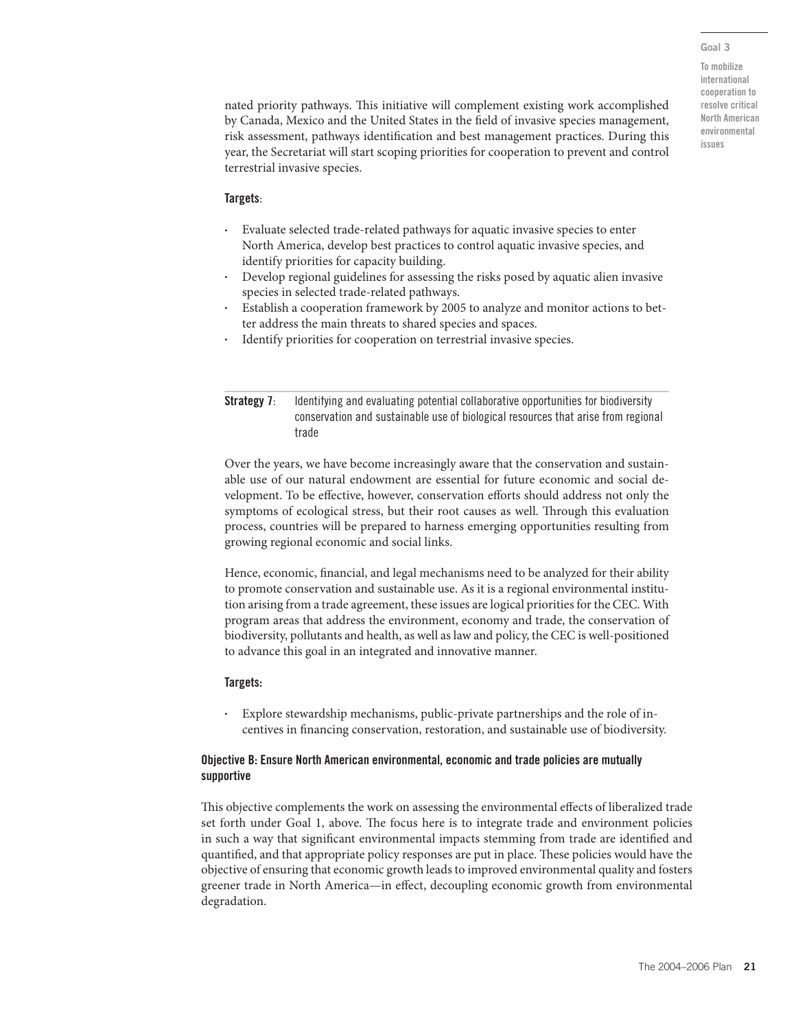nated priority pathways. This initiative will complement existing work accomplished by Canada, Mexico and the United States in the field of invasive species management, risk assessment, pathways identification and best management practices. During this year, the Secretariat will start scoping priorities for cooperation to prevent and control terrestrial invasive species.

**Targets**:

- Evaluate selected trade-related pathways for aquatic invasive species to enter North America, develop best practices to control aquatic invasive species, and identify priorities for capacity building.
- Develop regional guidelines for assessing the risks posed by aquatic alien invasive species in selected trade-related pathways.
- Establish a cooperation framework by 2005 to analyze and monitor actions to better address the main threats to shared species and spaces.
- Identify priorities for cooperation on terrestrial invasive species.

**Strategy 7**: Identifying and evaluating potential collaborative opportunities for biodiversity conservation and sustainable use of biological resources that arise from regional trade

Over the years, we have become increasingly aware that the conservation and sustainable use of our natural endowment are essential for future economic and social development. To be effective, however, conservation efforts should address not only the symptoms of ecological stress, but their root causes as well. Through this evaluation process, countries will be prepared to harness emerging opportunities resulting from growing regional economic and social links.

Hence, economic, financial, and legal mechanisms need to be analyzed for their ability to promote conservation and sustainable use. As it is a regional environmental institution arising from a trade agreement, these issues are logical priorities for the CEC. With program areas that address the environment, economy and trade, the conservation of biodiversity, pollutants and health, as well as law and policy, the CEC is well-positioned to advance this goal in an integrated and innovative manner.

**Targets:**

- Explore stewardship mechanisms, public-private partnerships and the role of incentives in financing conservation, restoration, and sustainable use of biodiversity.

### Objective B: Ensure North American environmental, economic and trade policies are mutually supportive

This objective complements the work on assessing the environmental effects of liberalized trade set forth under Goal 1, above. The focus here is to integrate trade and environment policies in such a way that significant environmental impacts stemming from trade are identified and quantified, and that appropriate policy responses are put in place. These policies would have the objective of ensuring that economic growth leads to improved environmental quality and fosters greener trade in North America—in effect, decoupling economic growth from environmental degradation.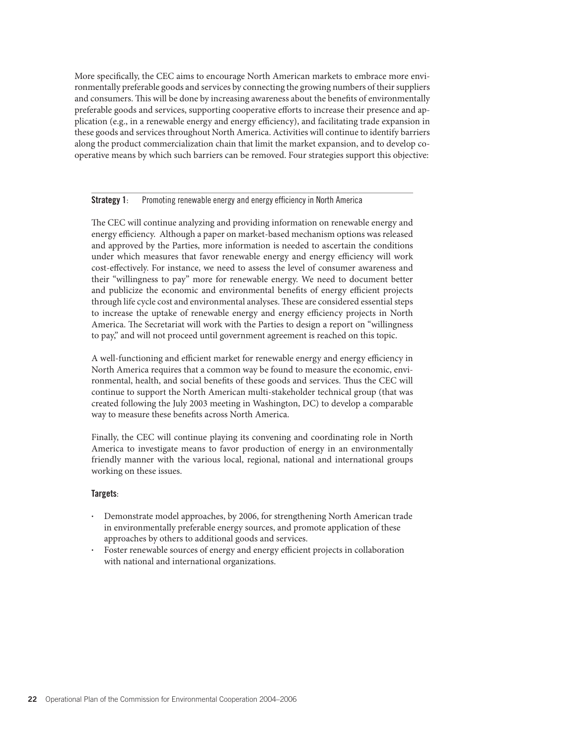More specifically, the CEC aims to encourage North American markets to embrace more environmentally preferable goods and services by connecting the growing numbers of their suppliers and consumers. This will be done by increasing awareness about the benefits of environmentally preferable goods and services, supporting cooperative efforts to increase their presence and application (e.g., in a renewable energy and energy efficiency), and facilitating trade expansion in these goods and services throughout North America. Activities will continue to identify barriers along the product commercialization chain that limit the market expansion, and to develop cooperative means by which such barriers can be removed. Four strategies support this objective:

**Strategy 1**: Promoting renewable energy and energy efficiency in North America

The CEC will continue analyzing and providing information on renewable energy and energy efficiency. Although a paper on market-based mechanism options was released and approved by the Parties, more information is needed to ascertain the conditions under which measures that favor renewable energy and energy efficiency will work cost-effectively. For instance, we need to assess the level of consumer awareness and their "willingness to pay" more for renewable energy. We need to document better and publicize the economic and environmental benefits of energy efficient projects through life cycle cost and environmental analyses. These are considered essential steps to increase the uptake of renewable energy and energy efficiency projects in North America. The Secretariat will work with the Parties to design a report on "willingness to pay," and will not proceed until government agreement is reached on this topic.

A well-functioning and efficient market for renewable energy and energy efficiency in North America requires that a common way be found to measure the economic, environmental, health, and social benefits of these goods and services. Thus the CEC will continue to support the North American multi-stakeholder technical group (that was created following the July 2003 meeting in Washington, DC) to develop a comparable way to measure these benefits across North America.

Finally, the CEC will continue playing its convening and coordinating role in North America to investigate means to favor production of energy in an environmentally friendly manner with the various local, regional, national and international groups working on these issues.

**Targets**:

- Demonstrate model approaches, by 2006, for strengthening North American trade in environmentally preferable energy sources, and promote application of these approaches by others to additional goods and services.
- Foster renewable sources of energy and energy efficient projects in collaboration with national and international organizations.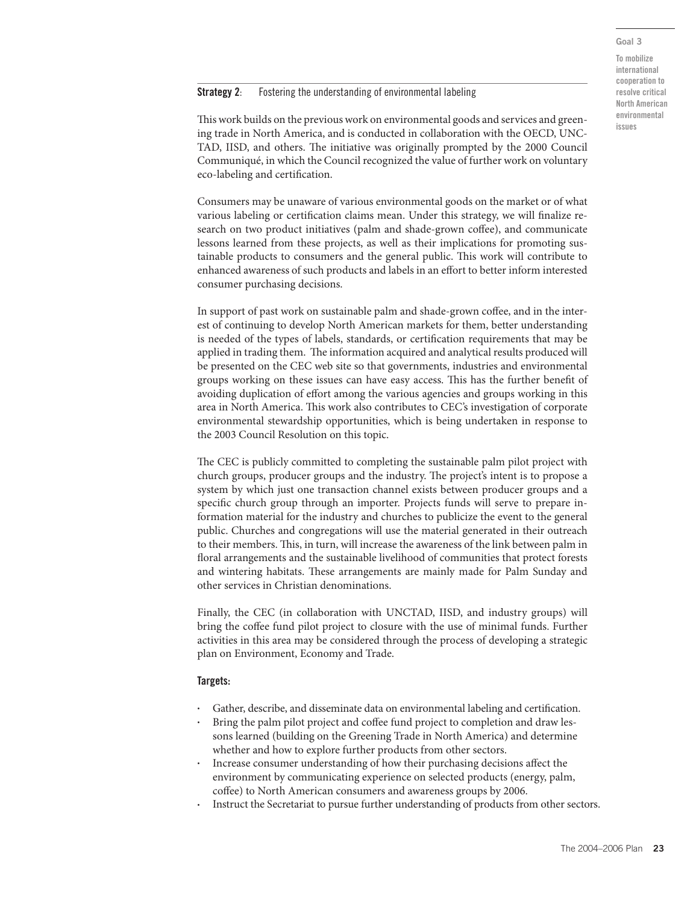**Strategy 2**: Fostering the understanding of environmental labeling

This work builds on the previous work on environmental goods and services and greening trade in North America, and is conducted in collaboration with the OECD, UNCTAD, IISD, and others. The initiative was originally prompted by the 2000 Council Communiqué, in which the Council recognized the value of further work on voluntary eco-labeling and certification.

Consumers may be unaware of various environmental goods on the market or of what various labeling or certification claims mean. Under this strategy, we will finalize research on two product initiatives (palm and shade-grown coffee), and communicate lessons learned from these projects, as well as their implications for promoting sustainable products to consumers and the general public. This work will contribute to enhanced awareness of such products and labels in an effort to better inform interested consumer purchasing decisions.

In support of past work on sustainable palm and shade-grown coffee, and in the interest of continuing to develop North American markets for them, better understanding is needed of the types of labels, standards, or certification requirements that may be applied in trading them. The information acquired and analytical results produced will be presented on the CEC web site so that governments, industries and environmental groups working on these issues can have easy access. This has the further benefit of avoiding duplication of effort among the various agencies and groups working in this area in North America. This work also contributes to CEC's investigation of corporate environmental stewardship opportunities, which is being undertaken in response to the 2003 Council Resolution on this topic.

The CEC is publicly committed to completing the sustainable palm pilot project with church groups, producer groups and the industry. The project's intent is to propose a system by which just one transaction channel exists between producer groups and a specific church group through an importer. Projects funds will serve to prepare information material for the industry and churches to publicize the event to the general public. Churches and congregations will use the material generated in their outreach to their members. This, in turn, will increase the awareness of the link between palm in floral arrangements and the sustainable livelihood of communities that protect forests and wintering habitats. These arrangements are mainly made for Palm Sunday and other services in Christian denominations.

Finally, the CEC (in collaboration with UNCTAD, IISD, and industry groups) will bring the coffee fund pilot project to closure with the use of minimal funds. Further activities in this area may be considered through the process of developing a strategic plan on Environment, Economy and Trade.

**Targets:**

- Gather, describe, and disseminate data on environmental labeling and certification.
- Bring the palm pilot project and coffee fund project to completion and draw lessons learned (building on the Greening Trade in North America) and determine whether and how to explore further products from other sectors.
- Increase consumer understanding of how their purchasing decisions affect the environment by communicating experience on selected products (energy, palm, coffee) to North American consumers and awareness groups by 2006.
- Instruct the Secretariat to pursue further understanding of products from other sectors.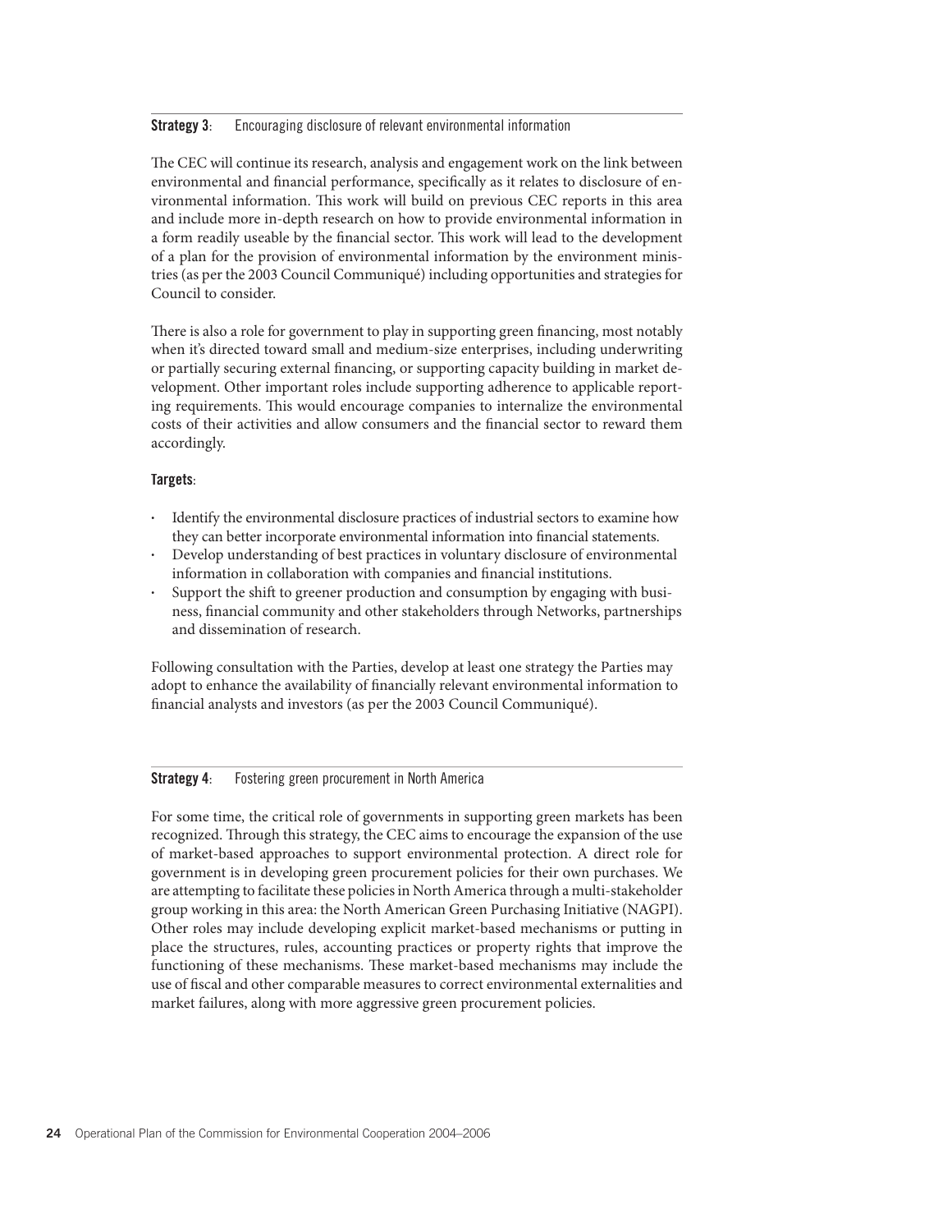**Strategy 3**: Encouraging disclosure of relevant environmental information

The CEC will continue its research, analysis and engagement work on the link between environmental and financial performance, specifically as it relates to disclosure of environmental information. This work will build on previous CEC reports in this area and include more in-depth research on how to provide environmental information in a form readily useable by the financial sector. This work will lead to the development of a plan for the provision of environmental information by the environment ministries (as per the 2003 Council Communiqué) including opportunities and strategies for Council to consider.

There is also a role for government to play in supporting green financing, most notably when it's directed toward small and medium-size enterprises, including underwriting or partially securing external financing, or supporting capacity building in market development. Other important roles include supporting adherence to applicable reporting requirements. This would encourage companies to internalize the environmental costs of their activities and allow consumers and the financial sector to reward them accordingly.

**Targets**:

- Identify the environmental disclosure practices of industrial sectors to examine how they can better incorporate environmental information into financial statements.
- Develop understanding of best practices in voluntary disclosure of environmental information in collaboration with companies and financial institutions.
- Support the shift to greener production and consumption by engaging with business, financial community and other stakeholders through Networks, partnerships and dissemination of research.

Following consultation with the Parties, develop at least one strategy the Parties may adopt to enhance the availability of financially relevant environmental information to financial analysts and investors (as per the 2003 Council Communiqué).

**Strategy 4**: Fostering green procurement in North America

For some time, the critical role of governments in supporting green markets has been recognized. Through this strategy, the CEC aims to encourage the expansion of the use of market-based approaches to support environmental protection. A direct role for government is in developing green procurement policies for their own purchases. We are attempting to facilitate these policies in North America through a multi-stakeholder group working in this area: the North American Green Purchasing Initiative (NAGPI). Other roles may include developing explicit market-based mechanisms or putting in place the structures, rules, accounting practices or property rights that improve the functioning of these mechanisms. These market-based mechanisms may include the use of fiscal and other comparable measures to correct environmental externalities and market failures, along with more aggressive green procurement policies.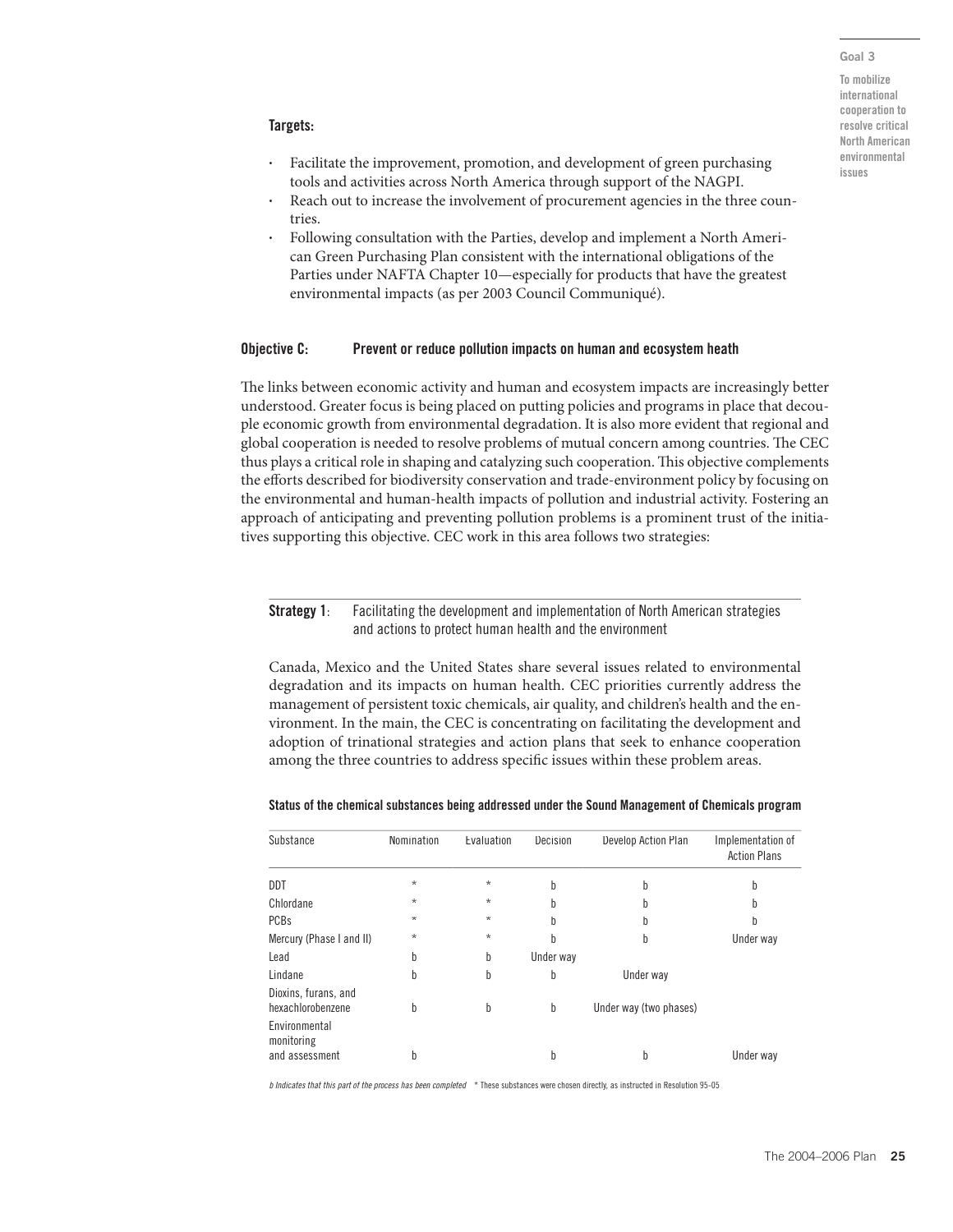**Targets:**

- Facilitate the improvement, promotion, and development of green purchasing tools and activities across North America through support of the NAGPI.
- Reach out to increase the involvement of procurement agencies in the three countries.
- Following consultation with the Parties, develop and implement a North American Green Purchasing Plan consistent with the international obligations of the Parties under NAFTA Chapter 10—especially for products that have the greatest environmental impacts (as per 2003 Council Communiqué).

## Objective C: Prevent or reduce pollution impacts on human and ecosystem heath

The links between economic activity and human and ecosystem impacts are increasingly better understood. Greater focus is being placed on putting policies and programs in place that decouple economic growth from environmental degradation. It is also more evident that regional and global cooperation is needed to resolve problems of mutual concern among countries. The CEC thus plays a critical role in shaping and catalyzing such cooperation. This objective complements the efforts described for biodiversity conservation and trade-environment policy by focusing on the environmental and human-health impacts of pollution and industrial activity. Fostering an approach of anticipating and preventing pollution problems is a prominent trust of the initiatives supporting this objective. CEC work in this area follows two strategies:

### Strategy 1: Facilitating the development and implementation of North American strategies and actions to protect human health and the environment

Canada, Mexico and the United States share several issues related to environmental degradation and its impacts on human health. CEC priorities currently address the management of persistent toxic chemicals, air quality, and children's health and the environment. In the main, the CEC is concentrating on facilitating the development and adoption of trinational strategies and action plans that seek to enhance cooperation among the three countries to address specific issues within these problem areas.

**Status of the chemical substances being addressed under the Sound Management of Chemicals program**

| Substance | Nomination | Evaluation | Decision | Develop Action Plan | Implementation of Action Plans |
|---|---|---|---|---|---|
| DDT | * | * | b | b | b |
| Chlordane | * | * | b | b | b |
| PCBs | * | * | b | b | b |
| Mercury (Phase I and II) | * | * | b | b | Under way |
| Lead | b | b | Under way | | |
| Lindane | b | b | b | Under way | |
| Dioxins, furans, and hexachlorobenzene | b | b | b | Under way (two phases) | |
| Environmental monitoring and assessment | b | | b | b | Under way |

*b Indicates that this part of the process has been completed* * These substances were chosen directly, as instructed in Resolution 95-05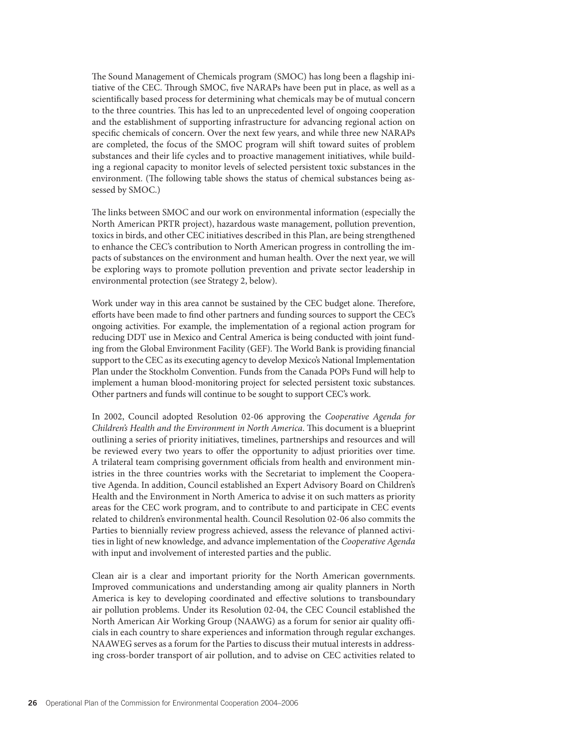The Sound Management of Chemicals program (SMOC) has long been a flagship initiative of the CEC. Through SMOC, five NARAPs have been put in place, as well as a scientifically based process for determining what chemicals may be of mutual concern to the three countries. This has led to an unprecedented level of ongoing cooperation and the establishment of supporting infrastructure for advancing regional action on specific chemicals of concern. Over the next few years, and while three new NARAPs are completed, the focus of the SMOC program will shift toward suites of problem substances and their life cycles and to proactive management initiatives, while building a regional capacity to monitor levels of selected persistent toxic substances in the environment. (The following table shows the status of chemical substances being assessed by SMOC.)

The links between SMOC and our work on environmental information (especially the North American PRTR project), hazardous waste management, pollution prevention, toxics in birds, and other CEC initiatives described in this Plan, are being strengthened to enhance the CEC's contribution to North American progress in controlling the impacts of substances on the environment and human health. Over the next year, we will be exploring ways to promote pollution prevention and private sector leadership in environmental protection (see Strategy 2, below).

Work under way in this area cannot be sustained by the CEC budget alone. Therefore, efforts have been made to find other partners and funding sources to support the CEC's ongoing activities. For example, the implementation of a regional action program for reducing DDT use in Mexico and Central America is being conducted with joint funding from the Global Environment Facility (GEF). The World Bank is providing financial support to the CEC as its executing agency to develop Mexico's National Implementation Plan under the Stockholm Convention. Funds from the Canada POPs Fund will help to implement a human blood-monitoring project for selected persistent toxic substances. Other partners and funds will continue to be sought to support CEC's work.

In 2002, Council adopted Resolution 02-06 approving the *Cooperative Agenda for Children's Health and the Environment in North America*. This document is a blueprint outlining a series of priority initiatives, timelines, partnerships and resources and will be reviewed every two years to offer the opportunity to adjust priorities over time. A trilateral team comprising government officials from health and environment ministries in the three countries works with the Secretariat to implement the Cooperative Agenda. In addition, Council established an Expert Advisory Board on Children's Health and the Environment in North America to advise it on such matters as priority areas for the CEC work program, and to contribute to and participate in CEC events related to children's environmental health. Council Resolution 02-06 also commits the Parties to biennially review progress achieved, assess the relevance of planned activities in light of new knowledge, and advance implementation of the *Cooperative Agenda* with input and involvement of interested parties and the public.

Clean air is a clear and important priority for the North American governments. Improved communications and understanding among air quality planners in North America is key to developing coordinated and effective solutions to transboundary air pollution problems. Under its Resolution 02-04, the CEC Council established the North American Air Working Group (NAAWG) as a forum for senior air quality officials in each country to share experiences and information through regular exchanges. NAAWEG serves as a forum for the Parties to discuss their mutual interests in addressing cross-border transport of air pollution, and to advise on CEC activities related to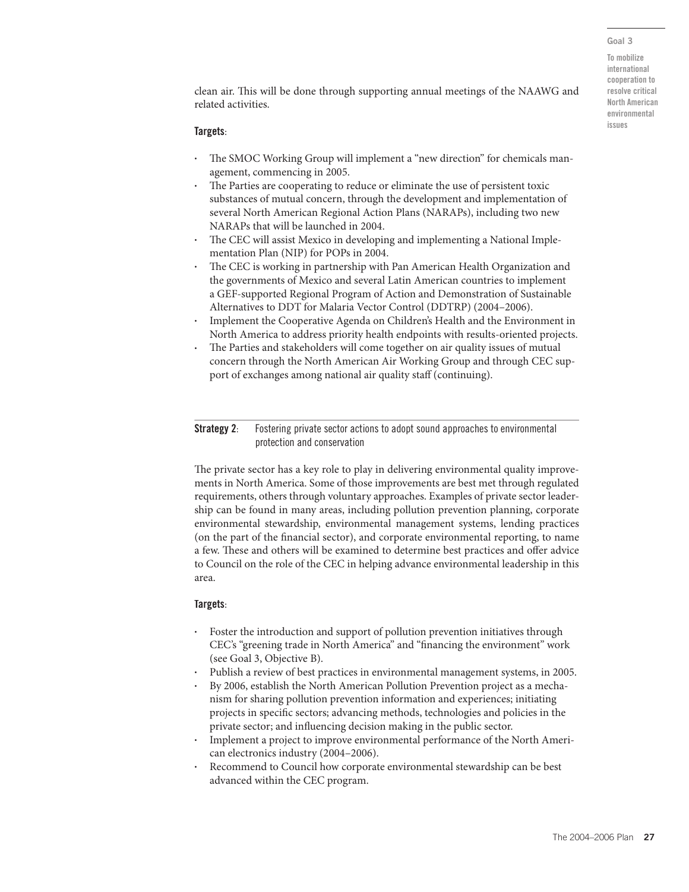clean air. This will be done through supporting annual meetings of the NAAWG and related activities.

**Targets**:

- The SMOC Working Group will implement a "new direction" for chemicals management, commencing in 2005.
- The Parties are cooperating to reduce or eliminate the use of persistent toxic substances of mutual concern, through the development and implementation of several North American Regional Action Plans (NARAPs), including two new NARAPs that will be launched in 2004.
- The CEC will assist Mexico in developing and implementing a National Implementation Plan (NIP) for POPs in 2004.
- The CEC is working in partnership with Pan American Health Organization and the governments of Mexico and several Latin American countries to implement a GEF-supported Regional Program of Action and Demonstration of Sustainable Alternatives to DDT for Malaria Vector Control (DDTRP) (2004–2006).
- Implement the Cooperative Agenda on Children's Health and the Environment in North America to address priority health endpoints with results-oriented projects.
- The Parties and stakeholders will come together on air quality issues of mutual concern through the North American Air Working Group and through CEC support of exchanges among national air quality staff (continuing).

**Strategy 2**: Fostering private sector actions to adopt sound approaches to environmental protection and conservation

The private sector has a key role to play in delivering environmental quality improvements in North America. Some of those improvements are best met through regulated requirements, others through voluntary approaches. Examples of private sector leadership can be found in many areas, including pollution prevention planning, corporate environmental stewardship, environmental management systems, lending practices (on the part of the financial sector), and corporate environmental reporting, to name a few. These and others will be examined to determine best practices and offer advice to Council on the role of the CEC in helping advance environmental leadership in this area.

**Targets**:

- Foster the introduction and support of pollution prevention initiatives through CEC's "greening trade in North America" and "financing the environment" work (see Goal 3, Objective B).
- Publish a review of best practices in environmental management systems, in 2005.
- By 2006, establish the North American Pollution Prevention project as a mechanism for sharing pollution prevention information and experiences; initiating projects in specific sectors; advancing methods, technologies and policies in the private sector; and influencing decision making in the public sector.
- Implement a project to improve environmental performance of the North American electronics industry (2004–2006).
- Recommend to Council how corporate environmental stewardship can be best advanced within the CEC program.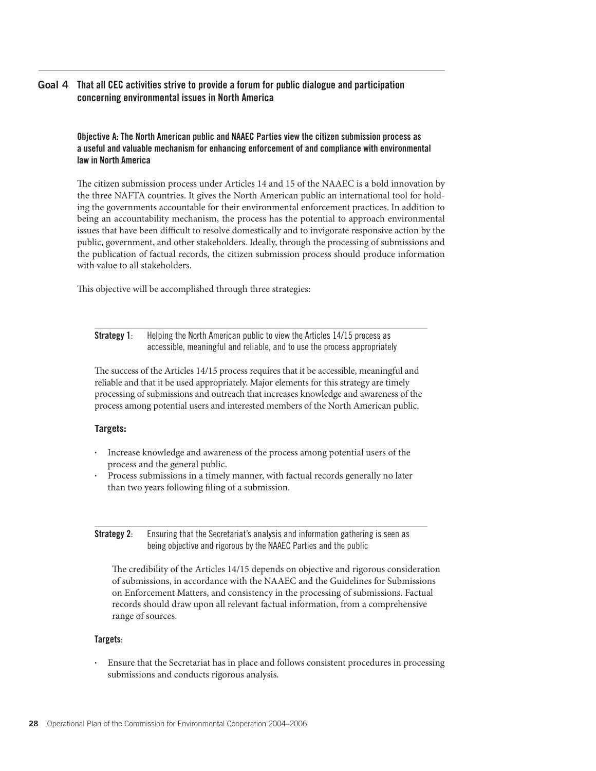## Goal 4 That all CEC activities strive to provide a forum for public dialogue and participation concerning environmental issues in North America

### Objective A: The North American public and NAAEC Parties view the citizen submission process as a useful and valuable mechanism for enhancing enforcement of and compliance with environmental law in North America

The citizen submission process under Articles 14 and 15 of the NAAEC is a bold innovation by the three NAFTA countries. It gives the North American public an international tool for holding the governments accountable for their environmental enforcement practices. In addition to being an accountability mechanism, the process has the potential to approach environmental issues that have been difficult to resolve domestically and to invigorate responsive action by the public, government, and other stakeholders. Ideally, through the processing of submissions and the publication of factual records, the citizen submission process should produce information with value to all stakeholders.

This objective will be accomplished through three strategies:

**Strategy 1**: Helping the North American public to view the Articles 14/15 process as accessible, meaningful and reliable, and to use the process appropriately

The success of the Articles 14/15 process requires that it be accessible, meaningful and reliable and that it be used appropriately. Major elements for this strategy are timely processing of submissions and outreach that increases knowledge and awareness of the process among potential users and interested members of the North American public.

**Targets:**

- Increase knowledge and awareness of the process among potential users of the process and the general public.
- Process submissions in a timely manner, with factual records generally no later than two years following filing of a submission.

**Strategy 2**: Ensuring that the Secretariat's analysis and information gathering is seen as being objective and rigorous by the NAAEC Parties and the public

The credibility of the Articles 14/15 depends on objective and rigorous consideration of submissions, in accordance with the NAAEC and the Guidelines for Submissions on Enforcement Matters, and consistency in the processing of submissions. Factual records should draw upon all relevant factual information, from a comprehensive range of sources.

**Targets**:

- Ensure that the Secretariat has in place and follows consistent procedures in processing submissions and conducts rigorous analysis.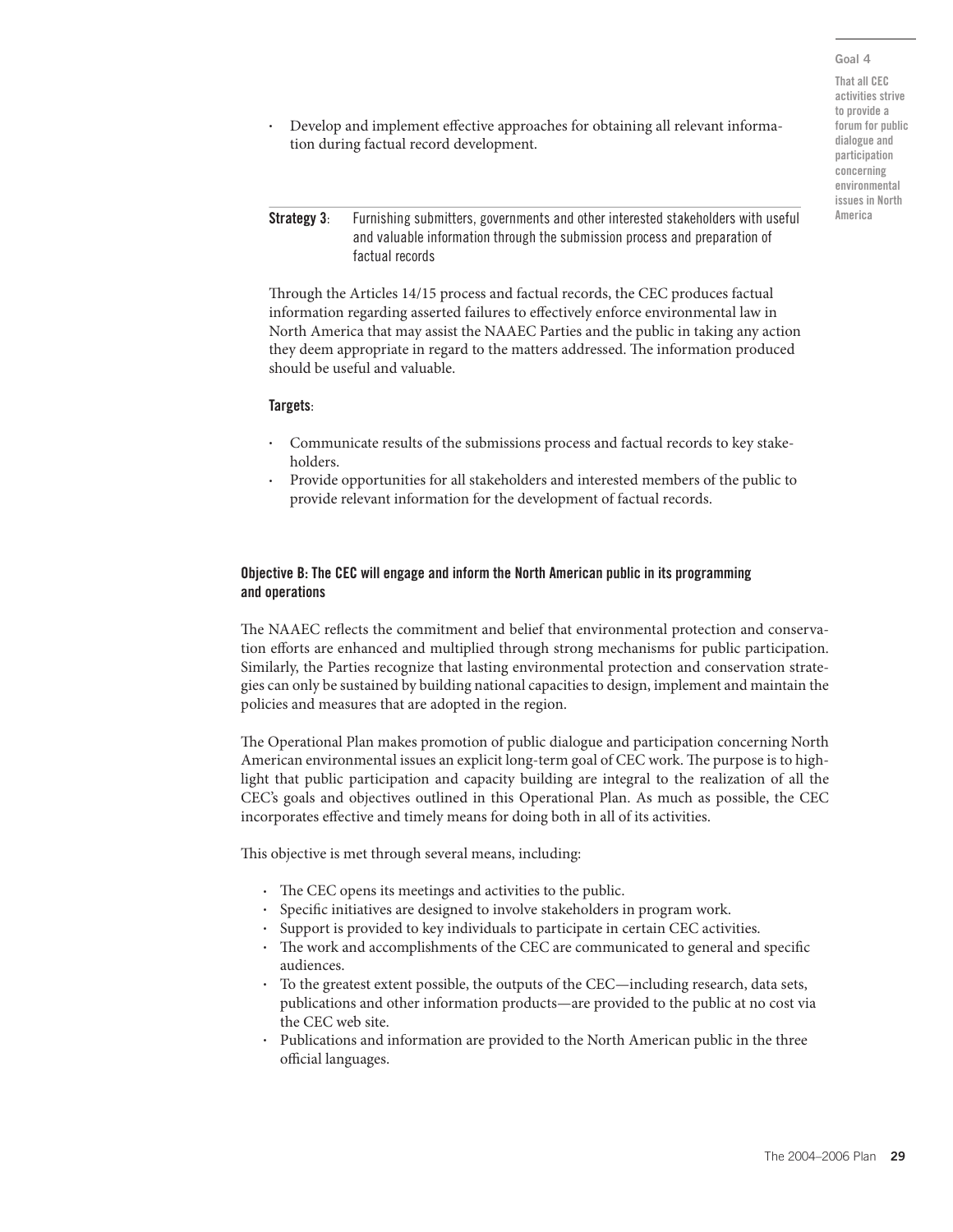- Develop and implement effective approaches for obtaining all relevant information during factual record development.

**Strategy 3**: Furnishing submitters, governments and other interested stakeholders with useful and valuable information through the submission process and preparation of factual records

Through the Articles 14/15 process and factual records, the CEC produces factual information regarding asserted failures to effectively enforce environmental law in North America that may assist the NAAEC Parties and the public in taking any action they deem appropriate in regard to the matters addressed. The information produced should be useful and valuable.

**Targets**:

- Communicate results of the submissions process and factual records to key stakeholders.
- Provide opportunities for all stakeholders and interested members of the public to provide relevant information for the development of factual records.

### Objective B: The CEC will engage and inform the North American public in its programming and operations

The NAAEC reflects the commitment and belief that environmental protection and conservation efforts are enhanced and multiplied through strong mechanisms for public participation. Similarly, the Parties recognize that lasting environmental protection and conservation strategies can only be sustained by building national capacities to design, implement and maintain the policies and measures that are adopted in the region.

The Operational Plan makes promotion of public dialogue and participation concerning North American environmental issues an explicit long-term goal of CEC work. The purpose is to highlight that public participation and capacity building are integral to the realization of all the CEC's goals and objectives outlined in this Operational Plan. As much as possible, the CEC incorporates effective and timely means for doing both in all of its activities.

This objective is met through several means, including:

- The CEC opens its meetings and activities to the public.
- Specific initiatives are designed to involve stakeholders in program work.
- Support is provided to key individuals to participate in certain CEC activities.
- The work and accomplishments of the CEC are communicated to general and specific audiences.
- To the greatest extent possible, the outputs of the CEC—including research, data sets, publications and other information products—are provided to the public at no cost via the CEC web site.
- Publications and information are provided to the North American public in the three official languages.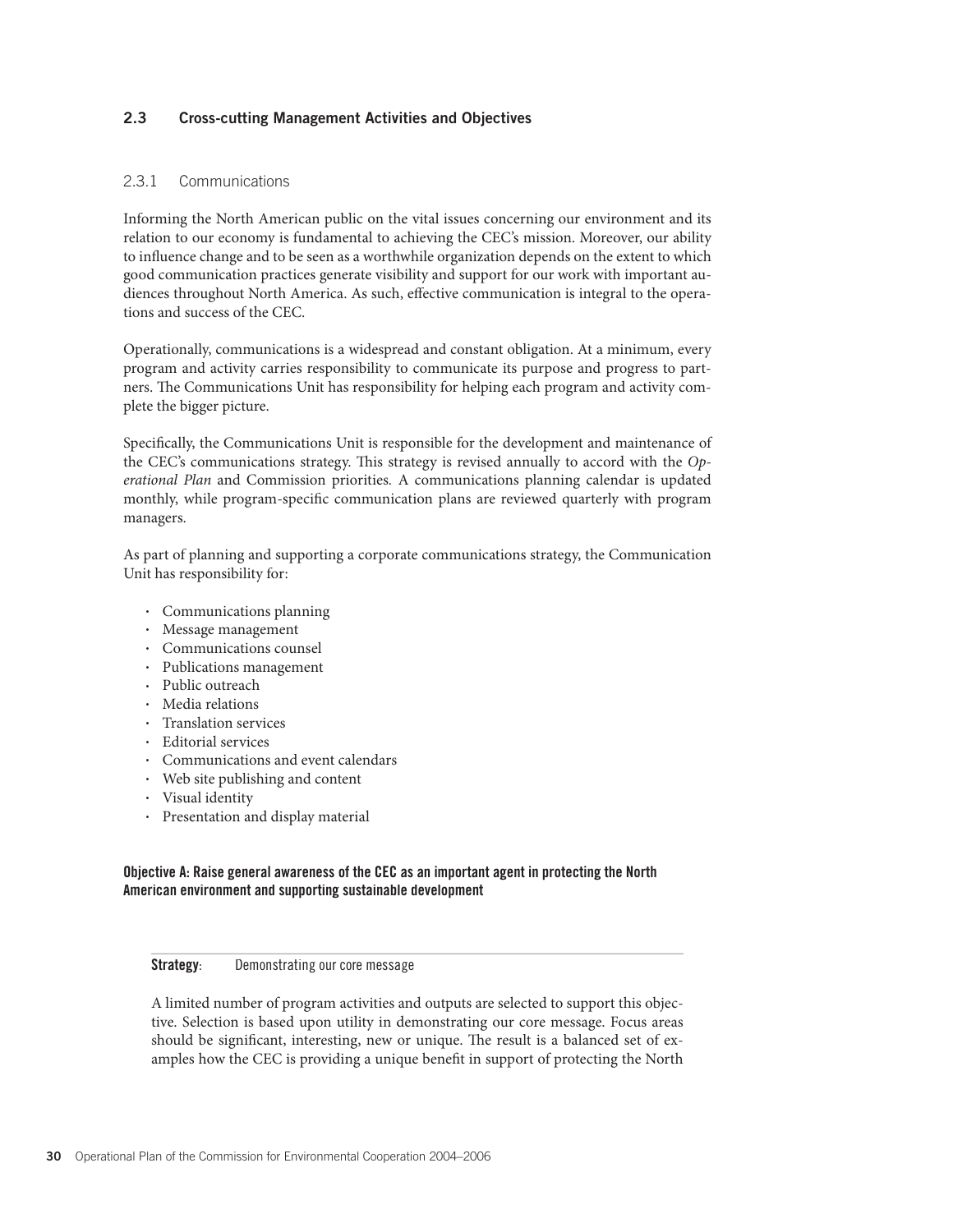## 2.3 Cross-cutting Management Activities and Objectives

### 2.3.1 Communications

Informing the North American public on the vital issues concerning our environment and its relation to our economy is fundamental to achieving the CEC's mission. Moreover, our ability to influence change and to be seen as a worthwhile organization depends on the extent to which good communication practices generate visibility and support for our work with important audiences throughout North America. As such, effective communication is integral to the operations and success of the CEC.

Operationally, communications is a widespread and constant obligation. At a minimum, every program and activity carries responsibility to communicate its purpose and progress to partners. The Communications Unit has responsibility for helping each program and activity complete the bigger picture.

Specifically, the Communications Unit is responsible for the development and maintenance of the CEC's communications strategy. This strategy is revised annually to accord with the *Operational Plan* and Commission priorities. A communications planning calendar is updated monthly, while program-specific communication plans are reviewed quarterly with program managers.

As part of planning and supporting a corporate communications strategy, the Communication Unit has responsibility for:

- Communications planning
- Message management
- Communications counsel
- Publications management
- Public outreach
- Media relations
- Translation services
- Editorial services
- Communications and event calendars
- Web site publishing and content
- Visual identity
- Presentation and display material

**Objective A: Raise general awareness of the CEC as an important agent in protecting the North American environment and supporting sustainable development**

**Strategy**: Demonstrating our core message

A limited number of program activities and outputs are selected to support this objective. Selection is based upon utility in demonstrating our core message. Focus areas should be significant, interesting, new or unique. The result is a balanced set of examples how the CEC is providing a unique benefit in support of protecting the North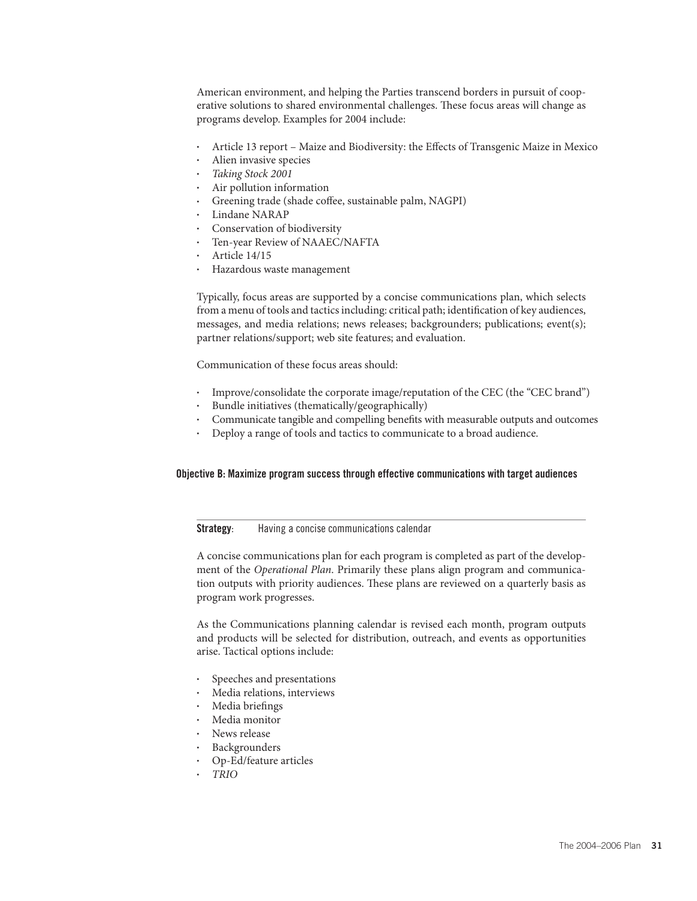American environment, and helping the Parties transcend borders in pursuit of cooperative solutions to shared environmental challenges. These focus areas will change as programs develop. Examples for 2004 include:

- Article 13 report – Maize and Biodiversity: the Effects of Transgenic Maize in Mexico
- Alien invasive species
- *Taking Stock 2001*
- Air pollution information
- Greening trade (shade coffee, sustainable palm, NAGPI)
- Lindane NARAP
- Conservation of biodiversity
- Ten-year Review of NAAEC/NAFTA
- Article 14/15
- Hazardous waste management

Typically, focus areas are supported by a concise communications plan, which selects from a menu of tools and tactics including: critical path; identification of key audiences, messages, and media relations; news releases; backgrounders; publications; event(s); partner relations/support; web site features; and evaluation.

Communication of these focus areas should:

- Improve/consolidate the corporate image/reputation of the CEC (the "CEC brand")
- Bundle initiatives (thematically/geographically)
- Communicate tangible and compelling benefits with measurable outputs and outcomes
- Deploy a range of tools and tactics to communicate to a broad audience.

#### Objective B: Maximize program success through effective communications with target audiences

**Strategy**: Having a concise communications calendar

A concise communications plan for each program is completed as part of the development of the *Operational Plan*. Primarily these plans align program and communication outputs with priority audiences. These plans are reviewed on a quarterly basis as program work progresses.

As the Communications planning calendar is revised each month, program outputs and products will be selected for distribution, outreach, and events as opportunities arise. Tactical options include:

- Speeches and presentations
- Media relations, interviews
- Media briefings
- Media monitor
- News release
- Backgrounders
- Op-Ed/feature articles
- *TRIO*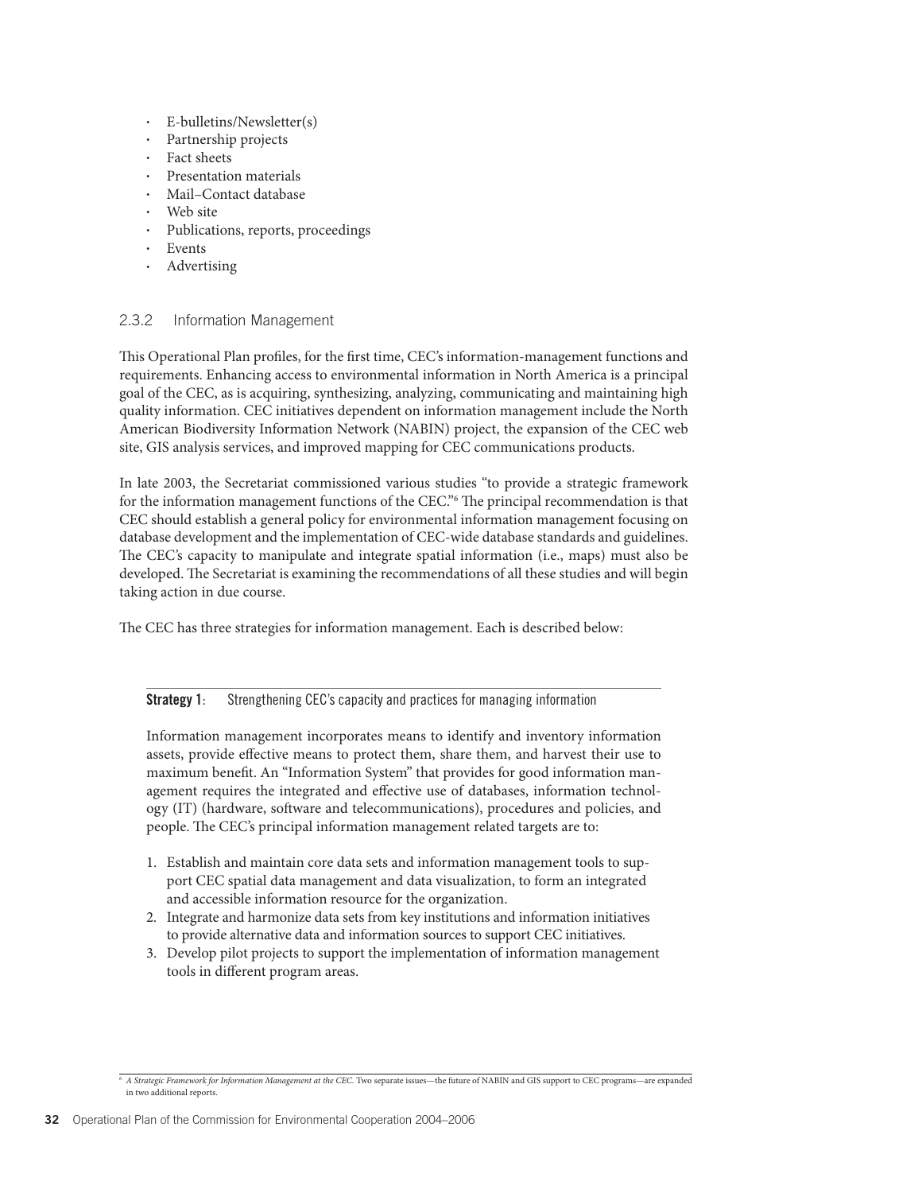- E-bulletins/Newsletter(s)
- Partnership projects
- Fact sheets
- Presentation materials
- Mail–Contact database
- Web site
- Publications, reports, proceedings
- Events
- Advertising

### 2.3.2 Information Management

This Operational Plan profiles, for the first time, CEC's information-management functions and requirements. Enhancing access to environmental information in North America is a principal goal of the CEC, as is acquiring, synthesizing, analyzing, communicating and maintaining high quality information. CEC initiatives dependent on information management include the North American Biodiversity Information Network (NABIN) project, the expansion of the CEC web site, GIS analysis services, and improved mapping for CEC communications products.

In late 2003, the Secretariat commissioned various studies "to provide a strategic framework for the information management functions of the CEC."[6] The principal recommendation is that CEC should establish a general policy for environmental information management focusing on database development and the implementation of CEC-wide database standards and guidelines. The CEC's capacity to manipulate and integrate spatial information (i.e., maps) must also be developed. The Secretariat is examining the recommendations of all these studies and will begin taking action in due course.

The CEC has three strategies for information management. Each is described below:

**Strategy 1**: Strengthening CEC's capacity and practices for managing information

Information management incorporates means to identify and inventory information assets, provide effective means to protect them, share them, and harvest their use to maximum benefit. An "Information System" that provides for good information management requires the integrated and effective use of databases, information technology (IT) (hardware, software and telecommunications), procedures and policies, and people. The CEC's principal information management related targets are to:

1. Establish and maintain core data sets and information management tools to support CEC spatial data management and data visualization, to form an integrated and accessible information resource for the organization.
2. Integrate and harmonize data sets from key institutions and information initiatives to provide alternative data and information sources to support CEC initiatives.
3. Develop pilot projects to support the implementation of information management tools in different program areas.

[6] *A Strategic Framework for Information Management at the CEC.* Two separate issues—the future of NABIN and GIS support to CEC programs—are expanded in two additional reports.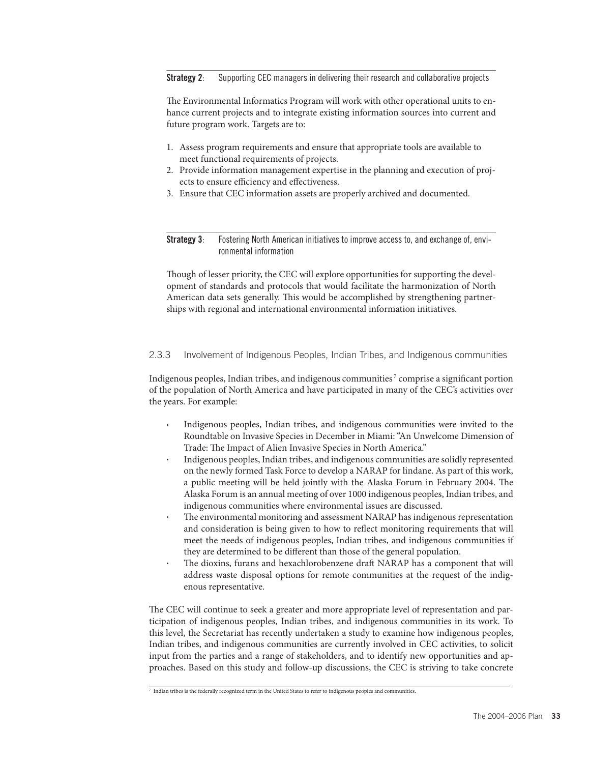**Strategy 2**: Supporting CEC managers in delivering their research and collaborative projects

The Environmental Informatics Program will work with other operational units to enhance current projects and to integrate existing information sources into current and future program work. Targets are to:

1. Assess program requirements and ensure that appropriate tools are available to meet functional requirements of projects.
2. Provide information management expertise in the planning and execution of projects to ensure efficiency and effectiveness.
3. Ensure that CEC information assets are properly archived and documented.

**Strategy 3**: Fostering North American initiatives to improve access to, and exchange of, environmental information

Though of lesser priority, the CEC will explore opportunities for supporting the development of standards and protocols that would facilitate the harmonization of North American data sets generally. This would be accomplished by strengthening partnerships with regional and international environmental information initiatives.

### 2.3.3 Involvement of Indigenous Peoples, Indian Tribes, and Indigenous communities

Indigenous peoples, Indian tribes, and indigenous communities[7] comprise a significant portion of the population of North America and have participated in many of the CEC's activities over the years. For example:

- Indigenous peoples, Indian tribes, and indigenous communities were invited to the Roundtable on Invasive Species in December in Miami: "An Unwelcome Dimension of Trade: The Impact of Alien Invasive Species in North America."
- Indigenous peoples, Indian tribes, and indigenous communities are solidly represented on the newly formed Task Force to develop a NARAP for lindane. As part of this work, a public meeting will be held jointly with the Alaska Forum in February 2004. The Alaska Forum is an annual meeting of over 1000 indigenous peoples, Indian tribes, and indigenous communities where environmental issues are discussed.
- The environmental monitoring and assessment NARAP has indigenous representation and consideration is being given to how to reflect monitoring requirements that will meet the needs of indigenous peoples, Indian tribes, and indigenous communities if they are determined to be different than those of the general population.
- The dioxins, furans and hexachlorobenzene draft NARAP has a component that will address waste disposal options for remote communities at the request of the indigenous representative.

The CEC will continue to seek a greater and more appropriate level of representation and participation of indigenous peoples, Indian tribes, and indigenous communities in its work. To this level, the Secretariat has recently undertaken a study to examine how indigenous peoples, Indian tribes, and indigenous communities are currently involved in CEC activities, to solicit input from the parties and a range of stakeholders, and to identify new opportunities and approaches. Based on this study and follow-up discussions, the CEC is striving to take concrete

[7] Indian tribes is the federally recognized term in the United States to refer to indigenous peoples and communities.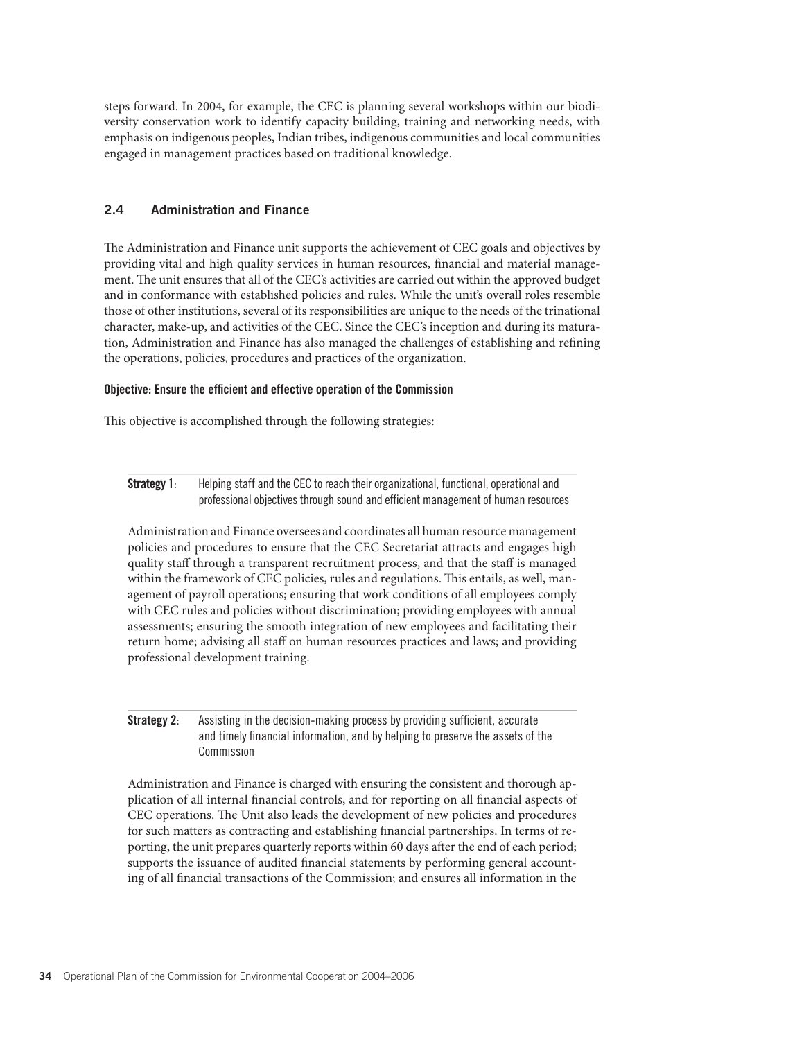steps forward. In 2004, for example, the CEC is planning several workshops within our biodiversity conservation work to identify capacity building, training and networking needs, with emphasis on indigenous peoples, Indian tribes, indigenous communities and local communities engaged in management practices based on traditional knowledge.

## 2.4 Administration and Finance

The Administration and Finance unit supports the achievement of CEC goals and objectives by providing vital and high quality services in human resources, financial and material management. The unit ensures that all of the CEC's activities are carried out within the approved budget and in conformance with established policies and rules. While the unit's overall roles resemble those of other institutions, several of its responsibilities are unique to the needs of the trinational character, make-up, and activities of the CEC. Since the CEC's inception and during its maturation, Administration and Finance has also managed the challenges of establishing and refining the operations, policies, procedures and practices of the organization.

### Objective: Ensure the efficient and effective operation of the Commission

This objective is accomplished through the following strategies:

**Strategy 1**: Helping staff and the CEC to reach their organizational, functional, operational and professional objectives through sound and efficient management of human resources

Administration and Finance oversees and coordinates all human resource management policies and procedures to ensure that the CEC Secretariat attracts and engages high quality staff through a transparent recruitment process, and that the staff is managed within the framework of CEC policies, rules and regulations. This entails, as well, management of payroll operations; ensuring that work conditions of all employees comply with CEC rules and policies without discrimination; providing employees with annual assessments; ensuring the smooth integration of new employees and facilitating their return home; advising all staff on human resources practices and laws; and providing professional development training.

**Strategy 2**: Assisting in the decision-making process by providing sufficient, accurate and timely financial information, and by helping to preserve the assets of the Commission

Administration and Finance is charged with ensuring the consistent and thorough application of all internal financial controls, and for reporting on all financial aspects of CEC operations. The Unit also leads the development of new policies and procedures for such matters as contracting and establishing financial partnerships. In terms of reporting, the unit prepares quarterly reports within 60 days after the end of each period; supports the issuance of audited financial statements by performing general accounting of all financial transactions of the Commission; and ensures all information in the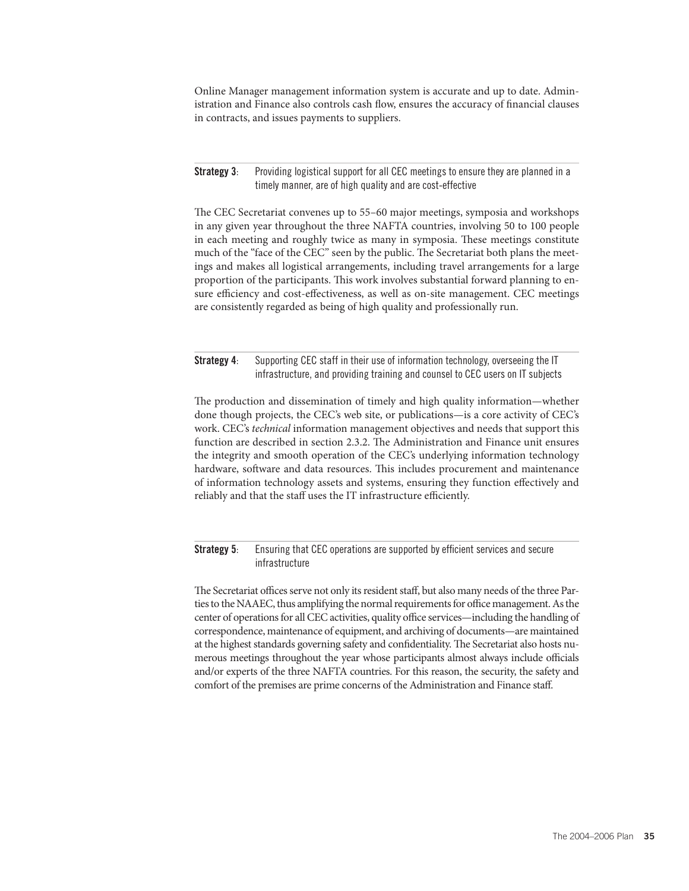Online Manager management information system is accurate and up to date. Administration and Finance also controls cash flow, ensures the accuracy of financial clauses in contracts, and issues payments to suppliers.

**Strategy 3**: Providing logistical support for all CEC meetings to ensure they are planned in a timely manner, are of high quality and are cost-effective

The CEC Secretariat convenes up to 55–60 major meetings, symposia and workshops in any given year throughout the three NAFTA countries, involving 50 to 100 people in each meeting and roughly twice as many in symposia. These meetings constitute much of the "face of the CEC" seen by the public. The Secretariat both plans the meetings and makes all logistical arrangements, including travel arrangements for a large proportion of the participants. This work involves substantial forward planning to ensure efficiency and cost-effectiveness, as well as on-site management. CEC meetings are consistently regarded as being of high quality and professionally run.

**Strategy 4**: Supporting CEC staff in their use of information technology, overseeing the IT infrastructure, and providing training and counsel to CEC users on IT subjects

The production and dissemination of timely and high quality information—whether done though projects, the CEC's web site, or publications—is a core activity of CEC's work. CEC's *technical* information management objectives and needs that support this function are described in section 2.3.2. The Administration and Finance unit ensures the integrity and smooth operation of the CEC's underlying information technology hardware, software and data resources. This includes procurement and maintenance of information technology assets and systems, ensuring they function effectively and reliably and that the staff uses the IT infrastructure efficiently.

**Strategy 5**: Ensuring that CEC operations are supported by efficient services and secure infrastructure

The Secretariat offices serve not only its resident staff, but also many needs of the three Parties to the NAAEC, thus amplifying the normal requirements for office management. As the center of operations for all CEC activities, quality office services—including the handling of correspondence, maintenance of equipment, and archiving of documents—are maintained at the highest standards governing safety and confidentiality. The Secretariat also hosts numerous meetings throughout the year whose participants almost always include officials and/or experts of the three NAFTA countries. For this reason, the security, the safety and comfort of the premises are prime concerns of the Administration and Finance staff.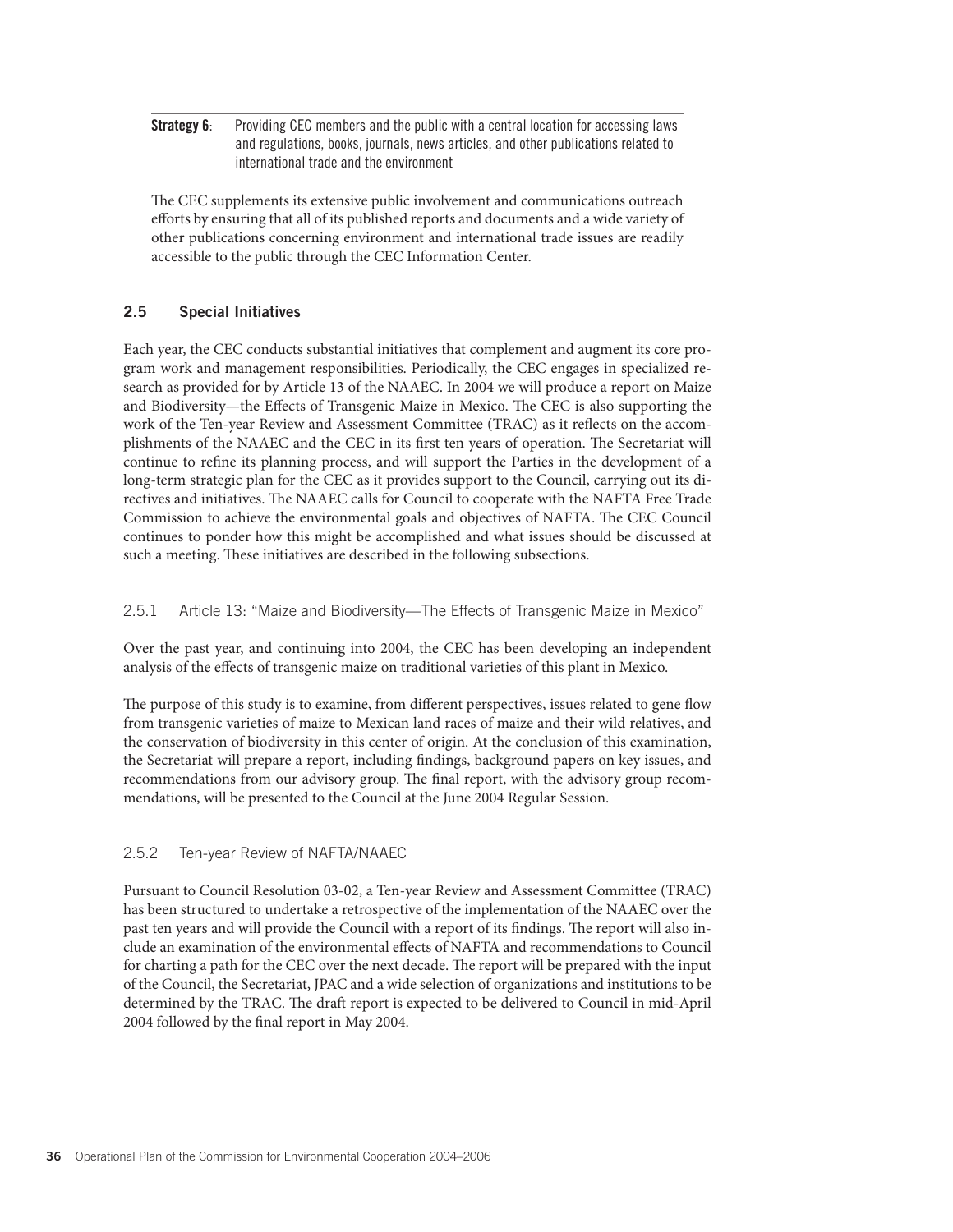**Strategy 6**: Providing CEC members and the public with a central location for accessing laws and regulations, books, journals, news articles, and other publications related to international trade and the environment

The CEC supplements its extensive public involvement and communications outreach efforts by ensuring that all of its published reports and documents and a wide variety of other publications concerning environment and international trade issues are readily accessible to the public through the CEC Information Center.

## 2.5 Special Initiatives

Each year, the CEC conducts substantial initiatives that complement and augment its core program work and management responsibilities. Periodically, the CEC engages in specialized research as provided for by Article 13 of the NAAEC. In 2004 we will produce a report on Maize and Biodiversity—the Effects of Transgenic Maize in Mexico. The CEC is also supporting the work of the Ten-year Review and Assessment Committee (TRAC) as it reflects on the accomplishments of the NAAEC and the CEC in its first ten years of operation. The Secretariat will continue to refine its planning process, and will support the Parties in the development of a long-term strategic plan for the CEC as it provides support to the Council, carrying out its directives and initiatives. The NAAEC calls for Council to cooperate with the NAFTA Free Trade Commission to achieve the environmental goals and objectives of NAFTA. The CEC Council continues to ponder how this might be accomplished and what issues should be discussed at such a meeting. These initiatives are described in the following subsections.

### 2.5.1 Article 13: "Maize and Biodiversity—The Effects of Transgenic Maize in Mexico"

Over the past year, and continuing into 2004, the CEC has been developing an independent analysis of the effects of transgenic maize on traditional varieties of this plant in Mexico.

The purpose of this study is to examine, from different perspectives, issues related to gene flow from transgenic varieties of maize to Mexican land races of maize and their wild relatives, and the conservation of biodiversity in this center of origin. At the conclusion of this examination, the Secretariat will prepare a report, including findings, background papers on key issues, and recommendations from our advisory group. The final report, with the advisory group recommendations, will be presented to the Council at the June 2004 Regular Session.

### 2.5.2 Ten-year Review of NAFTA/NAAEC

Pursuant to Council Resolution 03-02, a Ten-year Review and Assessment Committee (TRAC) has been structured to undertake a retrospective of the implementation of the NAAEC over the past ten years and will provide the Council with a report of its findings. The report will also include an examination of the environmental effects of NAFTA and recommendations to Council for charting a path for the CEC over the next decade. The report will be prepared with the input of the Council, the Secretariat, JPAC and a wide selection of organizations and institutions to be determined by the TRAC. The draft report is expected to be delivered to Council in mid-April 2004 followed by the final report in May 2004.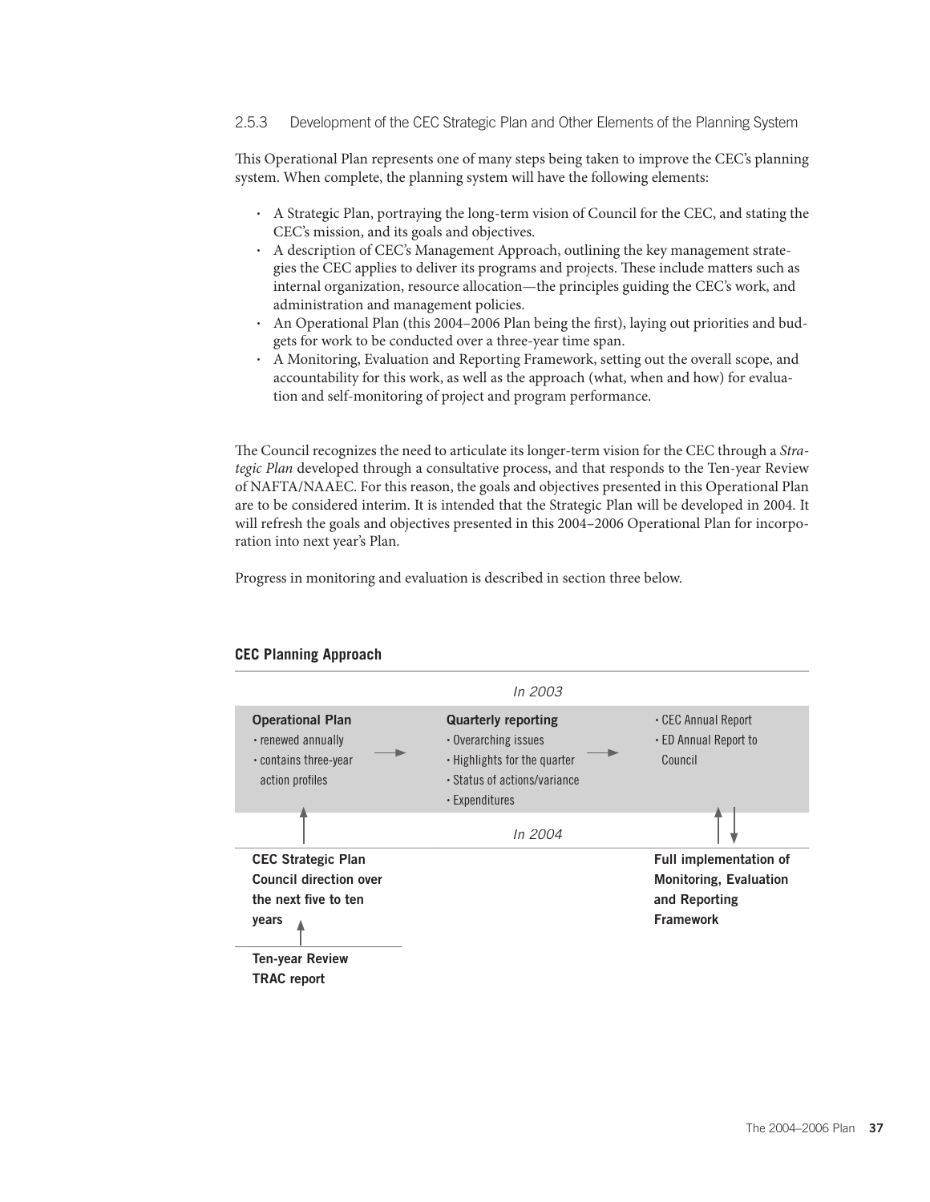### 2.5.3 Development of the CEC Strategic Plan and Other Elements of the Planning System

This Operational Plan represents one of many steps being taken to improve the CEC's planning system. When complete, the planning system will have the following elements:

- A Strategic Plan, portraying the long-term vision of Council for the CEC, and stating the CEC's mission, and its goals and objectives.
- A description of CEC's Management Approach, outlining the key management strategies the CEC applies to deliver its programs and projects. These include matters such as internal organization, resource allocation—the principles guiding the CEC's work, and administration and management policies.
- An Operational Plan (this 2004–2006 Plan being the first), laying out priorities and budgets for work to be conducted over a three-year time span.
- A Monitoring, Evaluation and Reporting Framework, setting out the overall scope, and accountability for this work, as well as the approach (what, when and how) for evaluation and self-monitoring of project and program performance.

The Council recognizes the need to articulate its longer-term vision for the CEC through a *Strategic Plan* developed through a consultative process, and that responds to the Ten-year Review of NAFTA/NAAEC. For this reason, the goals and objectives presented in this Operational Plan are to be considered interim. It is intended that the Strategic Plan will be developed in 2004. It will refresh the goals and objectives presented in this 2004–2006 Operational Plan for incorporation into next year's Plan.

Progress in monitoring and evaluation is described in section three below.

**CEC Planning Approach**

*In 2003*

**Operational Plan**
- renewed annually
- contains three-year action profiles

→

**Quarterly reporting**
- Overarching issues
- Highlights for the quarter
- Status of actions/variance
- Expenditures

→

- CEC Annual Report
- ED Annual Report to Council

*In 2004*

**CEC Strategic Plan Council direction over the next five to ten years**

**Ten-year Review TRAC report**

**Full implementation of Monitoring, Evaluation and Reporting Framework**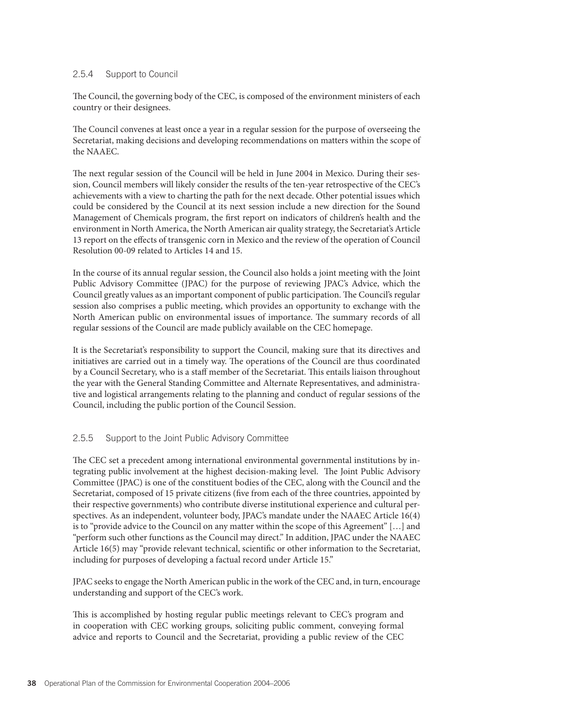### 2.5.4 Support to Council

The Council, the governing body of the CEC, is composed of the environment ministers of each country or their designees.

The Council convenes at least once a year in a regular session for the purpose of overseeing the Secretariat, making decisions and developing recommendations on matters within the scope of the NAAEC.

The next regular session of the Council will be held in June 2004 in Mexico. During their session, Council members will likely consider the results of the ten-year retrospective of the CEC's achievements with a view to charting the path for the next decade. Other potential issues which could be considered by the Council at its next session include a new direction for the Sound Management of Chemicals program, the first report on indicators of children's health and the environment in North America, the North American air quality strategy, the Secretariat's Article 13 report on the effects of transgenic corn in Mexico and the review of the operation of Council Resolution 00-09 related to Articles 14 and 15.

In the course of its annual regular session, the Council also holds a joint meeting with the Joint Public Advisory Committee (JPAC) for the purpose of reviewing JPAC's Advice, which the Council greatly values as an important component of public participation. The Council's regular session also comprises a public meeting, which provides an opportunity to exchange with the North American public on environmental issues of importance. The summary records of all regular sessions of the Council are made publicly available on the CEC homepage.

It is the Secretariat's responsibility to support the Council, making sure that its directives and initiatives are carried out in a timely way. The operations of the Council are thus coordinated by a Council Secretary, who is a staff member of the Secretariat. This entails liaison throughout the year with the General Standing Committee and Alternate Representatives, and administrative and logistical arrangements relating to the planning and conduct of regular sessions of the Council, including the public portion of the Council Session.

### 2.5.5 Support to the Joint Public Advisory Committee

The CEC set a precedent among international environmental governmental institutions by integrating public involvement at the highest decision-making level. The Joint Public Advisory Committee (JPAC) is one of the constituent bodies of the CEC, along with the Council and the Secretariat, composed of 15 private citizens (five from each of the three countries, appointed by their respective governments) who contribute diverse institutional experience and cultural perspectives. As an independent, volunteer body, JPAC's mandate under the NAAEC Article 16(4) is to "provide advice to the Council on any matter within the scope of this Agreement" […] and "perform such other functions as the Council may direct." In addition, JPAC under the NAAEC Article 16(5) may "provide relevant technical, scientific or other information to the Secretariat, including for purposes of developing a factual record under Article 15."

JPAC seeks to engage the North American public in the work of the CEC and, in turn, encourage understanding and support of the CEC's work.

This is accomplished by hosting regular public meetings relevant to CEC's program and in cooperation with CEC working groups, soliciting public comment, conveying formal advice and reports to Council and the Secretariat, providing a public review of the CEC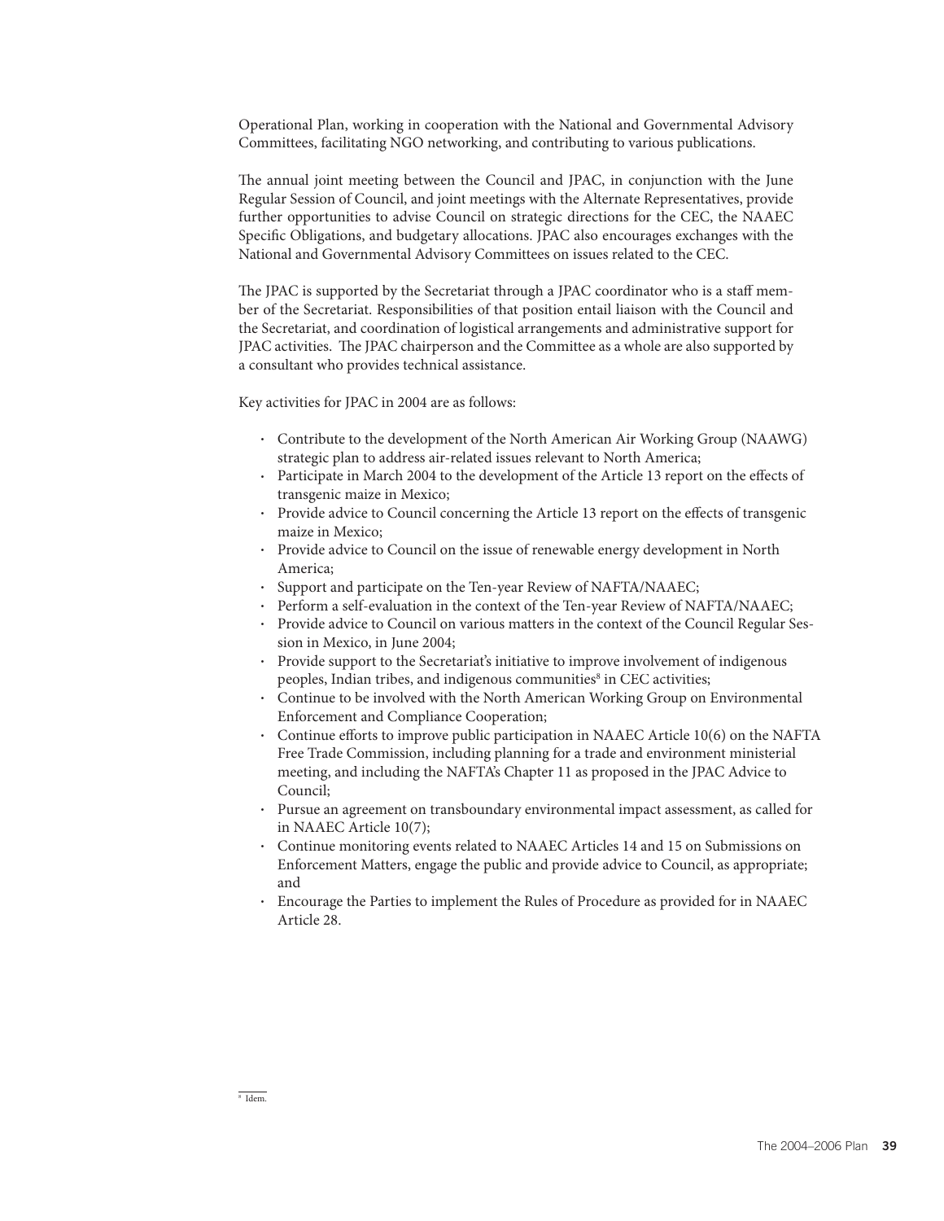Operational Plan, working in cooperation with the National and Governmental Advisory Committees, facilitating NGO networking, and contributing to various publications.

The annual joint meeting between the Council and JPAC, in conjunction with the June Regular Session of Council, and joint meetings with the Alternate Representatives, provide further opportunities to advise Council on strategic directions for the CEC, the NAAEC Specific Obligations, and budgetary allocations. JPAC also encourages exchanges with the National and Governmental Advisory Committees on issues related to the CEC.

The JPAC is supported by the Secretariat through a JPAC coordinator who is a staff member of the Secretariat. Responsibilities of that position entail liaison with the Council and the Secretariat, and coordination of logistical arrangements and administrative support for JPAC activities. The JPAC chairperson and the Committee as a whole are also supported by a consultant who provides technical assistance.

Key activities for JPAC in 2004 are as follows:

- Contribute to the development of the North American Air Working Group (NAAWG) strategic plan to address air-related issues relevant to North America;
- Participate in March 2004 to the development of the Article 13 report on the effects of transgenic maize in Mexico;
- Provide advice to Council concerning the Article 13 report on the effects of transgenic maize in Mexico;
- Provide advice to Council on the issue of renewable energy development in North America;
- Support and participate on the Ten-year Review of NAFTA/NAAEC;
- Perform a self-evaluation in the context of the Ten-year Review of NAFTA/NAAEC;
- Provide advice to Council on various matters in the context of the Council Regular Session in Mexico, in June 2004;
- Provide support to the Secretariat's initiative to improve involvement of indigenous peoples, Indian tribes, and indigenous communities[8] in CEC activities;
- Continue to be involved with the North American Working Group on Environmental Enforcement and Compliance Cooperation;
- Continue efforts to improve public participation in NAAEC Article 10(6) on the NAFTA Free Trade Commission, including planning for a trade and environment ministerial meeting, and including the NAFTA's Chapter 11 as proposed in the JPAC Advice to Council;
- Pursue an agreement on transboundary environmental impact assessment, as called for in NAAEC Article 10(7);
- Continue monitoring events related to NAAEC Articles 14 and 15 on Submissions on Enforcement Matters, engage the public and provide advice to Council, as appropriate; and
- Encourage the Parties to implement the Rules of Procedure as provided for in NAAEC Article 28.

[8] Idem.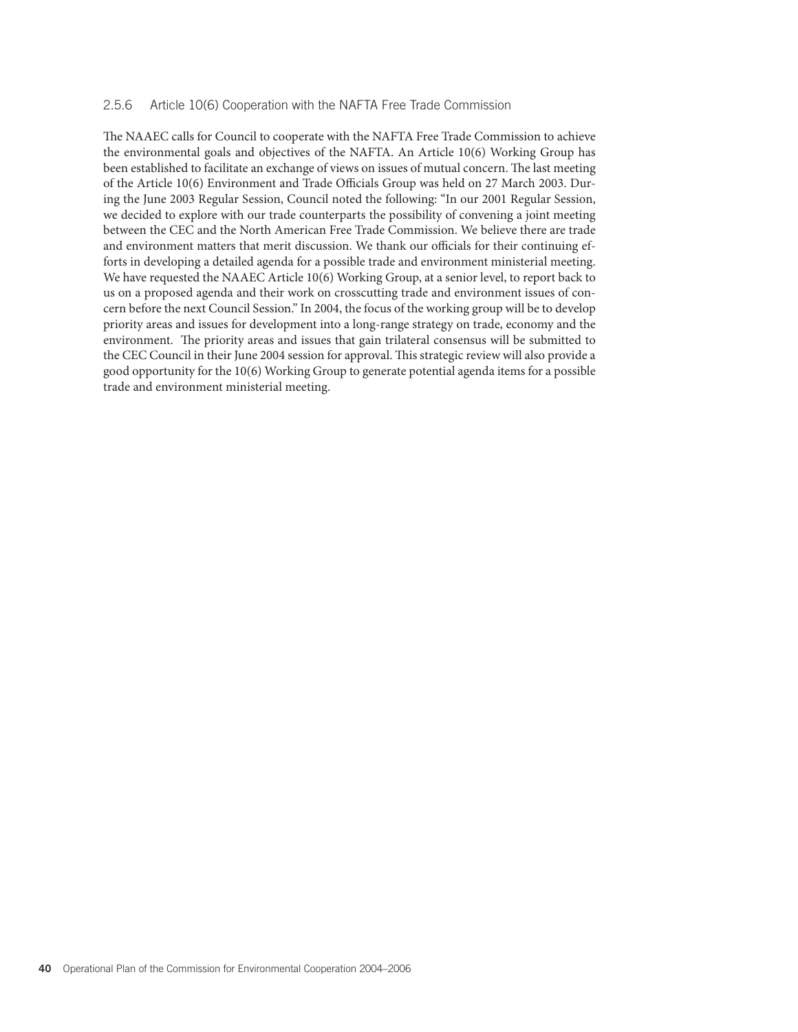### 2.5.6 Article 10(6) Cooperation with the NAFTA Free Trade Commission

The NAAEC calls for Council to cooperate with the NAFTA Free Trade Commission to achieve the environmental goals and objectives of the NAFTA. An Article 10(6) Working Group has been established to facilitate an exchange of views on issues of mutual concern. The last meeting of the Article 10(6) Environment and Trade Officials Group was held on 27 March 2003. During the June 2003 Regular Session, Council noted the following: "In our 2001 Regular Session, we decided to explore with our trade counterparts the possibility of convening a joint meeting between the CEC and the North American Free Trade Commission. We believe there are trade and environment matters that merit discussion. We thank our officials for their continuing efforts in developing a detailed agenda for a possible trade and environment ministerial meeting. We have requested the NAAEC Article 10(6) Working Group, at a senior level, to report back to us on a proposed agenda and their work on crosscutting trade and environment issues of concern before the next Council Session." In 2004, the focus of the working group will be to develop priority areas and issues for development into a long-range strategy on trade, economy and the environment. The priority areas and issues that gain trilateral consensus will be submitted to the CEC Council in their June 2004 session for approval. This strategic review will also provide a good opportunity for the 10(6) Working Group to generate potential agenda items for a possible trade and environment ministerial meeting.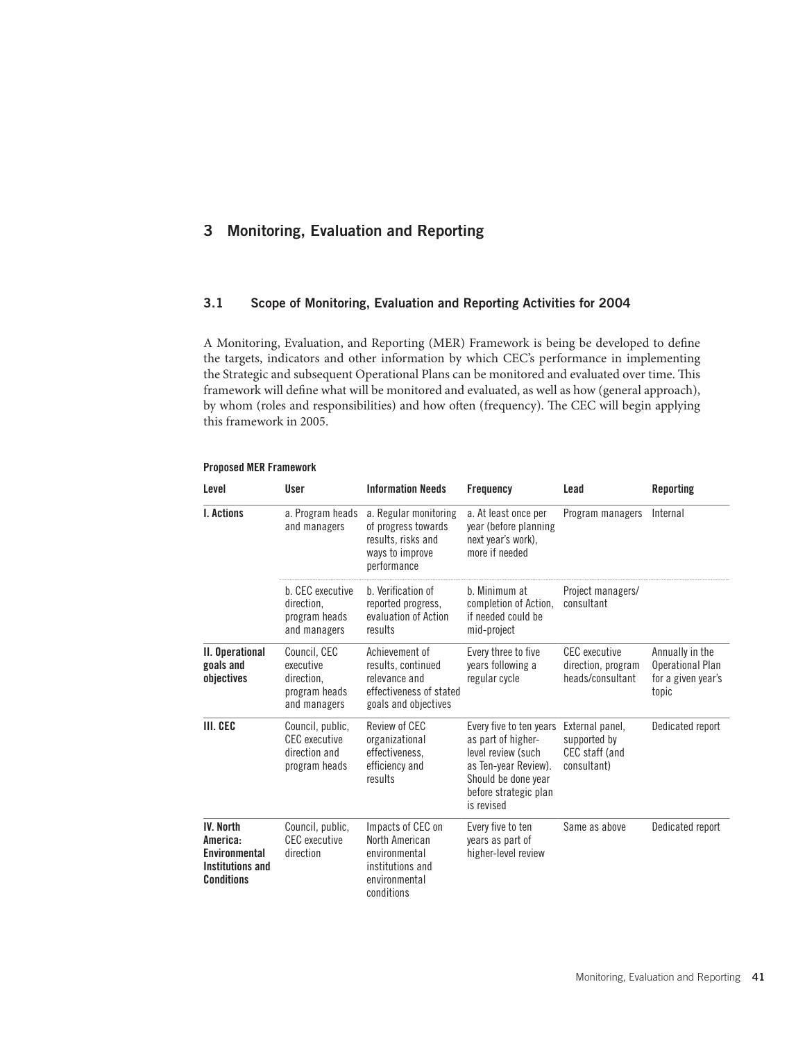## 3 Monitoring, Evaluation and Reporting

### 3.1 Scope of Monitoring, Evaluation and Reporting Activities for 2004

A Monitoring, Evaluation, and Reporting (MER) Framework is being be developed to define the targets, indicators and other information by which CEC's performance in implementing the Strategic and subsequent Operational Plans can be monitored and evaluated over time. This framework will define what will be monitored and evaluated, as well as how (general approach), by whom (roles and responsibilities) and how often (frequency). The CEC will begin applying this framework in 2005.

**Proposed MER Framework**

| Level | User | Information Needs | Frequency | Lead | Reporting |
|---|---|---|---|---|---|
| **I. Actions** | a. Program heads and managers | a. Regular monitoring of progress towards results, risks and ways to improve performance | a. At least once per year (before planning next year's work), more if needed | Program managers | Internal |
| | b. CEC executive direction, program heads and managers | b. Verification of reported progress, evaluation of Action results | b. Minimum at completion of Action, if needed could be mid-project | Project managers/ consultant | |
| **II. Operational goals and objectives** | Council, CEC executive direction, program heads and managers | Achievement of results, continued relevance and effectiveness of stated goals and objectives | Every three to five years following a regular cycle | CEC executive direction, program heads/consultant | Annually in the Operational Plan for a given year's topic |
| **III. CEC** | Council, public, CEC executive direction and program heads | Review of CEC organizational effectiveness, efficiency and results | Every five to ten years as part of higher-level review (such as Ten-year Review). Should be done year before strategic plan is revised | External panel, supported by CEC staff (and consultant) | Dedicated report |
| **IV. North America: Environmental Institutions and Conditions** | Council, public, CEC executive direction | Impacts of CEC on North American environmental institutions and environmental conditions | Every five to ten years as part of higher-level review | Same as above | Dedicated report |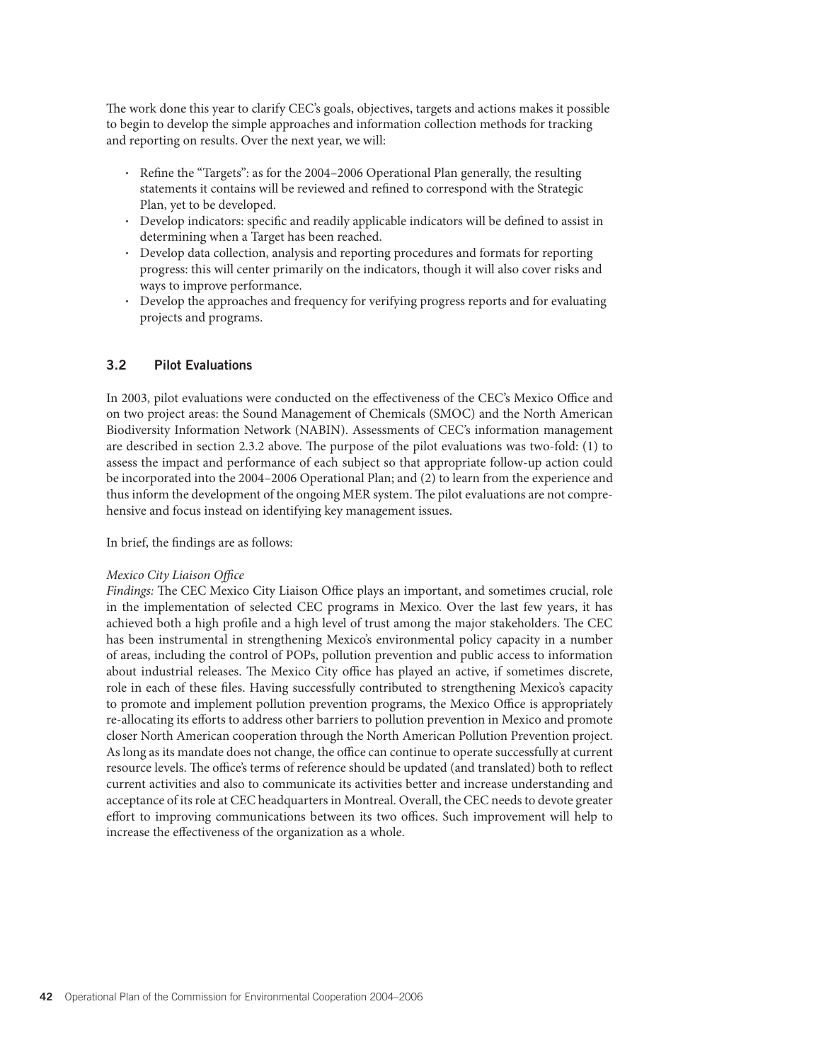The work done this year to clarify CEC's goals, objectives, targets and actions makes it possible to begin to develop the simple approaches and information collection methods for tracking and reporting on results. Over the next year, we will:

- Refine the "Targets": as for the 2004–2006 Operational Plan generally, the resulting statements it contains will be reviewed and refined to correspond with the Strategic Plan, yet to be developed.
- Develop indicators: specific and readily applicable indicators will be defined to assist in determining when a Target has been reached.
- Develop data collection, analysis and reporting procedures and formats for reporting progress: this will center primarily on the indicators, though it will also cover risks and ways to improve performance.
- Develop the approaches and frequency for verifying progress reports and for evaluating projects and programs.

### 3.2 Pilot Evaluations

In 2003, pilot evaluations were conducted on the effectiveness of the CEC's Mexico Office and on two project areas: the Sound Management of Chemicals (SMOC) and the North American Biodiversity Information Network (NABIN). Assessments of CEC's information management are described in section 2.3.2 above. The purpose of the pilot evaluations was two-fold: (1) to assess the impact and performance of each subject so that appropriate follow-up action could be incorporated into the 2004–2006 Operational Plan; and (2) to learn from the experience and thus inform the development of the ongoing MER system. The pilot evaluations are not comprehensive and focus instead on identifying key management issues.

In brief, the findings are as follows:

*Mexico City Liaison Office*

*Findings:* The CEC Mexico City Liaison Office plays an important, and sometimes crucial, role in the implementation of selected CEC programs in Mexico. Over the last few years, it has achieved both a high profile and a high level of trust among the major stakeholders. The CEC has been instrumental in strengthening Mexico's environmental policy capacity in a number of areas, including the control of POPs, pollution prevention and public access to information about industrial releases. The Mexico City office has played an active, if sometimes discrete, role in each of these files. Having successfully contributed to strengthening Mexico's capacity to promote and implement pollution prevention programs, the Mexico Office is appropriately re-allocating its efforts to address other barriers to pollution prevention in Mexico and promote closer North American cooperation through the North American Pollution Prevention project. As long as its mandate does not change, the office can continue to operate successfully at current resource levels. The office's terms of reference should be updated (and translated) both to reflect current activities and also to communicate its activities better and increase understanding and acceptance of its role at CEC headquarters in Montreal. Overall, the CEC needs to devote greater effort to improving communications between its two offices. Such improvement will help to increase the effectiveness of the organization as a whole.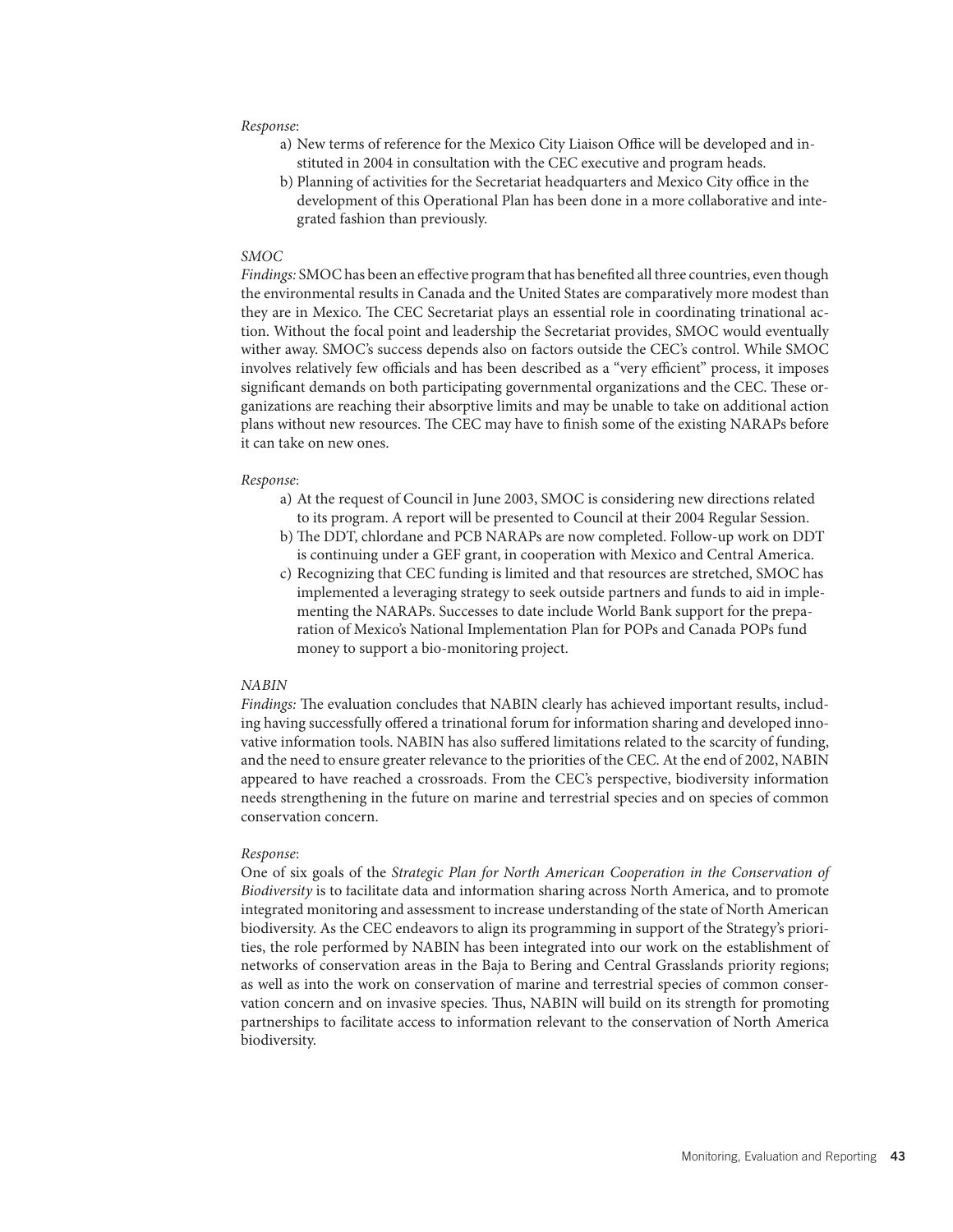*Response*:

a) New terms of reference for the Mexico City Liaison Office will be developed and instituted in 2004 in consultation with the CEC executive and program heads.
b) Planning of activities for the Secretariat headquarters and Mexico City office in the development of this Operational Plan has been done in a more collaborative and integrated fashion than previously.

*SMOC*

*Findings:* SMOC has been an effective program that has benefited all three countries, even though the environmental results in Canada and the United States are comparatively more modest than they are in Mexico. The CEC Secretariat plays an essential role in coordinating trinational action. Without the focal point and leadership the Secretariat provides, SMOC would eventually wither away. SMOC's success depends also on factors outside the CEC's control. While SMOC involves relatively few officials and has been described as a "very efficient" process, it imposes significant demands on both participating governmental organizations and the CEC. These organizations are reaching their absorptive limits and may be unable to take on additional action plans without new resources. The CEC may have to finish some of the existing NARAPs before it can take on new ones.

*Response*:

a) At the request of Council in June 2003, SMOC is considering new directions related to its program. A report will be presented to Council at their 2004 Regular Session.
b) The DDT, chlordane and PCB NARAPs are now completed. Follow-up work on DDT is continuing under a GEF grant, in cooperation with Mexico and Central America.
c) Recognizing that CEC funding is limited and that resources are stretched, SMOC has implemented a leveraging strategy to seek outside partners and funds to aid in implementing the NARAPs. Successes to date include World Bank support for the preparation of Mexico's National Implementation Plan for POPs and Canada POPs fund money to support a bio-monitoring project.

*NABIN*

*Findings:* The evaluation concludes that NABIN clearly has achieved important results, including having successfully offered a trinational forum for information sharing and developed innovative information tools. NABIN has also suffered limitations related to the scarcity of funding, and the need to ensure greater relevance to the priorities of the CEC. At the end of 2002, NABIN appeared to have reached a crossroads. From the CEC's perspective, biodiversity information needs strengthening in the future on marine and terrestrial species and on species of common conservation concern.

*Response*:

One of six goals of the *Strategic Plan for North American Cooperation in the Conservation of Biodiversity* is to facilitate data and information sharing across North America, and to promote integrated monitoring and assessment to increase understanding of the state of North American biodiversity. As the CEC endeavors to align its programming in support of the Strategy's priorities, the role performed by NABIN has been integrated into our work on the establishment of networks of conservation areas in the Baja to Bering and Central Grasslands priority regions; as well as into the work on conservation of marine and terrestrial species of common conservation concern and on invasive species. Thus, NABIN will build on its strength for promoting partnerships to facilitate access to information relevant to the conservation of North America biodiversity.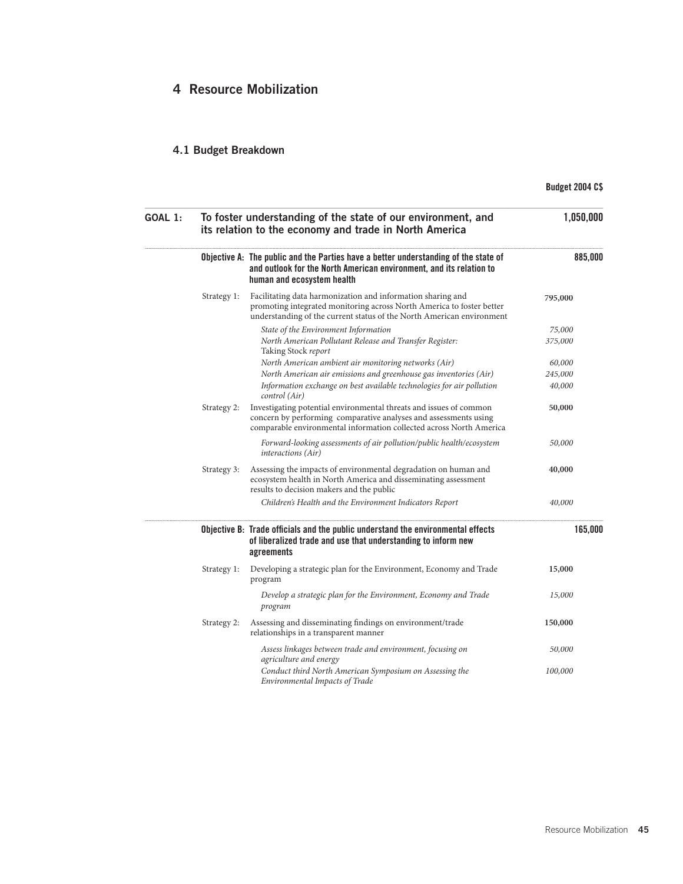# 4 Resource Mobilization

## 4.1 Budget Breakdown

| | | | Budget 2004 C$ | |
|---|---|---|---|---|
| **GOAL 1:** | **To foster understanding of the state of our environment, and its relation to the economy and trade in North America** | | | **1,050,000** |
| | **Objective A:** | **The public and the Parties have a better understanding of the state of and outlook for the North American environment, and its relation to human and ecosystem health** | | **885,000** |
| | Strategy 1: | Facilitating data harmonization and information sharing and promoting integrated monitoring across North America to foster better understanding of the current status of the North American environment | **795,000** | |
| | | *State of the Environment Information* | *75,000* | |
| | | *North American Pollutant Release and Transfer Register:* Taking Stock *report* | *375,000* | |
| | | *North American ambient air monitoring networks (Air)* | *60,000* | |
| | | *North American air emissions and greenhouse gas inventories (Air)* | *245,000* | |
| | | *Information exchange on best available technologies for air pollution control (Air)* | *40,000* | |
| | Strategy 2: | Investigating potential environmental threats and issues of common concern by performing comparative analyses and assessments using comparable environmental information collected across North America | **50,000** | |
| | | *Forward-looking assessments of air pollution/public health/ecosystem interactions (Air)* | *50,000* | |
| | Strategy 3: | Assessing the impacts of environmental degradation on human and ecosystem health in North America and disseminating assessment results to decision makers and the public | **40,000** | |
| | | *Children's Health and the Environment Indicators Report* | *40,000* | |
| | **Objective B:** | **Trade officials and the public understand the environmental effects of liberalized trade and use that understanding to inform new agreements** | | **165,000** |
| | Strategy 1: | Developing a strategic plan for the Environment, Economy and Trade program | **15,000** | |
| | | *Develop a strategic plan for the Environment, Economy and Trade program* | *15,000* | |
| | Strategy 2: | Assessing and disseminating findings on environment/trade relationships in a transparent manner | **150,000** | |
| | | *Assess linkages between trade and environment, focusing on agriculture and energy* | *50,000* | |
| | | *Conduct third North American Symposium on Assessing the Environmental Impacts of Trade* | *100,000* | |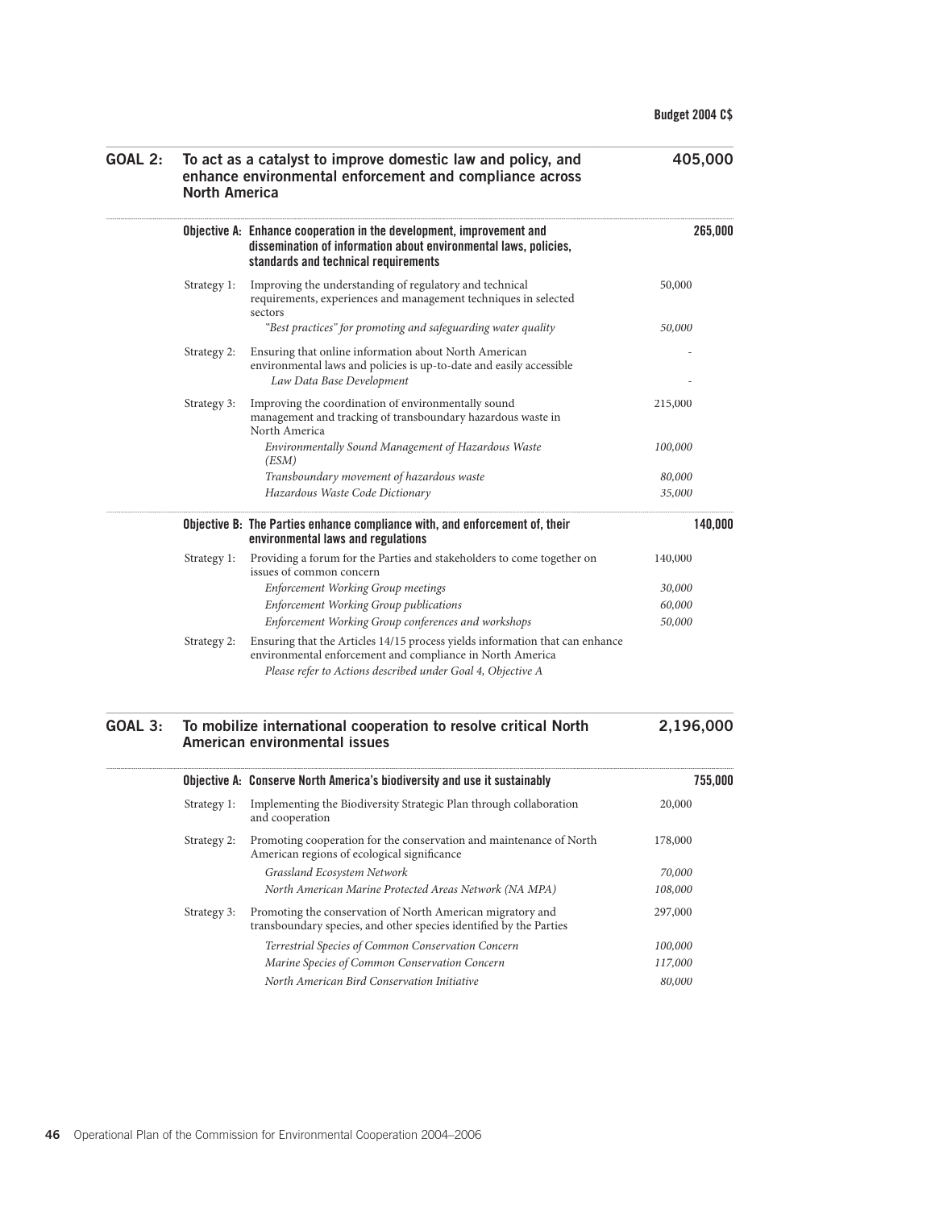| | | | Budget 2004 C$ |
|---|---|---|---|
| **GOAL 2:** | **To act as a catalyst to improve domestic law and policy, and enhance environmental enforcement and compliance across North America** | | **405,000** |
| | **Objective A: Enhance cooperation in the development, improvement and dissemination of information about environmental laws, policies, standards and technical requirements** | | **265,000** |
| | Strategy 1: | Improving the understanding of regulatory and technical requirements, experiences and management techniques in selected sectors | 50,000 |
| | | *"Best practices" for promoting and safeguarding water quality* | *50,000* |
| | Strategy 2: | Ensuring that online information about North American environmental laws and policies is up-to-date and easily accessible | - |
| | | *Law Data Base Development* | - |
| | Strategy 3: | Improving the coordination of environmentally sound management and tracking of transboundary hazardous waste in North America | 215,000 |
| | | *Environmentally Sound Management of Hazardous Waste (ESM)* | *100,000* |
| | | *Transboundary movement of hazardous waste* | *80,000* |
| | | *Hazardous Waste Code Dictionary* | *35,000* |
| | **Objective B: The Parties enhance compliance with, and enforcement of, their environmental laws and regulations** | | **140,000** |
| | Strategy 1: | Providing a forum for the Parties and stakeholders to come together on issues of common concern | 140,000 |
| | | *Enforcement Working Group meetings* | *30,000* |
| | | *Enforcement Working Group publications* | *60,000* |
| | | *Enforcement Working Group conferences and workshops* | *50,000* |
| | Strategy 2: | Ensuring that the Articles 14/15 process yields information that can enhance environmental enforcement and compliance in North America | |
| | | *Please refer to Actions described under Goal 4, Objective A* | |
| **GOAL 3:** | **To mobilize international cooperation to resolve critical North American environmental issues** | | **2,196,000** |
| | **Objective A: Conserve North America's biodiversity and use it sustainably** | | **755,000** |
| | Strategy 1: | Implementing the Biodiversity Strategic Plan through collaboration and cooperation | 20,000 |
| | Strategy 2: | Promoting cooperation for the conservation and maintenance of North American regions of ecological significance | 178,000 |
| | | *Grassland Ecosystem Network* | *70,000* |
| | | *North American Marine Protected Areas Network (NA MPA)* | *108,000* |
| | Strategy 3: | Promoting the conservation of North American migratory and transboundary species, and other species identified by the Parties | 297,000 |
| | | *Terrestrial Species of Common Conservation Concern* | *100,000* |
| | | *Marine Species of Common Conservation Concern* | *117,000* |
| | | *North American Bird Conservation Initiative* | *80,000* |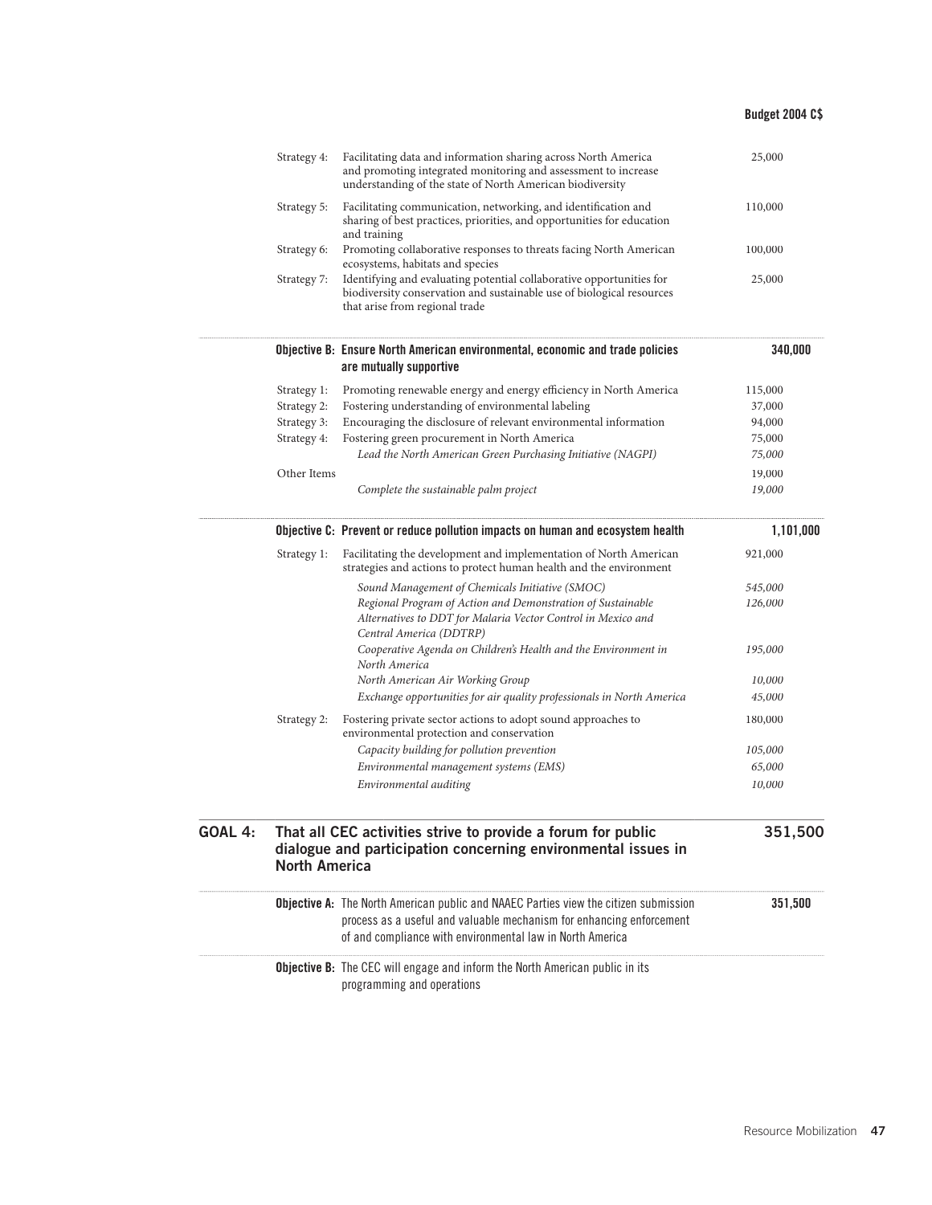| | | Budget 2004 C$ |
|---|---|---|
| Strategy 4: | Facilitating data and information sharing across North America and promoting integrated monitoring and assessment to increase understanding of the state of North American biodiversity | 25,000 |
| Strategy 5: | Facilitating communication, networking, and identification and sharing of best practices, priorities, and opportunities for education and training | 110,000 |
| Strategy 6: | Promoting collaborative responses to threats facing North American ecosystems, habitats and species | 100,000 |
| Strategy 7: | Identifying and evaluating potential collaborative opportunities for biodiversity conservation and sustainable use of biological resources that arise from regional trade | 25,000 |
| | **Objective B: Ensure North American environmental, economic and trade policies are mutually supportive** | **340,000** |
| Strategy 1: | Promoting renewable energy and energy efficiency in North America | 115,000 |
| Strategy 2: | Fostering understanding of environmental labeling | 37,000 |
| Strategy 3: | Encouraging the disclosure of relevant environmental information | 94,000 |
| Strategy 4: | Fostering green procurement in North America | 75,000 |
| | *Lead the North American Green Purchasing Initiative (NAGPI)* | *75,000* |
| Other Items | | 19,000 |
| | *Complete the sustainable palm project* | *19,000* |
| | **Objective C: Prevent or reduce pollution impacts on human and ecosystem health** | **1,101,000** |
| Strategy 1: | Facilitating the development and implementation of North American strategies and actions to protect human health and the environment | 921,000 |
| | *Sound Management of Chemicals Initiative (SMOC)* | *545,000* |
| | *Regional Program of Action and Demonstration of Sustainable Alternatives to DDT for Malaria Vector Control in Mexico and Central America (DDTRP)* | *126,000* |
| | *Cooperative Agenda on Children's Health and the Environment in North America* | *195,000* |
| | *North American Air Working Group* | *10,000* |
| | *Exchange opportunities for air quality professionals in North America* | *45,000* |
| Strategy 2: | Fostering private sector actions to adopt sound approaches to environmental protection and conservation | 180,000 |
| | *Capacity building for pollution prevention* | *105,000* |
| | *Environmental management systems (EMS)* | *65,000* |
| | *Environmental auditing* | *10,000* |

## GOAL 4: That all CEC activities strive to provide a forum for public dialogue and participation concerning environmental issues in North America — 351,500

| | Budget 2004 C$ |
|---|---|
| **Objective A:** The North American public and NAAEC Parties view the citizen submission process as a useful and valuable mechanism for enhancing enforcement of and compliance with environmental law in North America | **351,500** |
| **Objective B:** The CEC will engage and inform the North American public in its programming and operations | |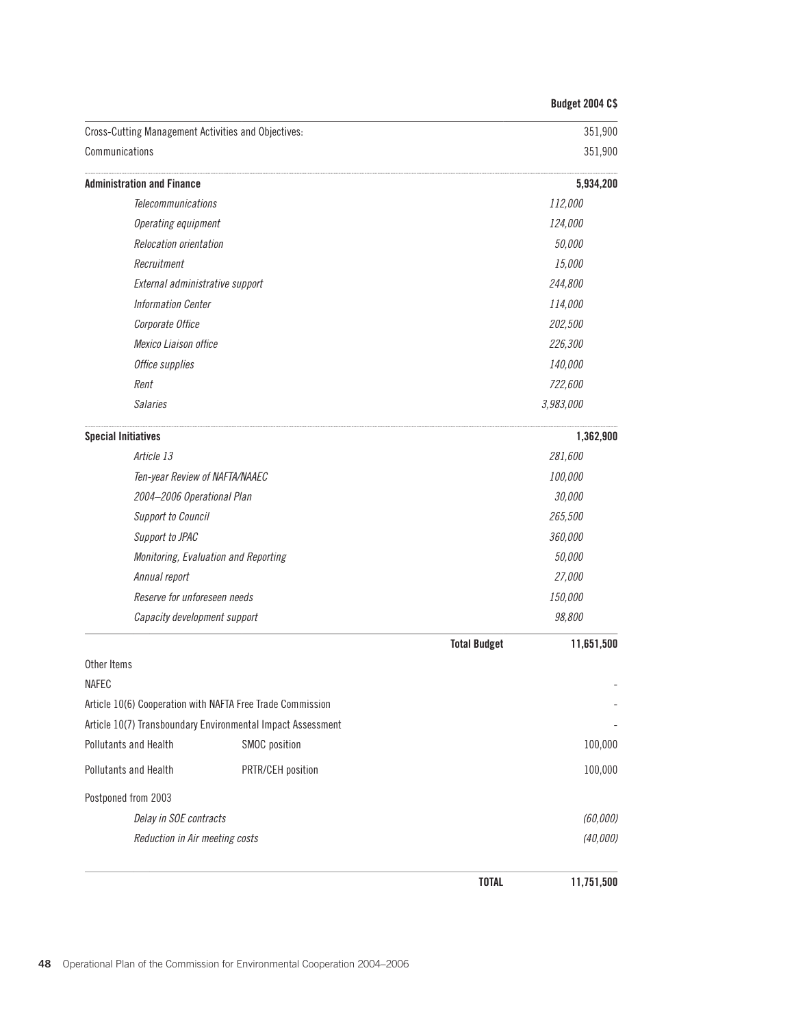| | | | Budget 2004 C$ |
|---|---|---|---|
| Cross-Cutting Management Activities and Objectives: | | | 351,900 |
| Communications | | | 351,900 |
| **Administration and Finance** | | | **5,934,200** |
| *Telecommunications* | | *112,000* | |
| *Operating equipment* | | *124,000* | |
| *Relocation orientation* | | *50,000* | |
| *Recruitment* | | *15,000* | |
| *External administrative support* | | *244,800* | |
| *Information Center* | | *114,000* | |
| *Corporate Office* | | *202,500* | |
| *Mexico Liaison office* | | *226,300* | |
| *Office supplies* | | *140,000* | |
| *Rent* | | *722,600* | |
| *Salaries* | | *3,983,000* | |
| **Special Initiatives** | | | **1,362,900** |
| *Article 13* | | *281,600* | |
| *Ten-year Review of NAFTA/NAAEC* | | *100,000* | |
| *2004–2006 Operational Plan* | | *30,000* | |
| *Support to Council* | | *265,500* | |
| *Support to JPAC* | | *360,000* | |
| *Monitoring, Evaluation and Reporting* | | *50,000* | |
| *Annual report* | | *27,000* | |
| *Reserve for unforeseen needs* | | *150,000* | |
| *Capacity development support* | | *98,800* | |
| | **Total Budget** | | **11,651,500** |
| Other Items | | | |
| NAFEC | | | - |
| Article 10(6) Cooperation with NAFTA Free Trade Commission | | | - |
| Article 10(7) Transboundary Environmental Impact Assessment | | | - |
| Pollutants and Health | SMOC position | | 100,000 |
| Pollutants and Health | PRTR/CEH position | | 100,000 |
| Postponed from 2003 | | | |
| *Delay in SOE contracts* | | | *(60,000)* |
| *Reduction in Air meeting costs* | | | *(40,000)* |
| | **TOTAL** | | **11,751,500** |